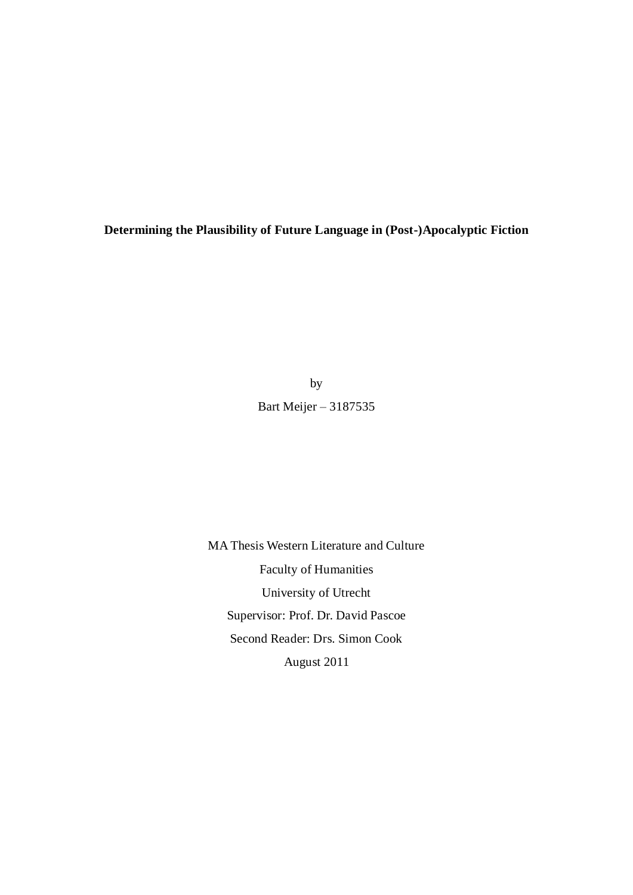# Determining the Plausibility of Future Language in (Post-)Apocalyptic Fiction

by

Bart Meijer – 3187535

MA Thesis Western Literature and Culture

Faculty of Humanities

University of Utrecht

Supervisor: Prof. Dr. David Pascoe

Second Reader: Drs. Simon Cook

August 2011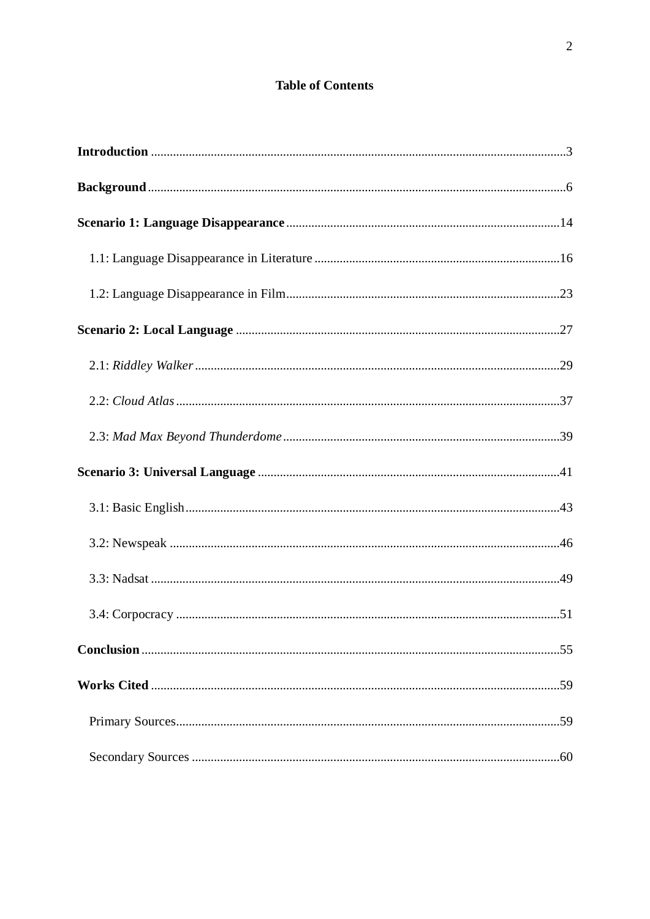## Table of Contents

**Introduction** .....3

**Background** .....6

**Scenario 1: Language Disappearance** .....14

- 1.1: Language Disappearance in Literature .....16
- 1.2: Language Disappearance in Film .....23

**Scenario 2: Local Language** .....27

- 2.1: *Riddley Walker* .....29
- 2.2: *Cloud Atlas* .....37
- 2.3: *Mad Max Beyond Thunderdome* .....39

**Scenario 3: Universal Language** .....41

- 3.1: Basic English .....43
- 3.2: Newspeak .....46
- 3.3: Nadsat .....49
- 3.4: Corpocracy .....51

**Conclusion** .....55

**Works Cited** .....59

- Primary Sources .....59
- Secondary Sources .....60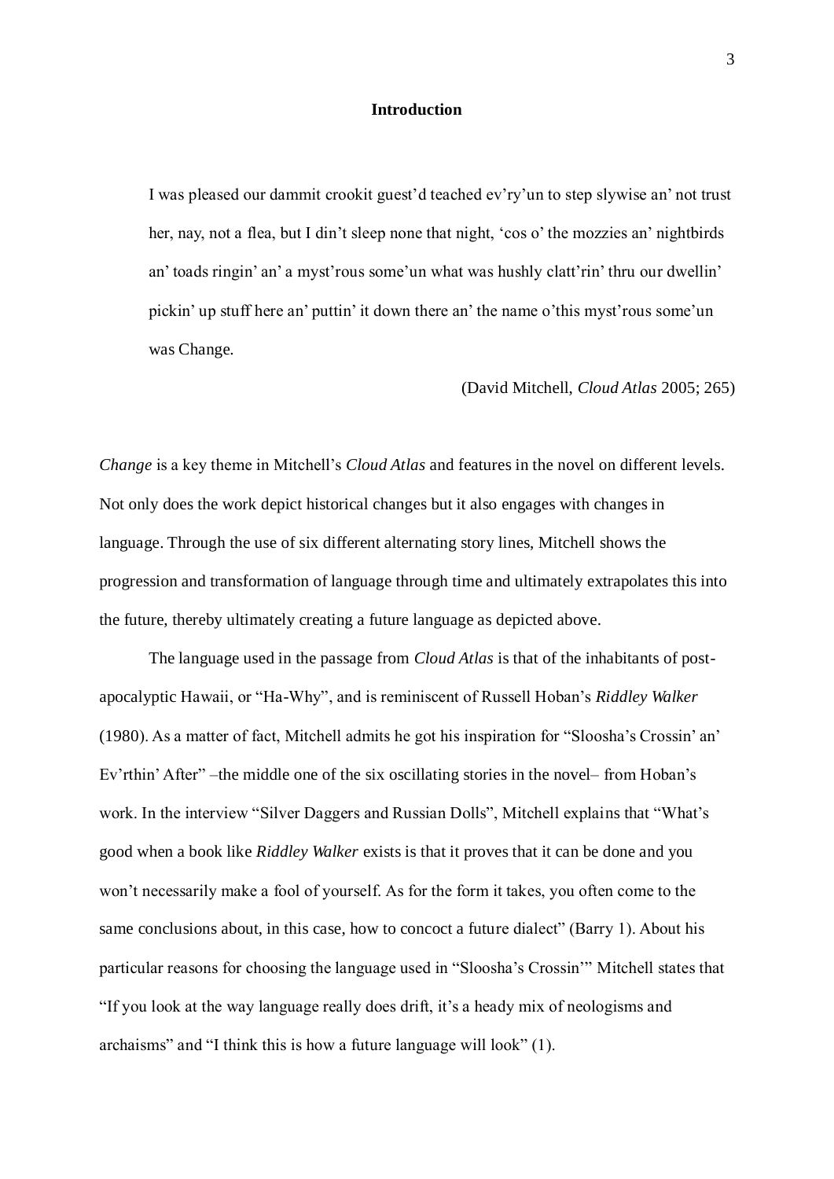## Introduction

> I was pleased our dammit crookit guest'd teached ev'ry'un to step slywise an' not trust her, nay, not a flea, but I din't sleep none that night, 'cos o' the mozzies an' nightbirds an' toads ringin' an' a myst'rous some'un what was hushly clatt'rin' thru our dwellin' pickin' up stuff here an' puttin' it down there an' the name o'this myst'rous some'un was Change.
>
> (David Mitchell, *Cloud Atlas* 2005; 265)

*Change* is a key theme in Mitchell's *Cloud Atlas* and features in the novel on different levels. Not only does the work depict historical changes but it also engages with changes in language. Through the use of six different alternating story lines, Mitchell shows the progression and transformation of language through time and ultimately extrapolates this into the future, thereby ultimately creating a future language as depicted above.

The language used in the passage from *Cloud Atlas* is that of the inhabitants of post-apocalyptic Hawaii, or "Ha-Why", and is reminiscent of Russell Hoban's *Riddley Walker* (1980). As a matter of fact, Mitchell admits he got his inspiration for "Sloosha's Crossin' an' Ev'rthin' After" –the middle one of the six oscillating stories in the novel– from Hoban's work. In the interview "Silver Daggers and Russian Dolls", Mitchell explains that "What's good when a book like *Riddley Walker* exists is that it proves that it can be done and you won't necessarily make a fool of yourself. As for the form it takes, you often come to the same conclusions about, in this case, how to concoct a future dialect" (Barry 1). About his particular reasons for choosing the language used in "Sloosha's Crossin'" Mitchell states that "If you look at the way language really does drift, it's a heady mix of neologisms and archaisms" and "I think this is how a future language will look" (1).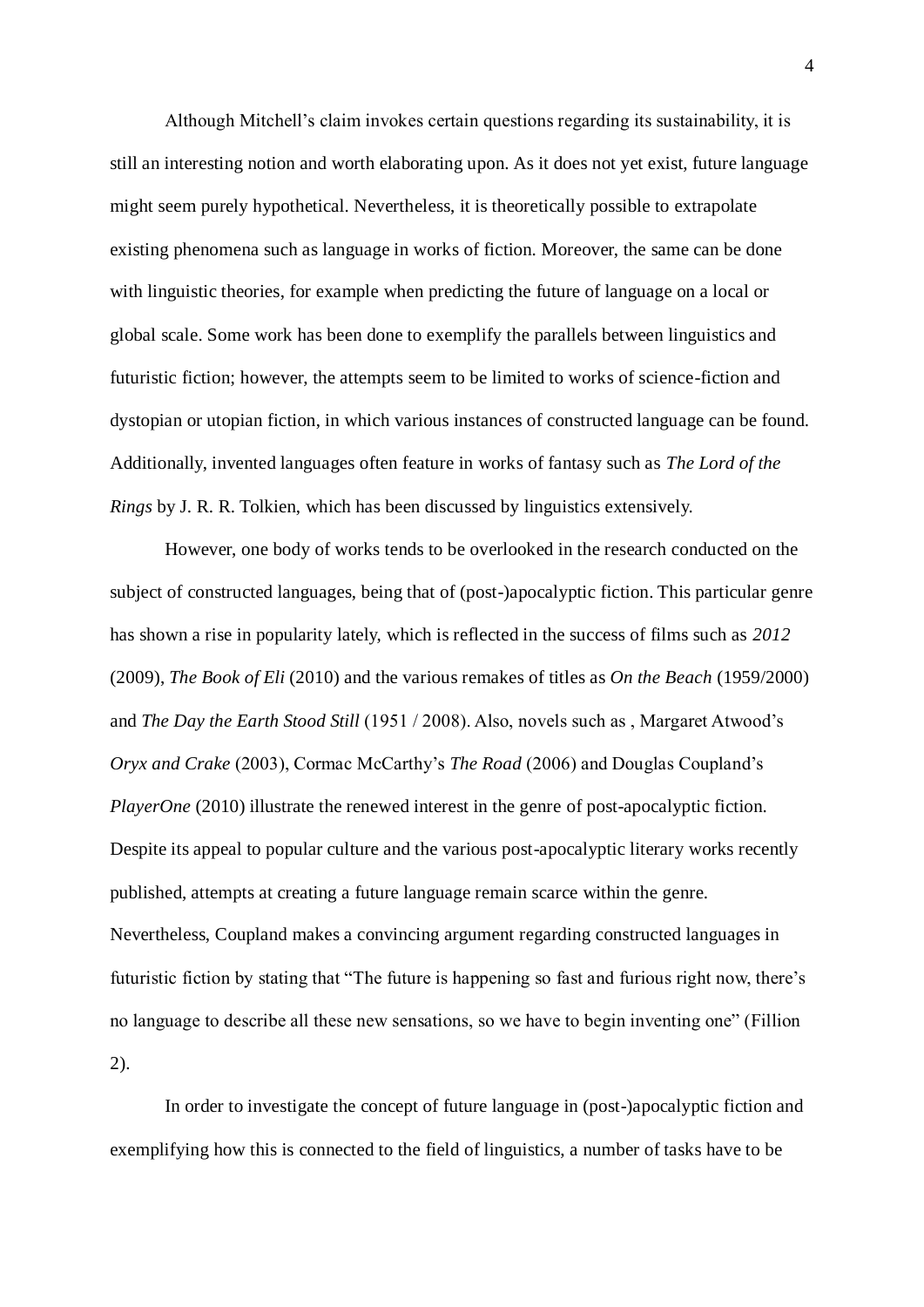Although Mitchell's claim invokes certain questions regarding its sustainability, it is still an interesting notion and worth elaborating upon. As it does not yet exist, future language might seem purely hypothetical. Nevertheless, it is theoretically possible to extrapolate existing phenomena such as language in works of fiction. Moreover, the same can be done with linguistic theories, for example when predicting the future of language on a local or global scale. Some work has been done to exemplify the parallels between linguistics and futuristic fiction; however, the attempts seem to be limited to works of science-fiction and dystopian or utopian fiction, in which various instances of constructed language can be found. Additionally, invented languages often feature in works of fantasy such as *The Lord of the Rings* by J. R. R. Tolkien, which has been discussed by linguistics extensively.

However, one body of works tends to be overlooked in the research conducted on the subject of constructed languages, being that of (post-)apocalyptic fiction. This particular genre has shown a rise in popularity lately, which is reflected in the success of films such as *2012* (2009), *The Book of Eli* (2010) and the various remakes of titles as *On the Beach* (1959/2000) and *The Day the Earth Stood Still* (1951 / 2008). Also, novels such as , Margaret Atwood's *Oryx and Crake* (2003), Cormac McCarthy's *The Road* (2006) and Douglas Coupland's *PlayerOne* (2010) illustrate the renewed interest in the genre of post-apocalyptic fiction. Despite its appeal to popular culture and the various post-apocalyptic literary works recently published, attempts at creating a future language remain scarce within the genre. Nevertheless, Coupland makes a convincing argument regarding constructed languages in futuristic fiction by stating that "The future is happening so fast and furious right now, there's no language to describe all these new sensations, so we have to begin inventing one" (Fillion 2).

In order to investigate the concept of future language in (post-)apocalyptic fiction and exemplifying how this is connected to the field of linguistics, a number of tasks have to be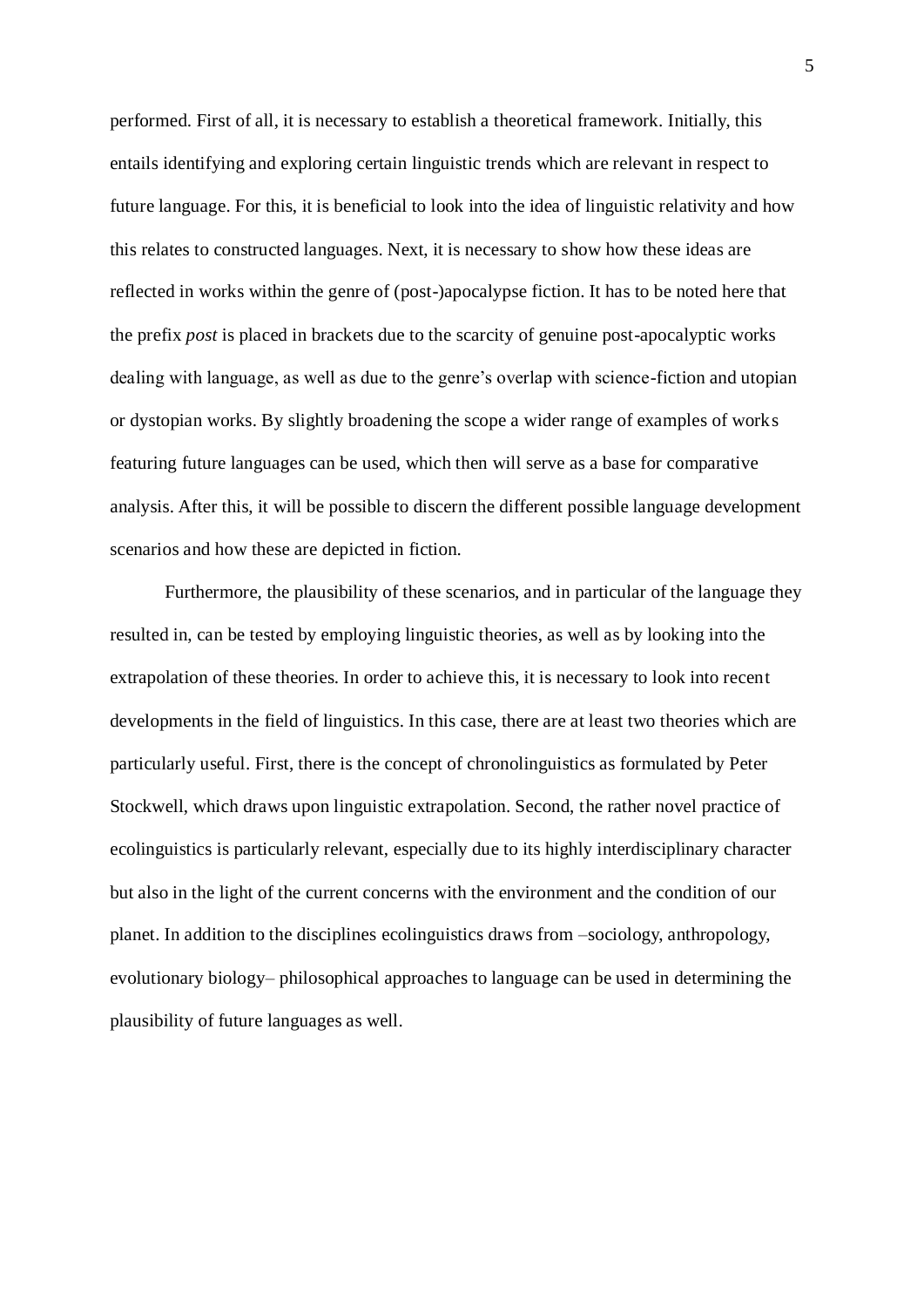performed. First of all, it is necessary to establish a theoretical framework. Initially, this entails identifying and exploring certain linguistic trends which are relevant in respect to future language. For this, it is beneficial to look into the idea of linguistic relativity and how this relates to constructed languages. Next, it is necessary to show how these ideas are reflected in works within the genre of (post-)apocalypse fiction. It has to be noted here that the prefix *post* is placed in brackets due to the scarcity of genuine post-apocalyptic works dealing with language, as well as due to the genre's overlap with science-fiction and utopian or dystopian works. By slightly broadening the scope a wider range of examples of works featuring future languages can be used, which then will serve as a base for comparative analysis. After this, it will be possible to discern the different possible language development scenarios and how these are depicted in fiction.

Furthermore, the plausibility of these scenarios, and in particular of the language they resulted in, can be tested by employing linguistic theories, as well as by looking into the extrapolation of these theories. In order to achieve this, it is necessary to look into recent developments in the field of linguistics. In this case, there are at least two theories which are particularly useful. First, there is the concept of chronolinguistics as formulated by Peter Stockwell, which draws upon linguistic extrapolation. Second, the rather novel practice of ecolinguistics is particularly relevant, especially due to its highly interdisciplinary character but also in the light of the current concerns with the environment and the condition of our planet. In addition to the disciplines ecolinguistics draws from –sociology, anthropology, evolutionary biology– philosophical approaches to language can be used in determining the plausibility of future languages as well.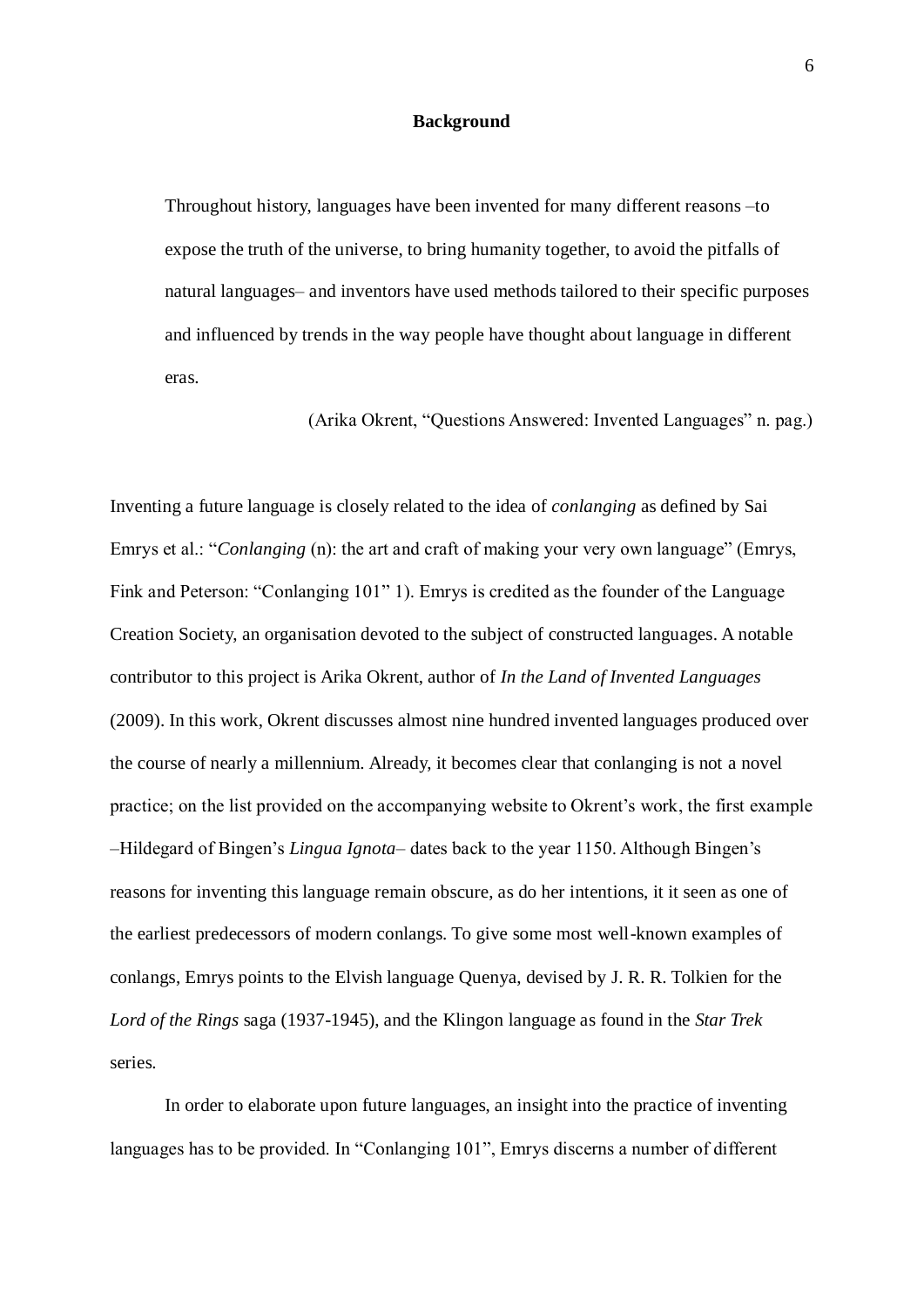## Background

> Throughout history, languages have been invented for many different reasons –to expose the truth of the universe, to bring humanity together, to avoid the pitfalls of natural languages– and inventors have used methods tailored to their specific purposes and influenced by trends in the way people have thought about language in different eras.
>
> (Arika Okrent, "Questions Answered: Invented Languages" n. pag.)

Inventing a future language is closely related to the idea of *conlanging* as defined by Sai Emrys et al.: "*Conlanging* (n): the art and craft of making your very own language" (Emrys, Fink and Peterson: "Conlanging 101" 1). Emrys is credited as the founder of the Language Creation Society, an organisation devoted to the subject of constructed languages. A notable contributor to this project is Arika Okrent, author of *In the Land of Invented Languages* (2009). In this work, Okrent discusses almost nine hundred invented languages produced over the course of nearly a millennium. Already, it becomes clear that conlanging is not a novel practice; on the list provided on the accompanying website to Okrent's work, the first example –Hildegard of Bingen's *Lingua Ignota*– dates back to the year 1150. Although Bingen's reasons for inventing this language remain obscure, as do her intentions, it it seen as one of the earliest predecessors of modern conlangs. To give some most well-known examples of conlangs, Emrys points to the Elvish language Quenya, devised by J. R. R. Tolkien for the *Lord of the Rings* saga (1937-1945), and the Klingon language as found in the *Star Trek* series.

In order to elaborate upon future languages, an insight into the practice of inventing languages has to be provided. In "Conlanging 101", Emrys discerns a number of different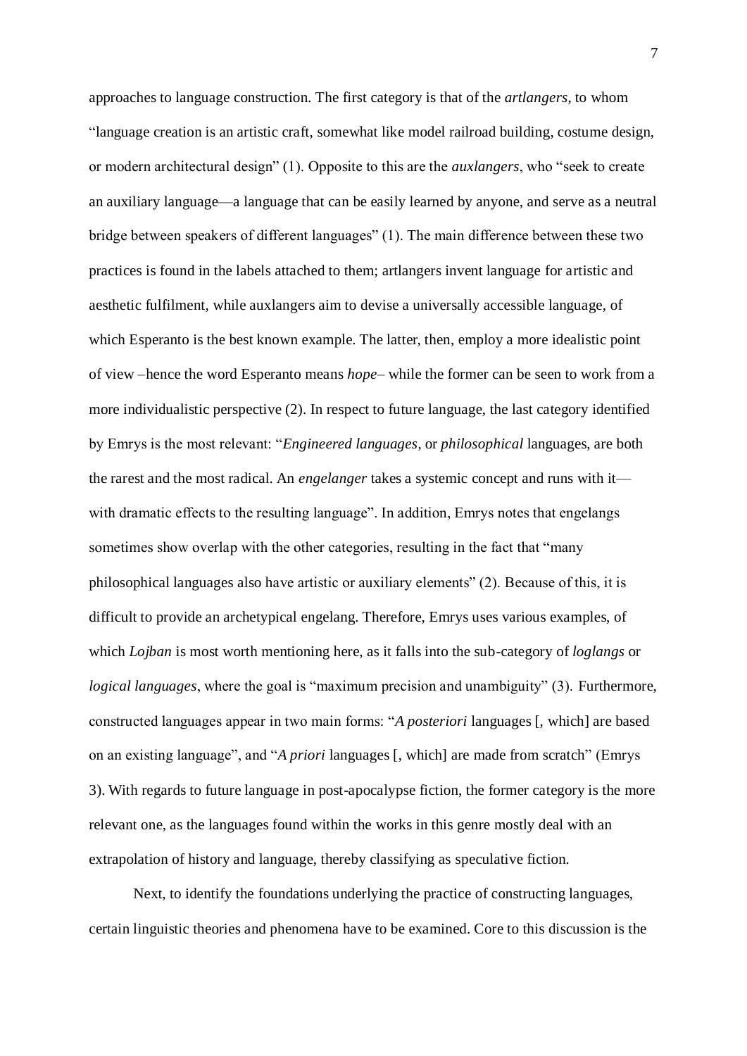approaches to language construction. The first category is that of the *artlangers*, to whom "language creation is an artistic craft, somewhat like model railroad building, costume design, or modern architectural design" (1). Opposite to this are the *auxlangers*, who "seek to create an auxiliary language—a language that can be easily learned by anyone, and serve as a neutral bridge between speakers of different languages" (1). The main difference between these two practices is found in the labels attached to them; artlangers invent language for artistic and aesthetic fulfilment, while auxlangers aim to devise a universally accessible language, of which Esperanto is the best known example. The latter, then, employ a more idealistic point of view –hence the word Esperanto means *hope*– while the former can be seen to work from a more individualistic perspective (2). In respect to future language, the last category identified by Emrys is the most relevant: "*Engineered languages*, or *philosophical* languages, are both the rarest and the most radical. An *engelanger* takes a systemic concept and runs with it—with dramatic effects to the resulting language". In addition, Emrys notes that engelangs sometimes show overlap with the other categories, resulting in the fact that "many philosophical languages also have artistic or auxiliary elements" (2). Because of this, it is difficult to provide an archetypical engelang. Therefore, Emrys uses various examples, of which *Lojban* is most worth mentioning here, as it falls into the sub-category of *loglangs* or *logical languages*, where the goal is "maximum precision and unambiguity" (3). Furthermore, constructed languages appear in two main forms: "*A posteriori* languages [, which] are based on an existing language", and "*A priori* languages [, which] are made from scratch" (Emrys 3). With regards to future language in post-apocalypse fiction, the former category is the more relevant one, as the languages found within the works in this genre mostly deal with an extrapolation of history and language, thereby classifying as speculative fiction.

Next, to identify the foundations underlying the practice of constructing languages, certain linguistic theories and phenomena have to be examined. Core to this discussion is the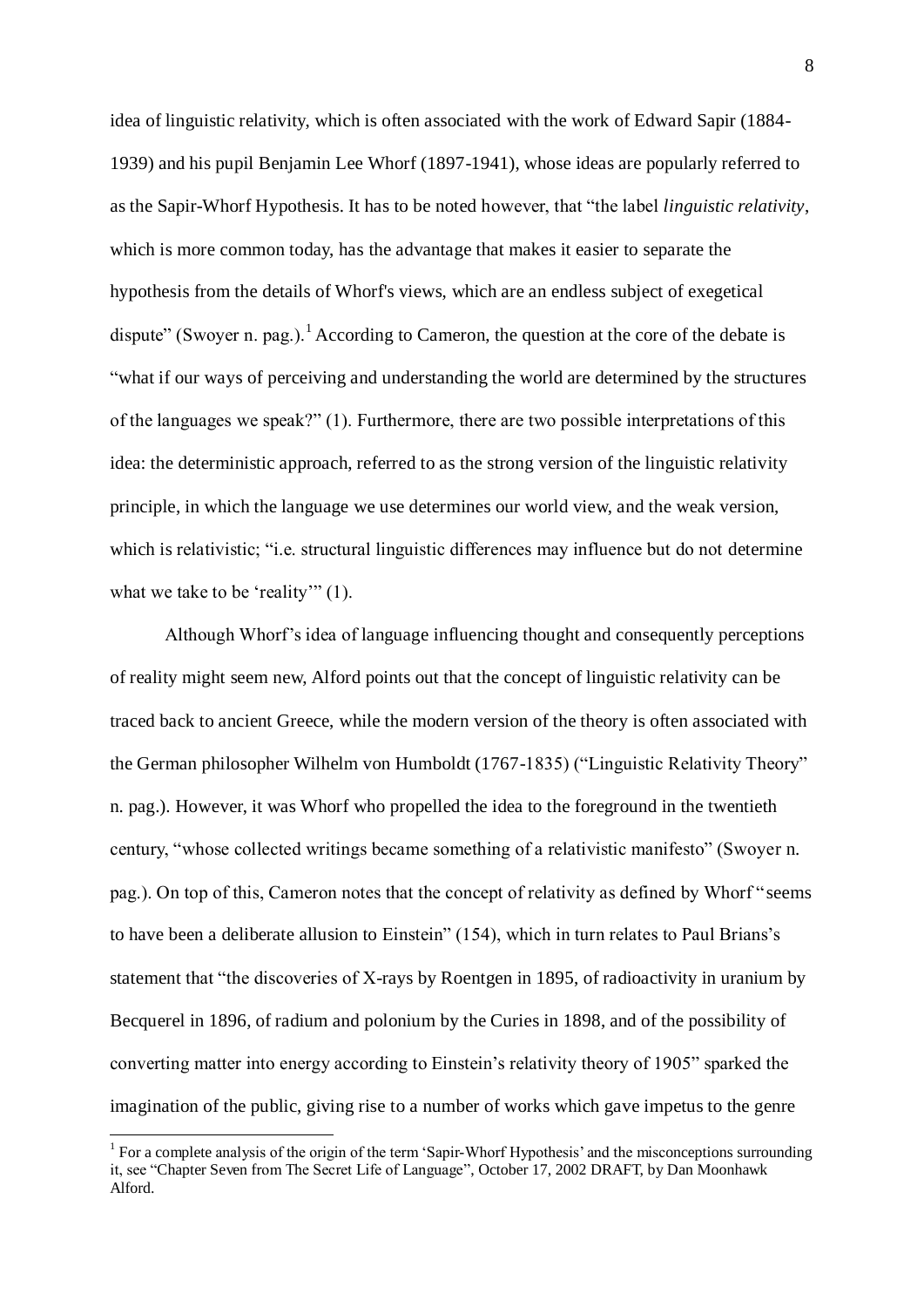idea of linguistic relativity, which is often associated with the work of Edward Sapir (1884-1939) and his pupil Benjamin Lee Whorf (1897-1941), whose ideas are popularly referred to as the Sapir-Whorf Hypothesis. It has to be noted however, that "the label *linguistic relativity*, which is more common today, has the advantage that makes it easier to separate the hypothesis from the details of Whorf's views, which are an endless subject of exegetical dispute" (Swoyer n. pag.).[1] According to Cameron, the question at the core of the debate is "what if our ways of perceiving and understanding the world are determined by the structures of the languages we speak?" (1). Furthermore, there are two possible interpretations of this idea: the deterministic approach, referred to as the strong version of the linguistic relativity principle, in which the language we use determines our world view, and the weak version, which is relativistic; "i.e. structural linguistic differences may influence but do not determine what we take to be 'reality'" (1).

Although Whorf's idea of language influencing thought and consequently perceptions of reality might seem new, Alford points out that the concept of linguistic relativity can be traced back to ancient Greece, while the modern version of the theory is often associated with the German philosopher Wilhelm von Humboldt (1767-1835) ("Linguistic Relativity Theory" n. pag.). However, it was Whorf who propelled the idea to the foreground in the twentieth century, "whose collected writings became something of a relativistic manifesto" (Swoyer n. pag.). On top of this, Cameron notes that the concept of relativity as defined by Whorf "seems to have been a deliberate allusion to Einstein" (154), which in turn relates to Paul Brians's statement that "the discoveries of X-rays by Roentgen in 1895, of radioactivity in uranium by Becquerel in 1896, of radium and polonium by the Curies in 1898, and of the possibility of converting matter into energy according to Einstein's relativity theory of 1905" sparked the imagination of the public, giving rise to a number of works which gave impetus to the genre

[1] For a complete analysis of the origin of the term 'Sapir-Whorf Hypothesis' and the misconceptions surrounding it, see "Chapter Seven from The Secret Life of Language", October 17, 2002 DRAFT, by Dan Moonhawk Alford.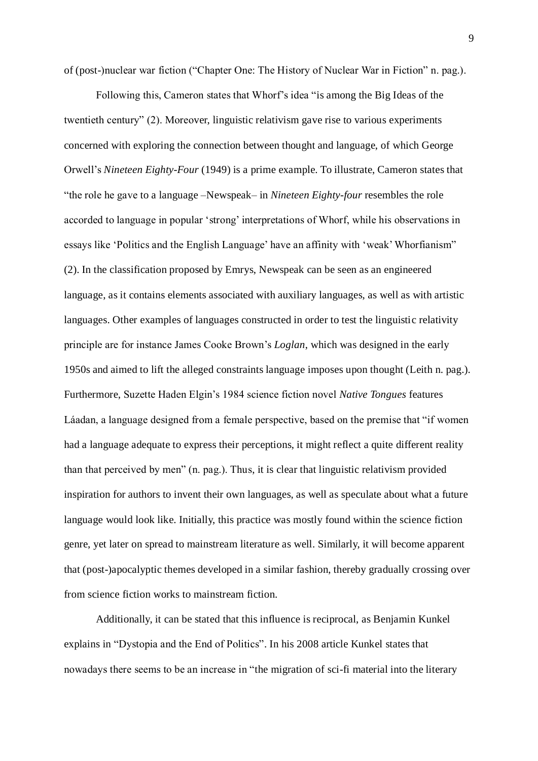of (post-)nuclear war fiction ("Chapter One: The History of Nuclear War in Fiction" n. pag.).

Following this, Cameron states that Whorf's idea "is among the Big Ideas of the twentieth century" (2). Moreover, linguistic relativism gave rise to various experiments concerned with exploring the connection between thought and language, of which George Orwell's *Nineteen Eighty-Four* (1949) is a prime example. To illustrate, Cameron states that "the role he gave to a language –Newspeak– in *Nineteen Eighty-four* resembles the role accorded to language in popular 'strong' interpretations of Whorf, while his observations in essays like 'Politics and the English Language' have an affinity with 'weak' Whorfianism" (2). In the classification proposed by Emrys, Newspeak can be seen as an engineered language, as it contains elements associated with auxiliary languages, as well as with artistic languages. Other examples of languages constructed in order to test the linguistic relativity principle are for instance James Cooke Brown's *Loglan*, which was designed in the early 1950s and aimed to lift the alleged constraints language imposes upon thought (Leith n. pag.). Furthermore, Suzette Haden Elgin's 1984 science fiction novel *Native Tongues* features Láadan, a language designed from a female perspective, based on the premise that "if women had a language adequate to express their perceptions, it might reflect a quite different reality than that perceived by men" (n. pag.). Thus, it is clear that linguistic relativism provided inspiration for authors to invent their own languages, as well as speculate about what a future language would look like. Initially, this practice was mostly found within the science fiction genre, yet later on spread to mainstream literature as well. Similarly, it will become apparent that (post-)apocalyptic themes developed in a similar fashion, thereby gradually crossing over from science fiction works to mainstream fiction.

Additionally, it can be stated that this influence is reciprocal, as Benjamin Kunkel explains in "Dystopia and the End of Politics". In his 2008 article Kunkel states that nowadays there seems to be an increase in "the migration of sci-fi material into the literary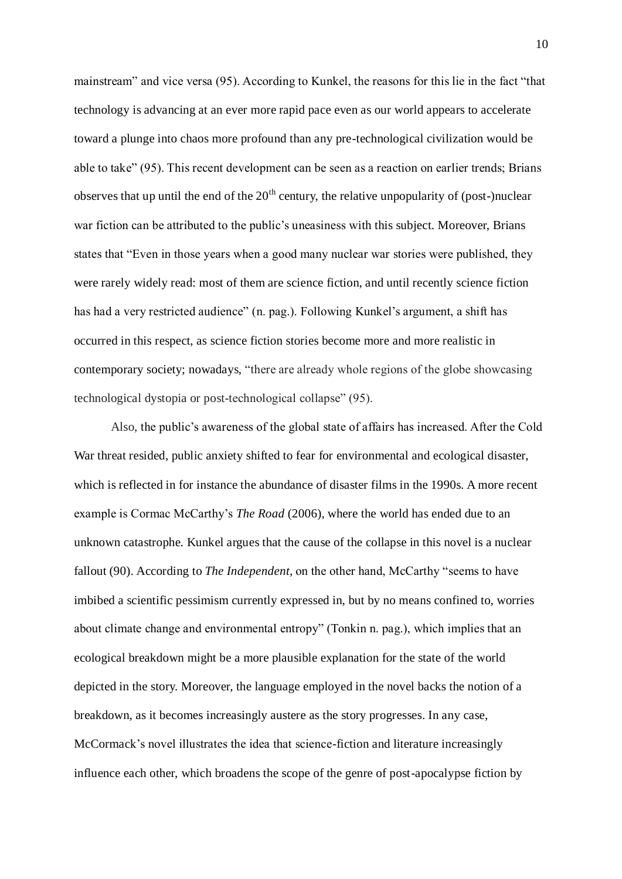mainstream" and vice versa (95). According to Kunkel, the reasons for this lie in the fact "that technology is advancing at an ever more rapid pace even as our world appears to accelerate toward a plunge into chaos more profound than any pre-technological civilization would be able to take" (95). This recent development can be seen as a reaction on earlier trends; Brians observes that up until the end of the 20th century, the relative unpopularity of (post-)nuclear war fiction can be attributed to the public's uneasiness with this subject. Moreover, Brians states that "Even in those years when a good many nuclear war stories were published, they were rarely widely read: most of them are science fiction, and until recently science fiction has had a very restricted audience" (n. pag.). Following Kunkel's argument, a shift has occurred in this respect, as science fiction stories become more and more realistic in contemporary society; nowadays, "there are already whole regions of the globe showcasing technological dystopia or post-technological collapse" (95).

Also, the public's awareness of the global state of affairs has increased. After the Cold War threat resided, public anxiety shifted to fear for environmental and ecological disaster, which is reflected in for instance the abundance of disaster films in the 1990s. A more recent example is Cormac McCarthy's *The Road* (2006), where the world has ended due to an unknown catastrophe. Kunkel argues that the cause of the collapse in this novel is a nuclear fallout (90). According to *The Independent*, on the other hand, McCarthy "seems to have imbibed a scientific pessimism currently expressed in, but by no means confined to, worries about climate change and environmental entropy" (Tonkin n. pag.), which implies that an ecological breakdown might be a more plausible explanation for the state of the world depicted in the story. Moreover, the language employed in the novel backs the notion of a breakdown, as it becomes increasingly austere as the story progresses. In any case, McCormack's novel illustrates the idea that science-fiction and literature increasingly influence each other, which broadens the scope of the genre of post-apocalypse fiction by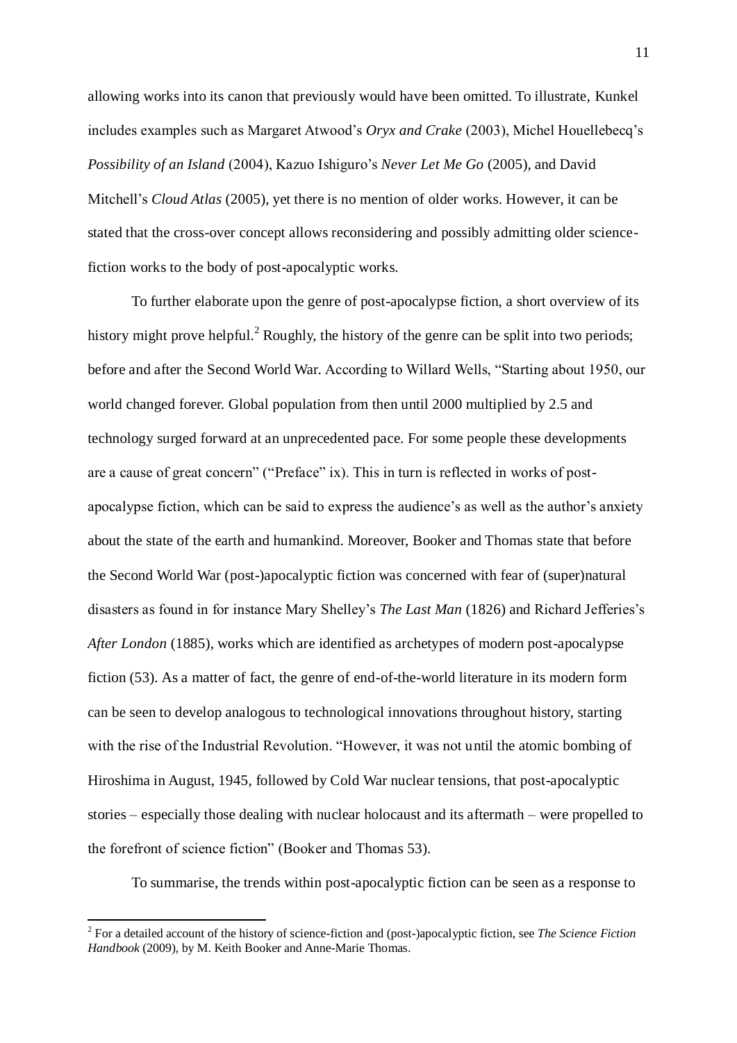allowing works into its canon that previously would have been omitted. To illustrate, Kunkel includes examples such as Margaret Atwood's *Oryx and Crake* (2003), Michel Houellebecq's *Possibility of an Island* (2004), Kazuo Ishiguro's *Never Let Me Go* (2005), and David Mitchell's *Cloud Atlas* (2005), yet there is no mention of older works. However, it can be stated that the cross-over concept allows reconsidering and possibly admitting older science-fiction works to the body of post-apocalyptic works.

To further elaborate upon the genre of post-apocalypse fiction, a short overview of its history might prove helpful.[2] Roughly, the history of the genre can be split into two periods; before and after the Second World War. According to Willard Wells, "Starting about 1950, our world changed forever. Global population from then until 2000 multiplied by 2.5 and technology surged forward at an unprecedented pace. For some people these developments are a cause of great concern" ("Preface" ix). This in turn is reflected in works of post-apocalypse fiction, which can be said to express the audience's as well as the author's anxiety about the state of the earth and humankind. Moreover, Booker and Thomas state that before the Second World War (post-)apocalyptic fiction was concerned with fear of (super)natural disasters as found in for instance Mary Shelley's *The Last Man* (1826) and Richard Jefferies's *After London* (1885), works which are identified as archetypes of modern post-apocalypse fiction (53). As a matter of fact, the genre of end-of-the-world literature in its modern form can be seen to develop analogous to technological innovations throughout history, starting with the rise of the Industrial Revolution. "However, it was not until the atomic bombing of Hiroshima in August, 1945, followed by Cold War nuclear tensions, that post-apocalyptic stories – especially those dealing with nuclear holocaust and its aftermath – were propelled to the forefront of science fiction" (Booker and Thomas 53).

To summarise, the trends within post-apocalyptic fiction can be seen as a response to

---

[2] For a detailed account of the history of science-fiction and (post-)apocalyptic fiction, see *The Science Fiction Handbook* (2009), by M. Keith Booker and Anne-Marie Thomas.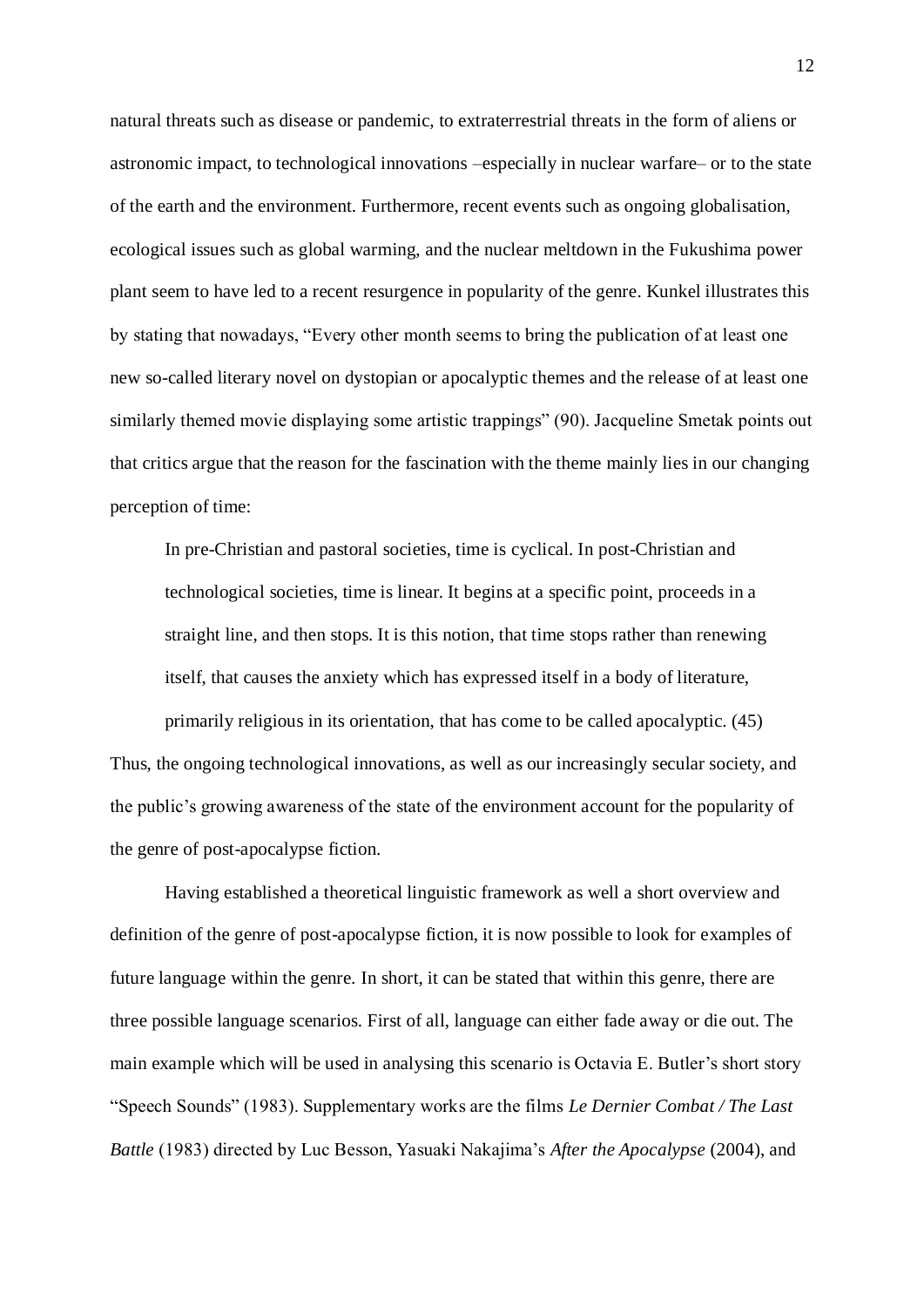natural threats such as disease or pandemic, to extraterrestrial threats in the form of aliens or astronomic impact, to technological innovations –especially in nuclear warfare– or to the state of the earth and the environment. Furthermore, recent events such as ongoing globalisation, ecological issues such as global warming, and the nuclear meltdown in the Fukushima power plant seem to have led to a recent resurgence in popularity of the genre. Kunkel illustrates this by stating that nowadays, "Every other month seems to bring the publication of at least one new so-called literary novel on dystopian or apocalyptic themes and the release of at least one similarly themed movie displaying some artistic trappings" (90). Jacqueline Smetak points out that critics argue that the reason for the fascination with the theme mainly lies in our changing perception of time:

> In pre-Christian and pastoral societies, time is cyclical. In post-Christian and technological societies, time is linear. It begins at a specific point, proceeds in a straight line, and then stops. It is this notion, that time stops rather than renewing itself, that causes the anxiety which has expressed itself in a body of literature, primarily religious in its orientation, that has come to be called apocalyptic. (45)

Thus, the ongoing technological innovations, as well as our increasingly secular society, and the public's growing awareness of the state of the environment account for the popularity of the genre of post-apocalypse fiction.

Having established a theoretical linguistic framework as well a short overview and definition of the genre of post-apocalypse fiction, it is now possible to look for examples of future language within the genre. In short, it can be stated that within this genre, there are three possible language scenarios. First of all, language can either fade away or die out. The main example which will be used in analysing this scenario is Octavia E. Butler's short story "Speech Sounds" (1983). Supplementary works are the films *Le Dernier Combat / The Last Battle* (1983) directed by Luc Besson, Yasuaki Nakajima's *After the Apocalypse* (2004), and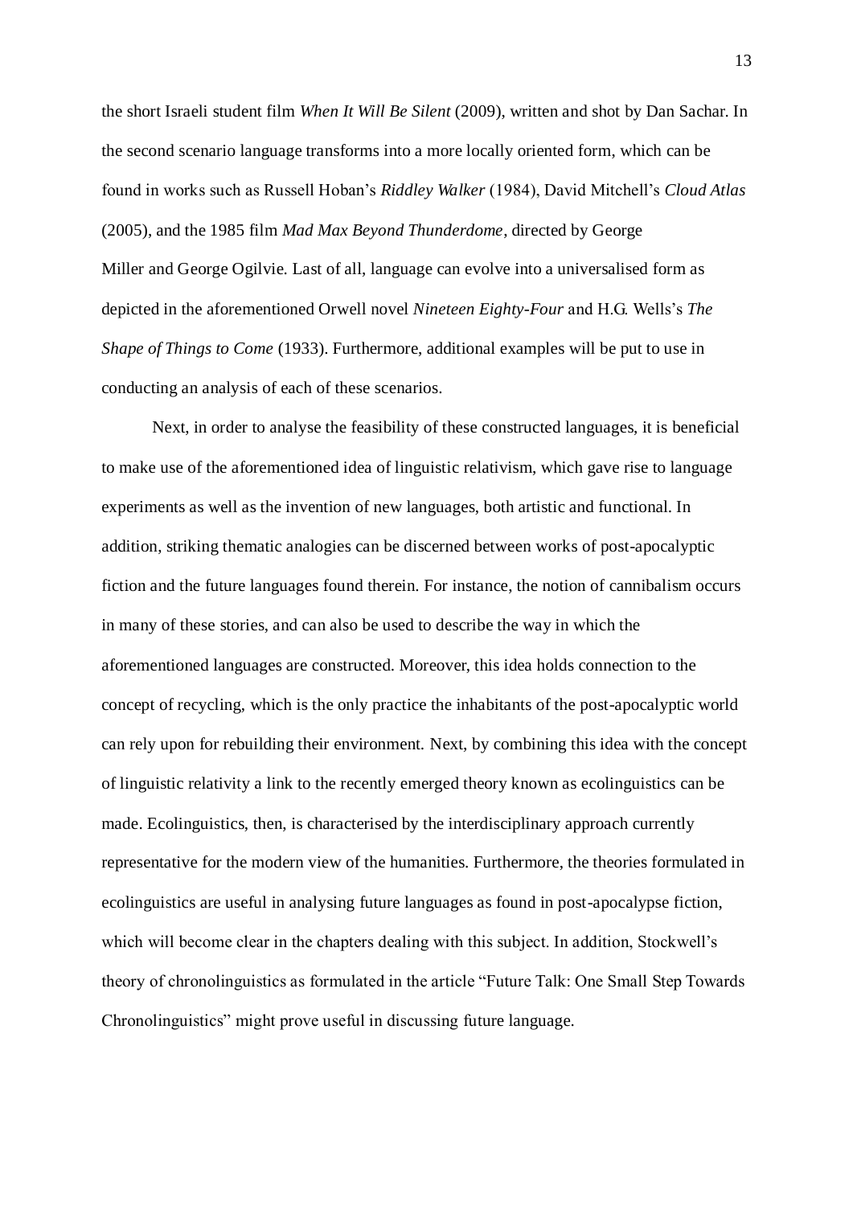the short Israeli student film *When It Will Be Silent* (2009), written and shot by Dan Sachar. In the second scenario language transforms into a more locally oriented form, which can be found in works such as Russell Hoban's *Riddley Walker* (1984), David Mitchell's *Cloud Atlas* (2005), and the 1985 film *Mad Max Beyond Thunderdome*, directed by George Miller and George Ogilvie. Last of all, language can evolve into a universalised form as depicted in the aforementioned Orwell novel *Nineteen Eighty-Four* and H.G. Wells's *The Shape of Things to Come* (1933). Furthermore, additional examples will be put to use in conducting an analysis of each of these scenarios.

Next, in order to analyse the feasibility of these constructed languages, it is beneficial to make use of the aforementioned idea of linguistic relativism, which gave rise to language experiments as well as the invention of new languages, both artistic and functional. In addition, striking thematic analogies can be discerned between works of post-apocalyptic fiction and the future languages found therein. For instance, the notion of cannibalism occurs in many of these stories, and can also be used to describe the way in which the aforementioned languages are constructed. Moreover, this idea holds connection to the concept of recycling, which is the only practice the inhabitants of the post-apocalyptic world can rely upon for rebuilding their environment. Next, by combining this idea with the concept of linguistic relativity a link to the recently emerged theory known as ecolinguistics can be made. Ecolinguistics, then, is characterised by the interdisciplinary approach currently representative for the modern view of the humanities. Furthermore, the theories formulated in ecolinguistics are useful in analysing future languages as found in post-apocalypse fiction, which will become clear in the chapters dealing with this subject. In addition, Stockwell's theory of chronolinguistics as formulated in the article "Future Talk: One Small Step Towards Chronolinguistics" might prove useful in discussing future language.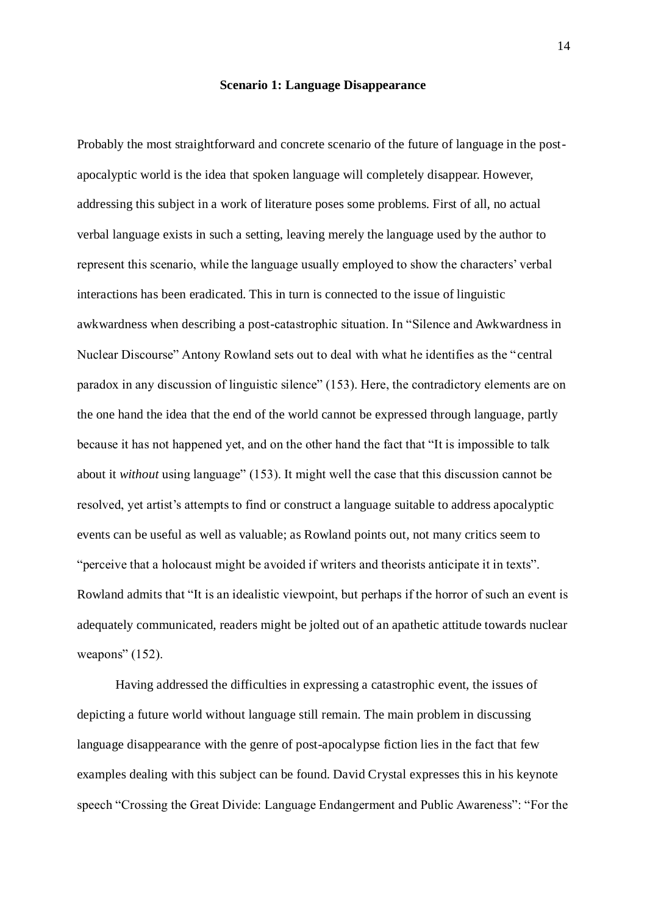### Scenario 1: Language Disappearance

Probably the most straightforward and concrete scenario of the future of language in the post-apocalyptic world is the idea that spoken language will completely disappear. However, addressing this subject in a work of literature poses some problems. First of all, no actual verbal language exists in such a setting, leaving merely the language used by the author to represent this scenario, while the language usually employed to show the characters' verbal interactions has been eradicated. This in turn is connected to the issue of linguistic awkwardness when describing a post-catastrophic situation. In "Silence and Awkwardness in Nuclear Discourse" Antony Rowland sets out to deal with what he identifies as the "central paradox in any discussion of linguistic silence" (153). Here, the contradictory elements are on the one hand the idea that the end of the world cannot be expressed through language, partly because it has not happened yet, and on the other hand the fact that "It is impossible to talk about it *without* using language" (153). It might well the case that this discussion cannot be resolved, yet artist's attempts to find or construct a language suitable to address apocalyptic events can be useful as well as valuable; as Rowland points out, not many critics seem to "perceive that a holocaust might be avoided if writers and theorists anticipate it in texts". Rowland admits that "It is an idealistic viewpoint, but perhaps if the horror of such an event is adequately communicated, readers might be jolted out of an apathetic attitude towards nuclear weapons" (152).

Having addressed the difficulties in expressing a catastrophic event, the issues of depicting a future world without language still remain. The main problem in discussing language disappearance with the genre of post-apocalypse fiction lies in the fact that few examples dealing with this subject can be found. David Crystal expresses this in his keynote speech "Crossing the Great Divide: Language Endangerment and Public Awareness": "For the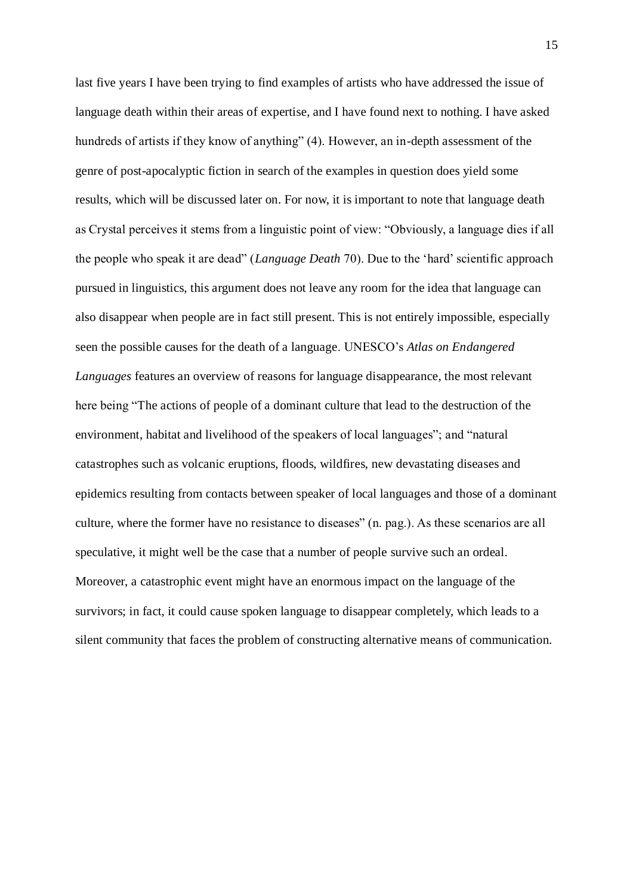last five years I have been trying to find examples of artists who have addressed the issue of language death within their areas of expertise, and I have found next to nothing. I have asked hundreds of artists if they know of anything" (4). However, an in-depth assessment of the genre of post-apocalyptic fiction in search of the examples in question does yield some results, which will be discussed later on. For now, it is important to note that language death as Crystal perceives it stems from a linguistic point of view: "Obviously, a language dies if all the people who speak it are dead" (*Language Death* 70). Due to the 'hard' scientific approach pursued in linguistics, this argument does not leave any room for the idea that language can also disappear when people are in fact still present. This is not entirely impossible, especially seen the possible causes for the death of a language. UNESCO's *Atlas on Endangered Languages* features an overview of reasons for language disappearance, the most relevant here being "The actions of people of a dominant culture that lead to the destruction of the environment, habitat and livelihood of the speakers of local languages"; and "natural catastrophes such as volcanic eruptions, floods, wildfires, new devastating diseases and epidemics resulting from contacts between speaker of local languages and those of a dominant culture, where the former have no resistance to diseases" (n. pag.). As these scenarios are all speculative, it might well be the case that a number of people survive such an ordeal. Moreover, a catastrophic event might have an enormous impact on the language of the survivors; in fact, it could cause spoken language to disappear completely, which leads to a silent community that faces the problem of constructing alternative means of communication.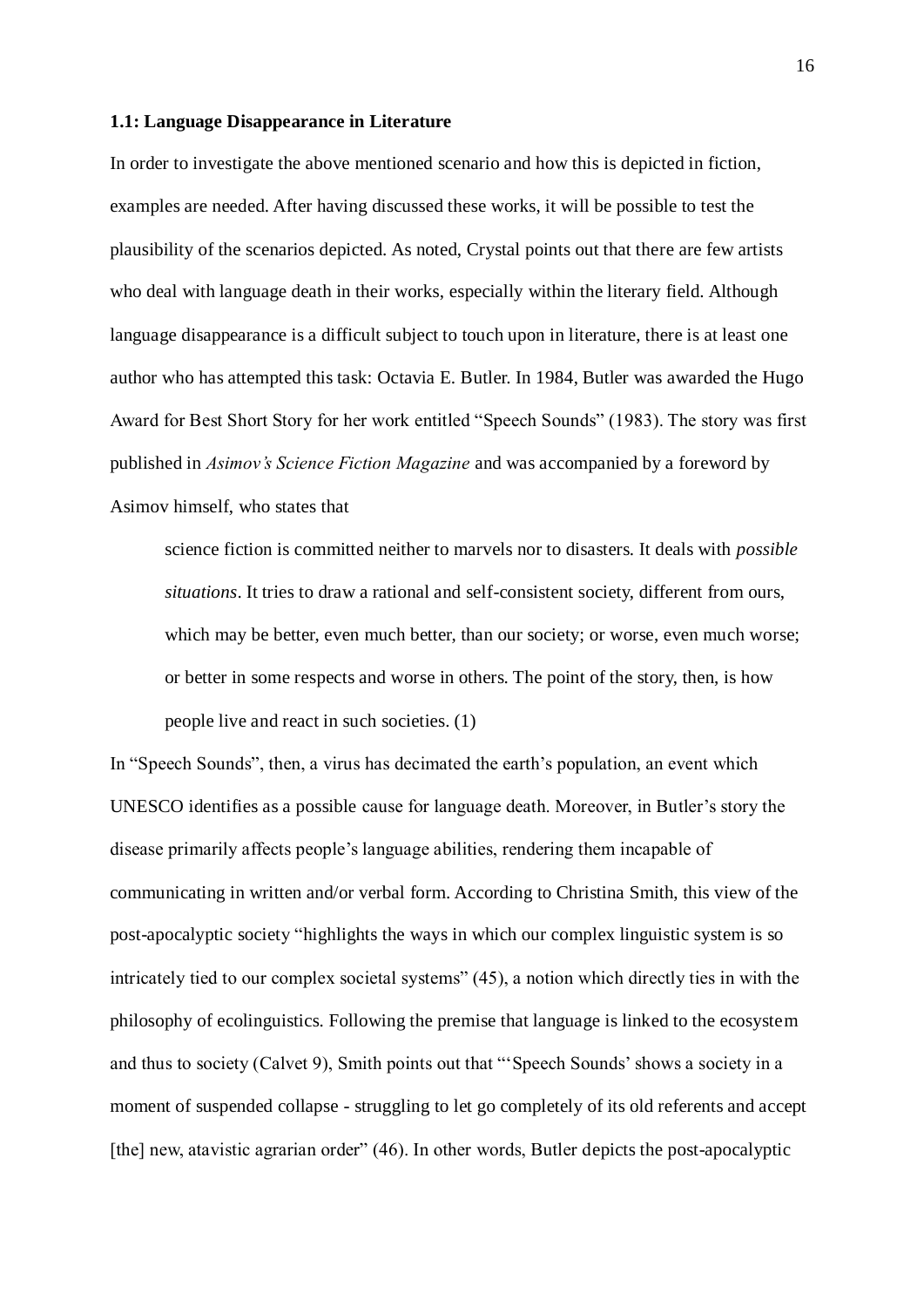### 1.1: Language Disappearance in Literature

In order to investigate the above mentioned scenario and how this is depicted in fiction, examples are needed. After having discussed these works, it will be possible to test the plausibility of the scenarios depicted. As noted, Crystal points out that there are few artists who deal with language death in their works, especially within the literary field. Although language disappearance is a difficult subject to touch upon in literature, there is at least one author who has attempted this task: Octavia E. Butler. In 1984, Butler was awarded the Hugo Award for Best Short Story for her work entitled "Speech Sounds" (1983). The story was first published in *Asimov's Science Fiction Magazine* and was accompanied by a foreword by Asimov himself, who states that

> science fiction is committed neither to marvels nor to disasters. It deals with *possible situations*. It tries to draw a rational and self-consistent society, different from ours, which may be better, even much better, than our society; or worse, even much worse; or better in some respects and worse in others. The point of the story, then, is how people live and react in such societies. (1)

In "Speech Sounds", then, a virus has decimated the earth's population, an event which UNESCO identifies as a possible cause for language death. Moreover, in Butler's story the disease primarily affects people's language abilities, rendering them incapable of communicating in written and/or verbal form. According to Christina Smith, this view of the post-apocalyptic society "highlights the ways in which our complex linguistic system is so intricately tied to our complex societal systems" (45), a notion which directly ties in with the philosophy of ecolinguistics. Following the premise that language is linked to the ecosystem and thus to society (Calvet 9), Smith points out that "'Speech Sounds' shows a society in a moment of suspended collapse - struggling to let go completely of its old referents and accept [the] new, atavistic agrarian order" (46). In other words, Butler depicts the post-apocalyptic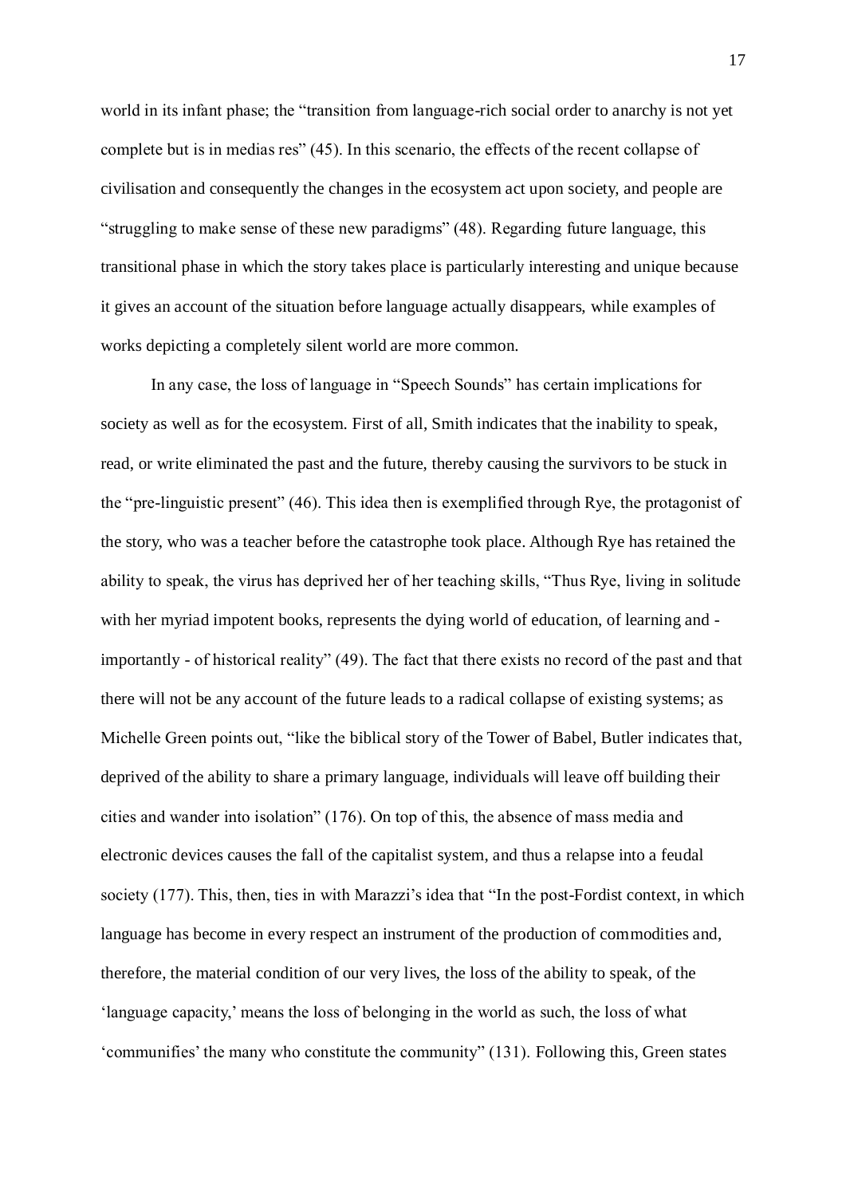world in its infant phase; the "transition from language-rich social order to anarchy is not yet complete but is in medias res" (45). In this scenario, the effects of the recent collapse of civilisation and consequently the changes in the ecosystem act upon society, and people are "struggling to make sense of these new paradigms" (48). Regarding future language, this transitional phase in which the story takes place is particularly interesting and unique because it gives an account of the situation before language actually disappears, while examples of works depicting a completely silent world are more common.

In any case, the loss of language in "Speech Sounds" has certain implications for society as well as for the ecosystem. First of all, Smith indicates that the inability to speak, read, or write eliminated the past and the future, thereby causing the survivors to be stuck in the "pre-linguistic present" (46). This idea then is exemplified through Rye, the protagonist of the story, who was a teacher before the catastrophe took place. Although Rye has retained the ability to speak, the virus has deprived her of her teaching skills, "Thus Rye, living in solitude with her myriad impotent books, represents the dying world of education, of learning and - importantly - of historical reality" (49). The fact that there exists no record of the past and that there will not be any account of the future leads to a radical collapse of existing systems; as Michelle Green points out, "like the biblical story of the Tower of Babel, Butler indicates that, deprived of the ability to share a primary language, individuals will leave off building their cities and wander into isolation" (176). On top of this, the absence of mass media and electronic devices causes the fall of the capitalist system, and thus a relapse into a feudal society (177). This, then, ties in with Marazzi's idea that "In the post-Fordist context, in which language has become in every respect an instrument of the production of commodities and, therefore, the material condition of our very lives, the loss of the ability to speak, of the 'language capacity,' means the loss of belonging in the world as such, the loss of what 'communifies' the many who constitute the community" (131). Following this, Green states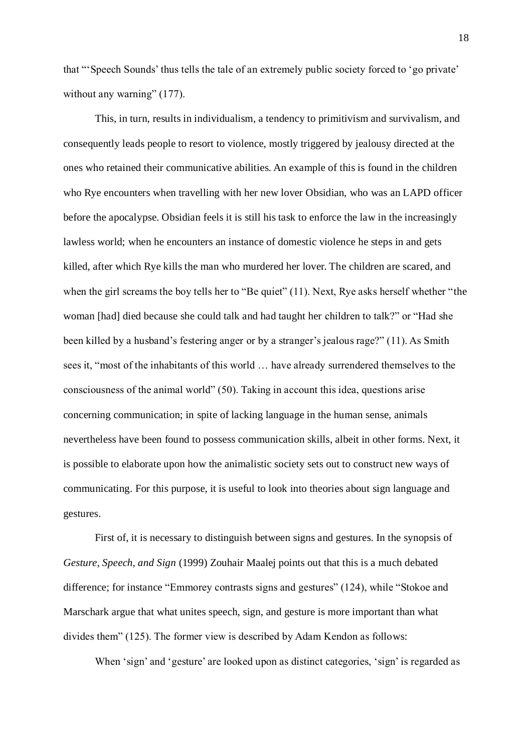that "'Speech Sounds' thus tells the tale of an extremely public society forced to 'go private' without any warning" (177).

This, in turn, results in individualism, a tendency to primitivism and survivalism, and consequently leads people to resort to violence, mostly triggered by jealousy directed at the ones who retained their communicative abilities. An example of this is found in the children who Rye encounters when travelling with her new lover Obsidian, who was an LAPD officer before the apocalypse. Obsidian feels it is still his task to enforce the law in the increasingly lawless world; when he encounters an instance of domestic violence he steps in and gets killed, after which Rye kills the man who murdered her lover. The children are scared, and when the girl screams the boy tells her to "Be quiet" (11). Next, Rye asks herself whether "the woman [had] died because she could talk and had taught her children to talk?" or "Had she been killed by a husband's festering anger or by a stranger's jealous rage?" (11). As Smith sees it, "most of the inhabitants of this world … have already surrendered themselves to the consciousness of the animal world" (50). Taking in account this idea, questions arise concerning communication; in spite of lacking language in the human sense, animals nevertheless have been found to possess communication skills, albeit in other forms. Next, it is possible to elaborate upon how the animalistic society sets out to construct new ways of communicating. For this purpose, it is useful to look into theories about sign language and gestures.

First of, it is necessary to distinguish between signs and gestures. In the synopsis of *Gesture, Speech, and Sign* (1999) Zouhair Maalej points out that this is a much debated difference; for instance "Emmorey contrasts signs and gestures" (124), while "Stokoe and Marschark argue that what unites speech, sign, and gesture is more important than what divides them" (125). The former view is described by Adam Kendon as follows:

When 'sign' and 'gesture' are looked upon as distinct categories, 'sign' is regarded as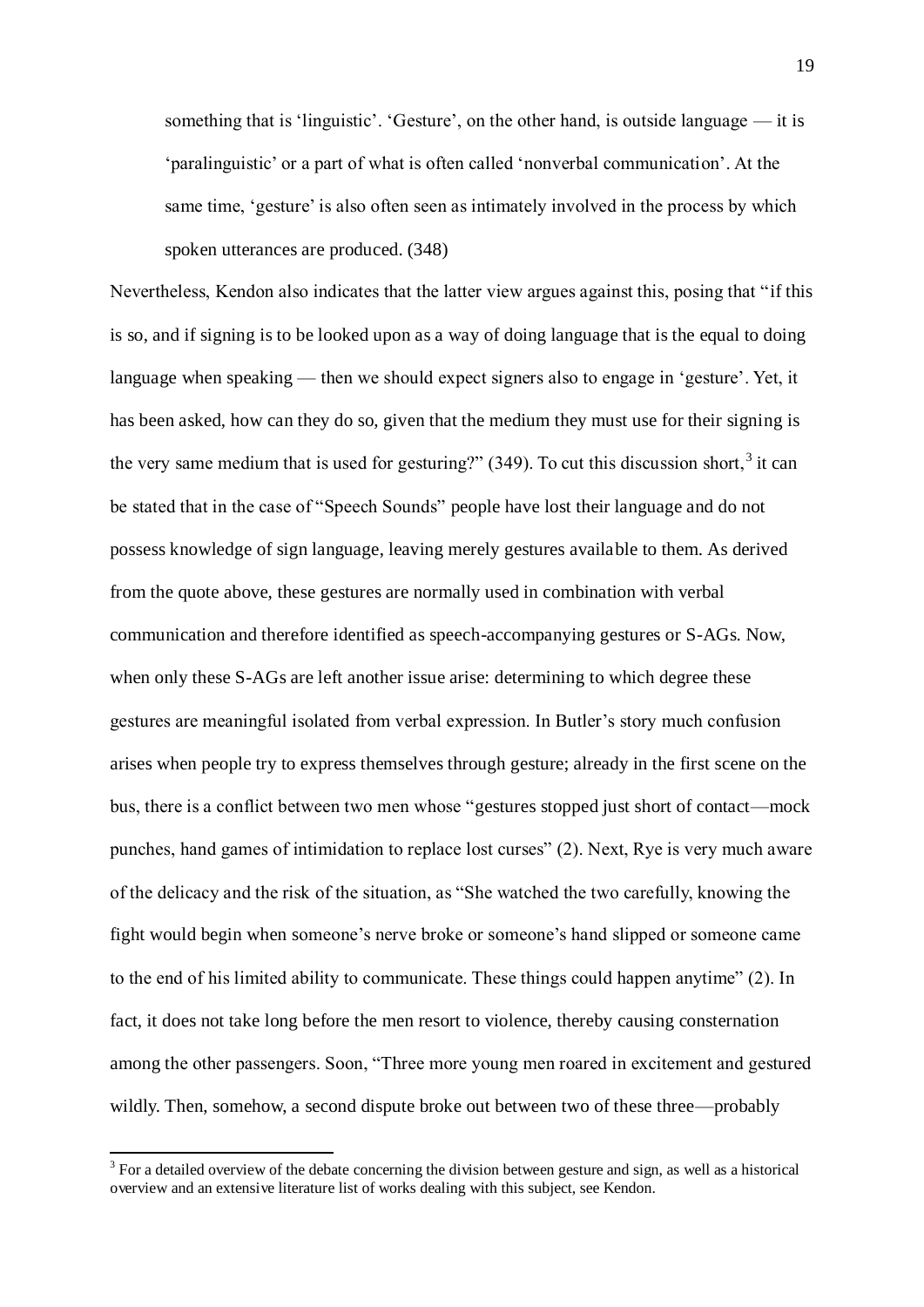> something that is 'linguistic'. 'Gesture', on the other hand, is outside language — it is 'paralinguistic' or a part of what is often called 'nonverbal communication'. At the same time, 'gesture' is also often seen as intimately involved in the process by which spoken utterances are produced. (348)

Nevertheless, Kendon also indicates that the latter view argues against this, posing that "if this is so, and if signing is to be looked upon as a way of doing language that is the equal to doing language when speaking — then we should expect signers also to engage in 'gesture'. Yet, it has been asked, how can they do so, given that the medium they must use for their signing is the very same medium that is used for gesturing?" (349). To cut this discussion short,[3] it can be stated that in the case of "Speech Sounds" people have lost their language and do not possess knowledge of sign language, leaving merely gestures available to them. As derived from the quote above, these gestures are normally used in combination with verbal communication and therefore identified as speech-accompanying gestures or S-AGs. Now, when only these S-AGs are left another issue arise: determining to which degree these gestures are meaningful isolated from verbal expression. In Butler's story much confusion arises when people try to express themselves through gesture; already in the first scene on the bus, there is a conflict between two men whose "gestures stopped just short of contact—mock punches, hand games of intimidation to replace lost curses" (2). Next, Rye is very much aware of the delicacy and the risk of the situation, as "She watched the two carefully, knowing the fight would begin when someone's nerve broke or someone's hand slipped or someone came to the end of his limited ability to communicate. These things could happen anytime" (2). In fact, it does not take long before the men resort to violence, thereby causing consternation among the other passengers. Soon, "Three more young men roared in excitement and gestured wildly. Then, somehow, a second dispute broke out between two of these three—probably

[3] For a detailed overview of the debate concerning the division between gesture and sign, as well as a historical overview and an extensive literature list of works dealing with this subject, see Kendon.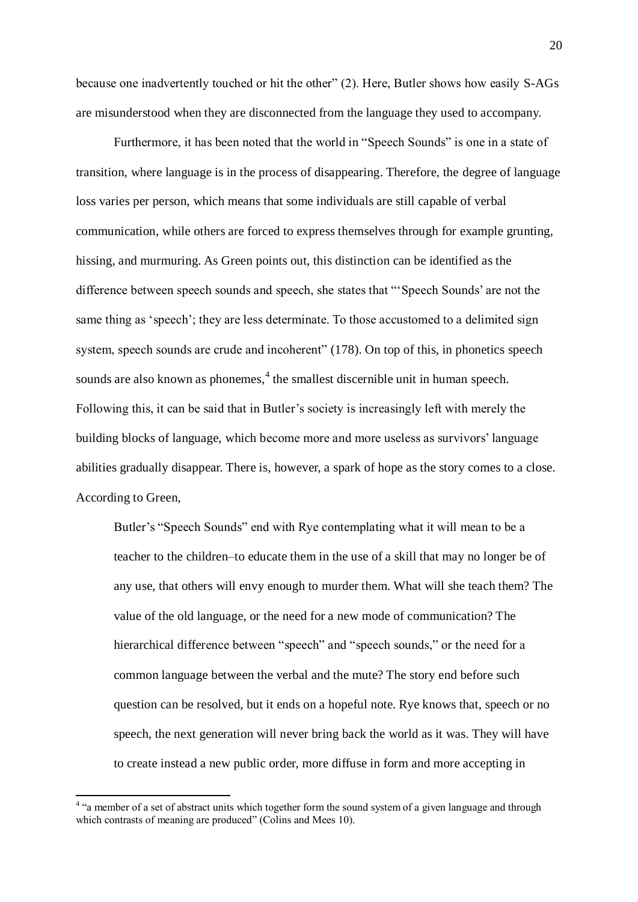because one inadvertently touched or hit the other" (2). Here, Butler shows how easily S-AGs are misunderstood when they are disconnected from the language they used to accompany.

Furthermore, it has been noted that the world in "Speech Sounds" is one in a state of transition, where language is in the process of disappearing. Therefore, the degree of language loss varies per person, which means that some individuals are still capable of verbal communication, while others are forced to express themselves through for example grunting, hissing, and murmuring. As Green points out, this distinction can be identified as the difference between speech sounds and speech, she states that "'Speech Sounds' are not the same thing as 'speech'; they are less determinate. To those accustomed to a delimited sign system, speech sounds are crude and incoherent" (178). On top of this, in phonetics speech sounds are also known as phonemes,[4] the smallest discernible unit in human speech. Following this, it can be said that in Butler's society is increasingly left with merely the building blocks of language, which become more and more useless as survivors' language abilities gradually disappear. There is, however, a spark of hope as the story comes to a close. According to Green,

> Butler's "Speech Sounds" end with Rye contemplating what it will mean to be a teacher to the children–to educate them in the use of a skill that may no longer be of any use, that others will envy enough to murder them. What will she teach them? The value of the old language, or the need for a new mode of communication? The hierarchical difference between "speech" and "speech sounds," or the need for a common language between the verbal and the mute? The story end before such question can be resolved, but it ends on a hopeful note. Rye knows that, speech or no speech, the next generation will never bring back the world as it was. They will have to create instead a new public order, more diffuse in form and more accepting in

[4] "a member of a set of abstract units which together form the sound system of a given language and through which contrasts of meaning are produced" (Colins and Mees 10).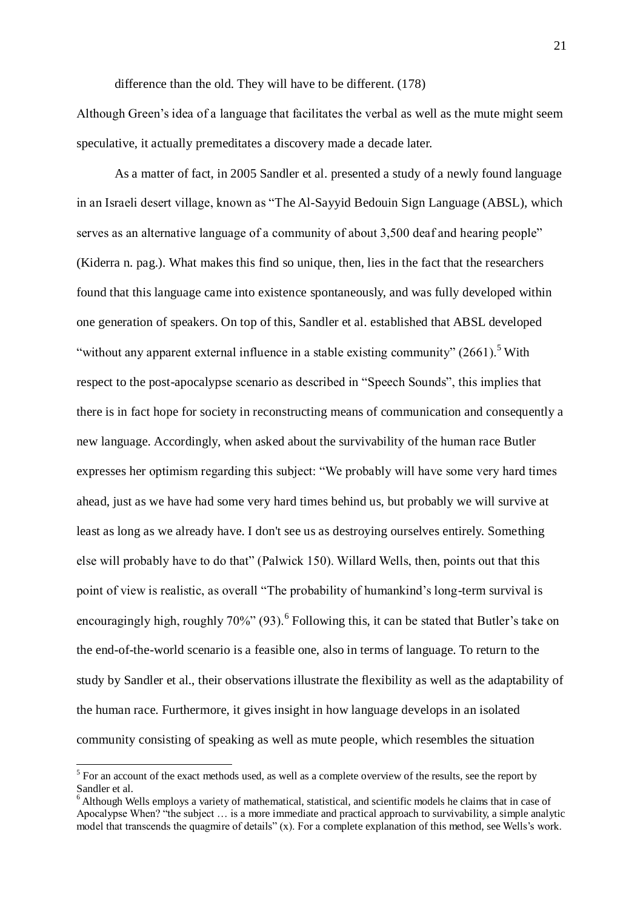difference than the old. They will have to be different. (178)

Although Green's idea of a language that facilitates the verbal as well as the mute might seem speculative, it actually premeditates a discovery made a decade later.

As a matter of fact, in 2005 Sandler et al. presented a study of a newly found language in an Israeli desert village, known as "The Al-Sayyid Bedouin Sign Language (ABSL), which serves as an alternative language of a community of about 3,500 deaf and hearing people" (Kiderra n. pag.). What makes this find so unique, then, lies in the fact that the researchers found that this language came into existence spontaneously, and was fully developed within one generation of speakers. On top of this, Sandler et al. established that ABSL developed "without any apparent external influence in a stable existing community" (2661).[5] With respect to the post-apocalypse scenario as described in "Speech Sounds", this implies that there is in fact hope for society in reconstructing means of communication and consequently a new language. Accordingly, when asked about the survivability of the human race Butler expresses her optimism regarding this subject: "We probably will have some very hard times ahead, just as we have had some very hard times behind us, but probably we will survive at least as long as we already have. I don't see us as destroying ourselves entirely. Something else will probably have to do that" (Palwick 150). Willard Wells, then, points out that this point of view is realistic, as overall "The probability of humankind's long-term survival is encouragingly high, roughly 70%" (93).[6] Following this, it can be stated that Butler's take on the end-of-the-world scenario is a feasible one, also in terms of language. To return to the study by Sandler et al., their observations illustrate the flexibility as well as the adaptability of the human race. Furthermore, it gives insight in how language develops in an isolated community consisting of speaking as well as mute people, which resembles the situation

---

[5] For an account of the exact methods used, as well as a complete overview of the results, see the report by Sandler et al.

[6] Although Wells employs a variety of mathematical, statistical, and scientific models he claims that in case of Apocalypse When? "the subject … is a more immediate and practical approach to survivability, a simple analytic model that transcends the quagmire of details" (x). For a complete explanation of this method, see Wells's work.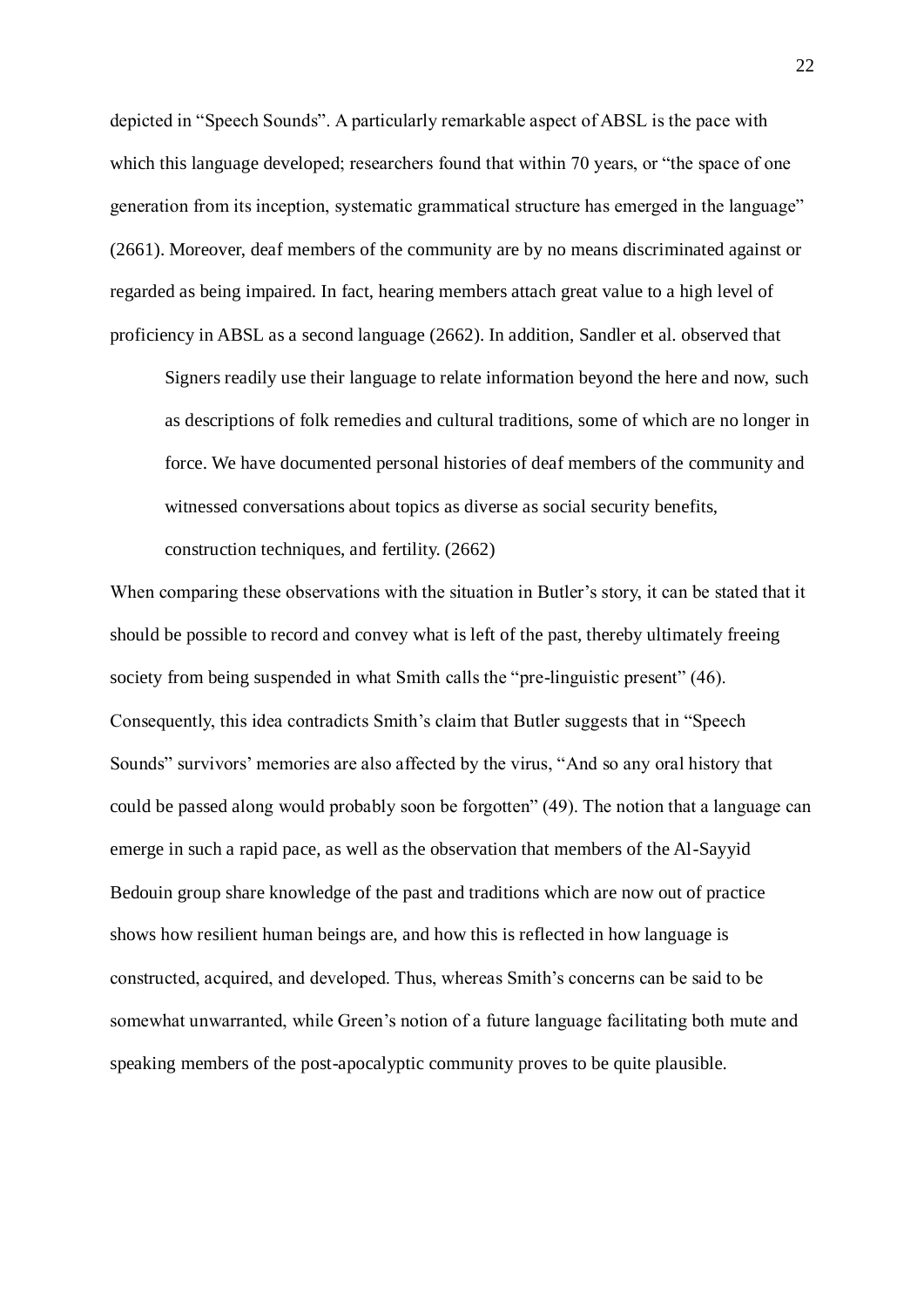depicted in "Speech Sounds". A particularly remarkable aspect of ABSL is the pace with which this language developed; researchers found that within 70 years, or "the space of one generation from its inception, systematic grammatical structure has emerged in the language" (2661). Moreover, deaf members of the community are by no means discriminated against or regarded as being impaired. In fact, hearing members attach great value to a high level of proficiency in ABSL as a second language (2662). In addition, Sandler et al. observed that

> Signers readily use their language to relate information beyond the here and now, such as descriptions of folk remedies and cultural traditions, some of which are no longer in force. We have documented personal histories of deaf members of the community and witnessed conversations about topics as diverse as social security benefits, construction techniques, and fertility. (2662)

When comparing these observations with the situation in Butler's story, it can be stated that it should be possible to record and convey what is left of the past, thereby ultimately freeing society from being suspended in what Smith calls the "pre-linguistic present" (46). Consequently, this idea contradicts Smith's claim that Butler suggests that in "Speech Sounds" survivors' memories are also affected by the virus, "And so any oral history that could be passed along would probably soon be forgotten" (49). The notion that a language can emerge in such a rapid pace, as well as the observation that members of the Al-Sayyid Bedouin group share knowledge of the past and traditions which are now out of practice shows how resilient human beings are, and how this is reflected in how language is constructed, acquired, and developed. Thus, whereas Smith's concerns can be said to be somewhat unwarranted, while Green's notion of a future language facilitating both mute and speaking members of the post-apocalyptic community proves to be quite plausible.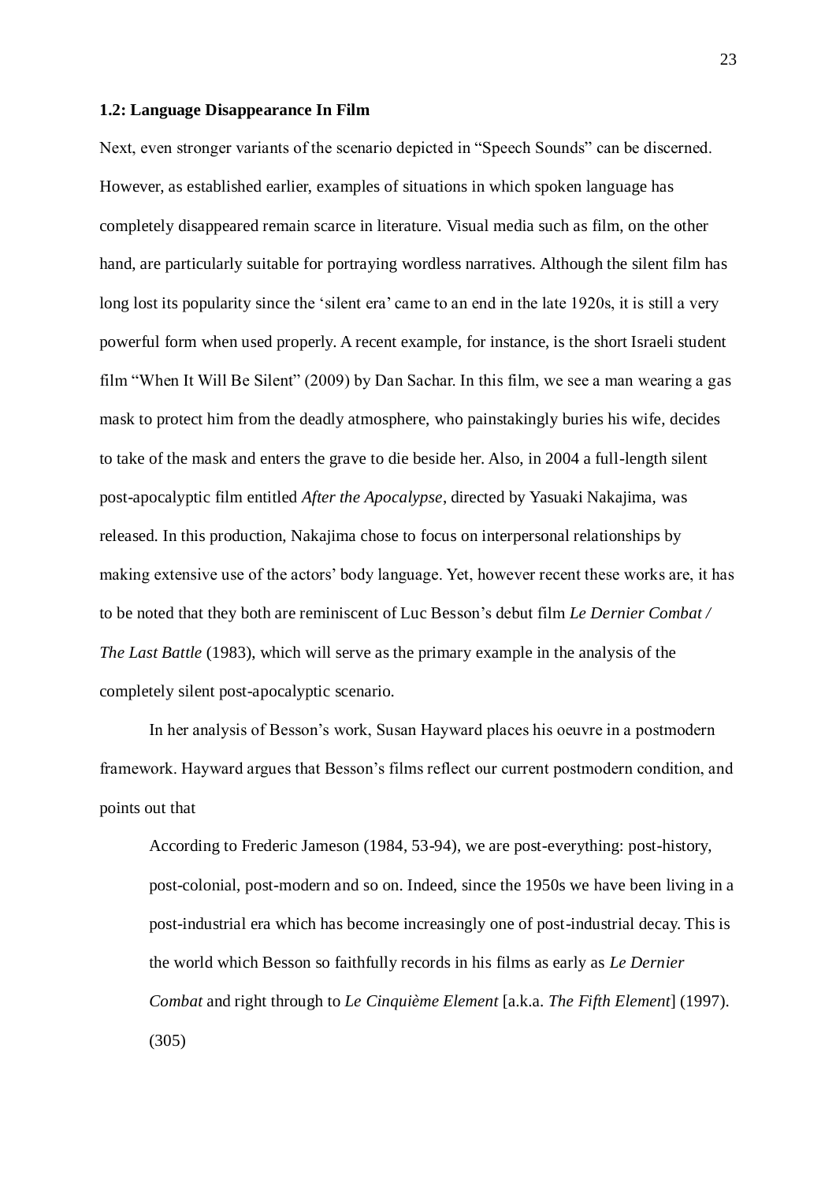**1.2: Language Disappearance In Film**

Next, even stronger variants of the scenario depicted in "Speech Sounds" can be discerned. However, as established earlier, examples of situations in which spoken language has completely disappeared remain scarce in literature. Visual media such as film, on the other hand, are particularly suitable for portraying wordless narratives. Although the silent film has long lost its popularity since the 'silent era' came to an end in the late 1920s, it is still a very powerful form when used properly. A recent example, for instance, is the short Israeli student film "When It Will Be Silent" (2009) by Dan Sachar. In this film, we see a man wearing a gas mask to protect him from the deadly atmosphere, who painstakingly buries his wife, decides to take of the mask and enters the grave to die beside her. Also, in 2004 a full-length silent post-apocalyptic film entitled *After the Apocalypse*, directed by Yasuaki Nakajima, was released. In this production, Nakajima chose to focus on interpersonal relationships by making extensive use of the actors' body language. Yet, however recent these works are, it has to be noted that they both are reminiscent of Luc Besson's debut film *Le Dernier Combat / The Last Battle* (1983), which will serve as the primary example in the analysis of the completely silent post-apocalyptic scenario.

In her analysis of Besson's work, Susan Hayward places his oeuvre in a postmodern framework. Hayward argues that Besson's films reflect our current postmodern condition, and points out that

> According to Frederic Jameson (1984, 53-94), we are post-everything: post-history, post-colonial, post-modern and so on. Indeed, since the 1950s we have been living in a post-industrial era which has become increasingly one of post-industrial decay. This is the world which Besson so faithfully records in his films as early as *Le Dernier Combat* and right through to *Le Cinquième Element* [a.k.a. *The Fifth Element*] (1997). (305)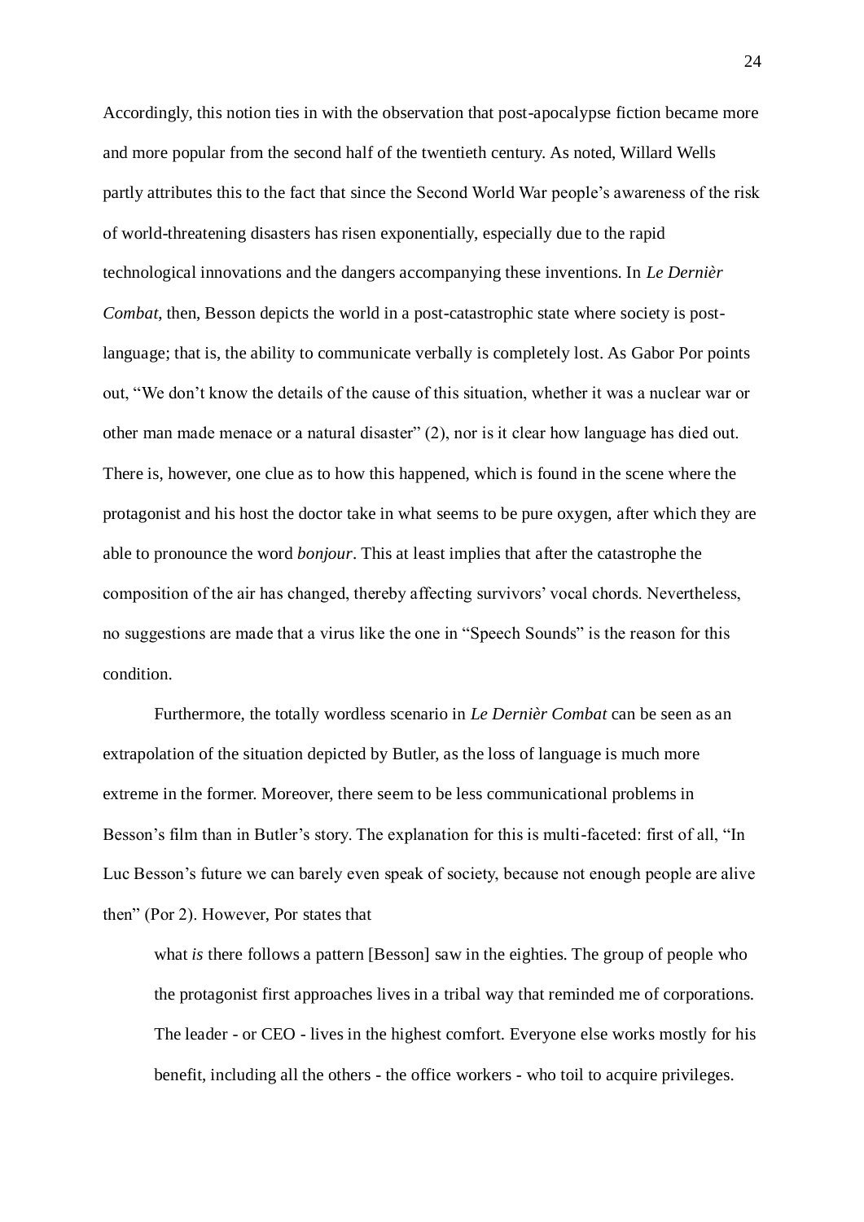Accordingly, this notion ties in with the observation that post-apocalypse fiction became more and more popular from the second half of the twentieth century. As noted, Willard Wells partly attributes this to the fact that since the Second World War people's awareness of the risk of world-threatening disasters has risen exponentially, especially due to the rapid technological innovations and the dangers accompanying these inventions. In *Le Dernièr Combat*, then, Besson depicts the world in a post-catastrophic state where society is post-language; that is, the ability to communicate verbally is completely lost. As Gabor Por points out, "We don't know the details of the cause of this situation, whether it was a nuclear war or other man made menace or a natural disaster" (2), nor is it clear how language has died out. There is, however, one clue as to how this happened, which is found in the scene where the protagonist and his host the doctor take in what seems to be pure oxygen, after which they are able to pronounce the word *bonjour*. This at least implies that after the catastrophe the composition of the air has changed, thereby affecting survivors' vocal chords. Nevertheless, no suggestions are made that a virus like the one in "Speech Sounds" is the reason for this condition.

Furthermore, the totally wordless scenario in *Le Dernièr Combat* can be seen as an extrapolation of the situation depicted by Butler, as the loss of language is much more extreme in the former. Moreover, there seem to be less communicational problems in Besson's film than in Butler's story. The explanation for this is multi-faceted: first of all, "In Luc Besson's future we can barely even speak of society, because not enough people are alive then" (Por 2). However, Por states that

> what *is* there follows a pattern [Besson] saw in the eighties. The group of people who the protagonist first approaches lives in a tribal way that reminded me of corporations. The leader - or CEO - lives in the highest comfort. Everyone else works mostly for his benefit, including all the others - the office workers - who toil to acquire privileges.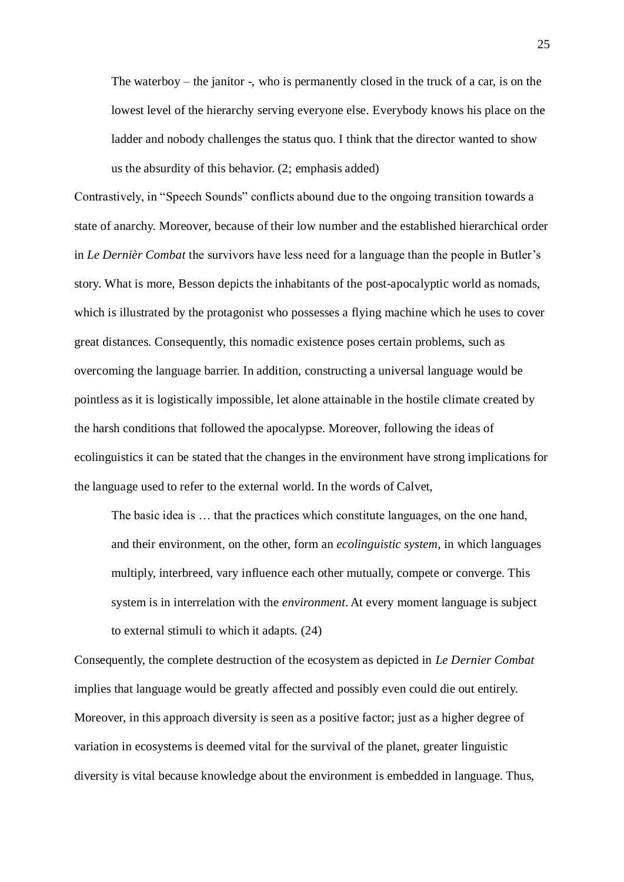> The waterboy – the janitor -, who is permanently closed in the truck of a car, is on the lowest level of the hierarchy serving everyone else. Everybody knows his place on the ladder and nobody challenges the status quo. I think that the director wanted to show us the absurdity of this behavior. (2; emphasis added)

Contrastively, in "Speech Sounds" conflicts abound due to the ongoing transition towards a state of anarchy. Moreover, because of their low number and the established hierarchical order in *Le Dernièr Combat* the survivors have less need for a language than the people in Butler's story. What is more, Besson depicts the inhabitants of the post-apocalyptic world as nomads, which is illustrated by the protagonist who possesses a flying machine which he uses to cover great distances. Consequently, this nomadic existence poses certain problems, such as overcoming the language barrier. In addition, constructing a universal language would be pointless as it is logistically impossible, let alone attainable in the hostile climate created by the harsh conditions that followed the apocalypse. Moreover, following the ideas of ecolinguistics it can be stated that the changes in the environment have strong implications for the language used to refer to the external world. In the words of Calvet,

> The basic idea is … that the practices which constitute languages, on the one hand, and their environment, on the other, form an *ecolinguistic system*, in which languages multiply, interbreed, vary influence each other mutually, compete or converge. This system is in interrelation with the *environment*. At every moment language is subject to external stimuli to which it adapts. (24)

Consequently, the complete destruction of the ecosystem as depicted in *Le Dernier Combat* implies that language would be greatly affected and possibly even could die out entirely. Moreover, in this approach diversity is seen as a positive factor; just as a higher degree of variation in ecosystems is deemed vital for the survival of the planet, greater linguistic diversity is vital because knowledge about the environment is embedded in language. Thus,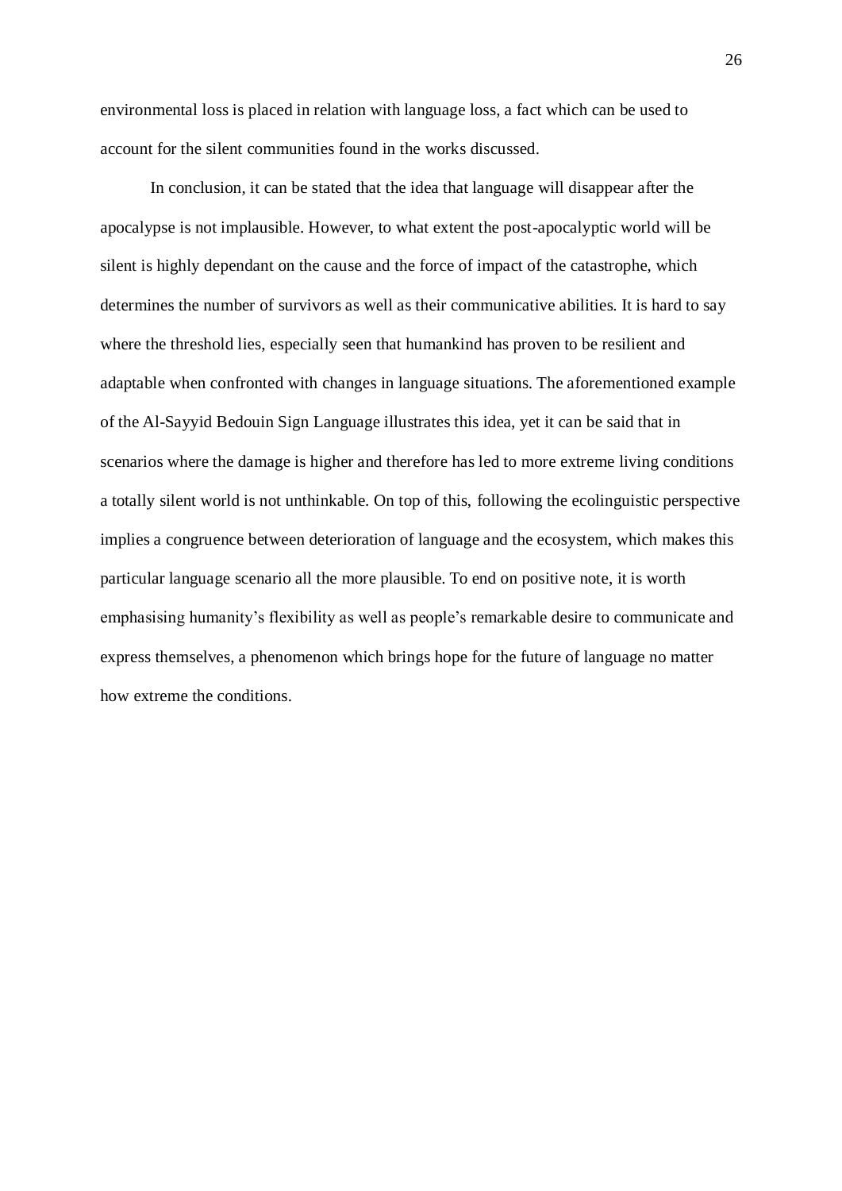environmental loss is placed in relation with language loss, a fact which can be used to account for the silent communities found in the works discussed.

In conclusion, it can be stated that the idea that language will disappear after the apocalypse is not implausible. However, to what extent the post-apocalyptic world will be silent is highly dependant on the cause and the force of impact of the catastrophe, which determines the number of survivors as well as their communicative abilities. It is hard to say where the threshold lies, especially seen that humankind has proven to be resilient and adaptable when confronted with changes in language situations. The aforementioned example of the Al-Sayyid Bedouin Sign Language illustrates this idea, yet it can be said that in scenarios where the damage is higher and therefore has led to more extreme living conditions a totally silent world is not unthinkable. On top of this, following the ecolinguistic perspective implies a congruence between deterioration of language and the ecosystem, which makes this particular language scenario all the more plausible. To end on positive note, it is worth emphasising humanity's flexibility as well as people's remarkable desire to communicate and express themselves, a phenomenon which brings hope for the future of language no matter how extreme the conditions.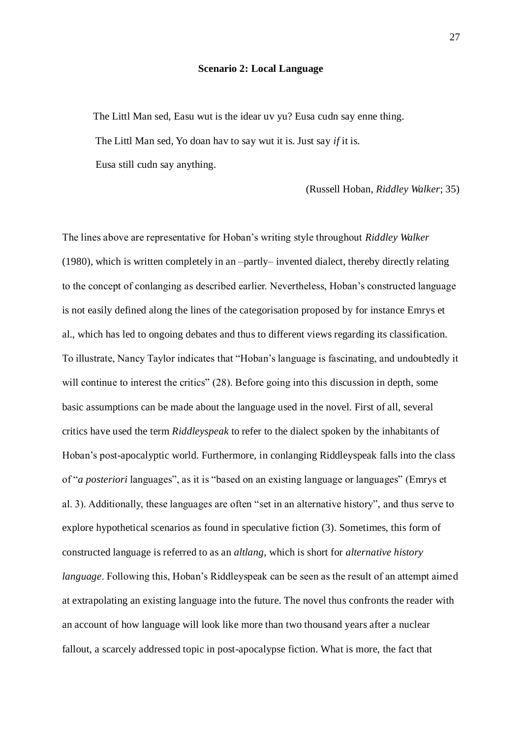## Scenario 2: Local Language

> The Littl Man sed, Easu wut is the idear uv yu? Eusa cudn say enne thing.
>
> The Littl Man sed, Yo doan hav to say wut it is. Just say *if* it is.
>
> Eusa still cudn say anything.
>
> (Russell Hoban, *Riddley Walker*; 35)

The lines above are representative for Hoban's writing style throughout *Riddley Walker* (1980), which is written completely in an –partly– invented dialect, thereby directly relating to the concept of conlanging as described earlier. Nevertheless, Hoban's constructed language is not easily defined along the lines of the categorisation proposed by for instance Emrys et al., which has led to ongoing debates and thus to different views regarding its classification. To illustrate, Nancy Taylor indicates that "Hoban's language is fascinating, and undoubtedly it will continue to interest the critics" (28). Before going into this discussion in depth, some basic assumptions can be made about the language used in the novel. First of all, several critics have used the term *Riddleyspeak* to refer to the dialect spoken by the inhabitants of Hoban's post-apocalyptic world. Furthermore, in conlanging Riddleyspeak falls into the class of "*a posteriori* languages", as it is "based on an existing language or languages" (Emrys et al. 3). Additionally, these languages are often "set in an alternative history", and thus serve to explore hypothetical scenarios as found in speculative fiction (3). Sometimes, this form of constructed language is referred to as an *altlang*, which is short for *alternative history language*. Following this, Hoban's Riddleyspeak can be seen as the result of an attempt aimed at extrapolating an existing language into the future. The novel thus confronts the reader with an account of how language will look like more than two thousand years after a nuclear fallout, a scarcely addressed topic in post-apocalypse fiction. What is more, the fact that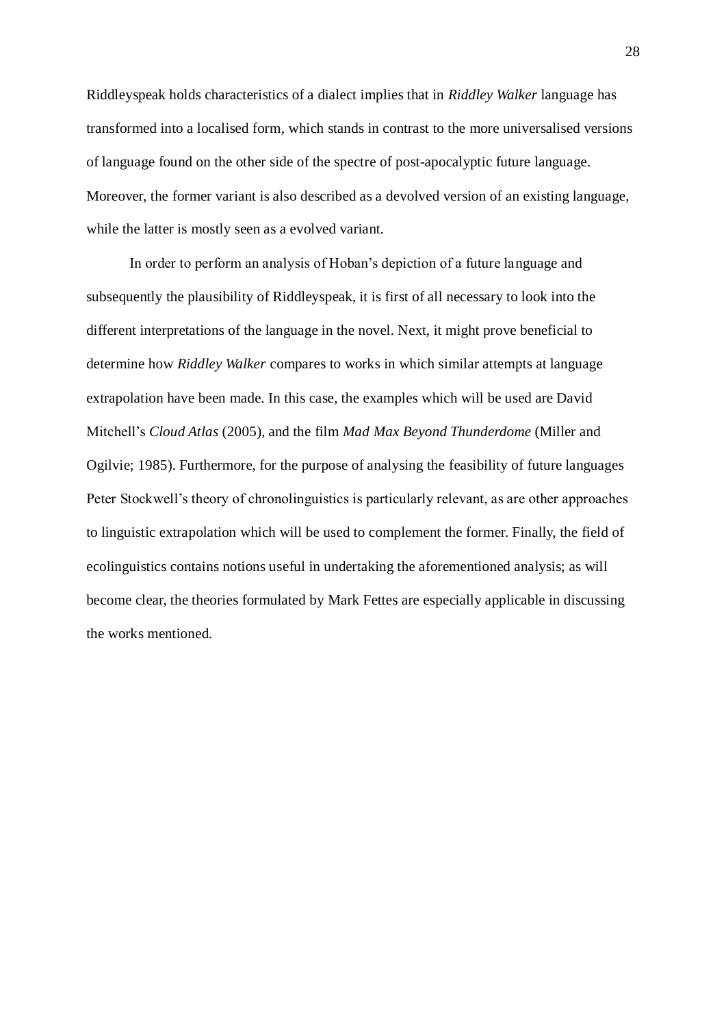Riddleyspeak holds characteristics of a dialect implies that in *Riddley Walker* language has transformed into a localised form, which stands in contrast to the more universalised versions of language found on the other side of the spectre of post-apocalyptic future language. Moreover, the former variant is also described as a devolved version of an existing language, while the latter is mostly seen as a evolved variant.

In order to perform an analysis of Hoban's depiction of a future language and subsequently the plausibility of Riddleyspeak, it is first of all necessary to look into the different interpretations of the language in the novel. Next, it might prove beneficial to determine how *Riddley Walker* compares to works in which similar attempts at language extrapolation have been made. In this case, the examples which will be used are David Mitchell's *Cloud Atlas* (2005), and the film *Mad Max Beyond Thunderdome* (Miller and Ogilvie; 1985). Furthermore, for the purpose of analysing the feasibility of future languages Peter Stockwell's theory of chronolinguistics is particularly relevant, as are other approaches to linguistic extrapolation which will be used to complement the former. Finally, the field of ecolinguistics contains notions useful in undertaking the aforementioned analysis; as will become clear, the theories formulated by Mark Fettes are especially applicable in discussing the works mentioned.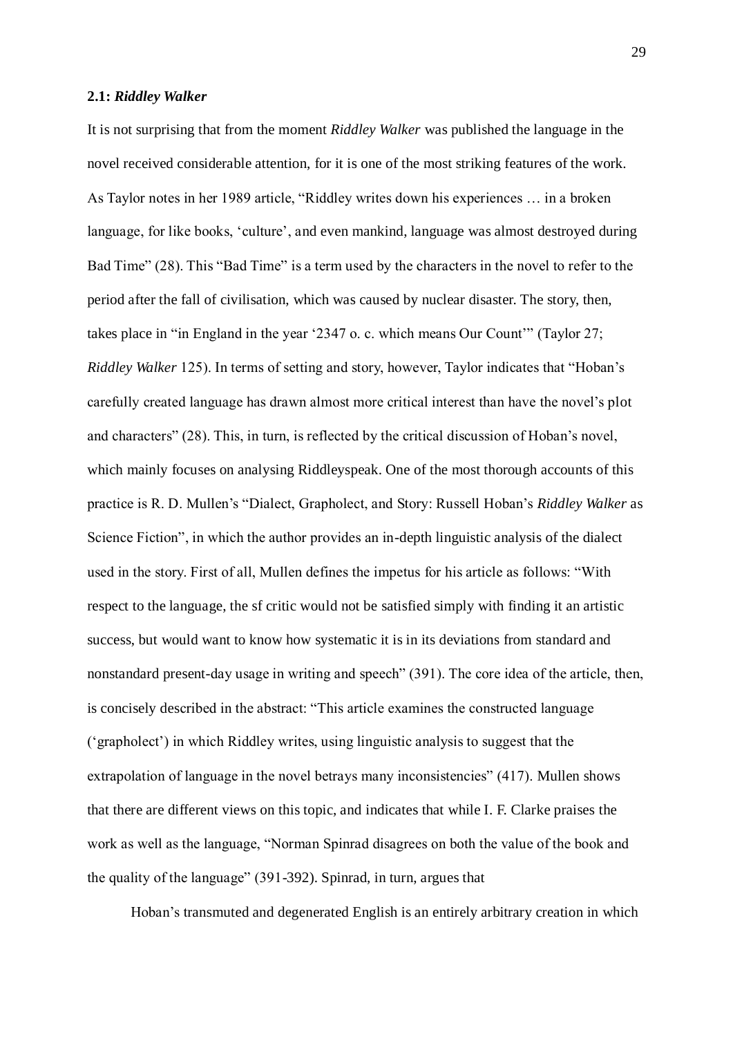### 2.1: *Riddley Walker*

It is not surprising that from the moment *Riddley Walker* was published the language in the novel received considerable attention, for it is one of the most striking features of the work. As Taylor notes in her 1989 article, "Riddley writes down his experiences … in a broken language, for like books, 'culture', and even mankind, language was almost destroyed during Bad Time" (28). This "Bad Time" is a term used by the characters in the novel to refer to the period after the fall of civilisation, which was caused by nuclear disaster. The story, then, takes place in "in England in the year '2347 o. c. which means Our Count'" (Taylor 27; *Riddley Walker* 125). In terms of setting and story, however, Taylor indicates that "Hoban's carefully created language has drawn almost more critical interest than have the novel's plot and characters" (28). This, in turn, is reflected by the critical discussion of Hoban's novel, which mainly focuses on analysing Riddleyspeak. One of the most thorough accounts of this practice is R. D. Mullen's "Dialect, Grapholect, and Story: Russell Hoban's *Riddley Walker* as Science Fiction", in which the author provides an in-depth linguistic analysis of the dialect used in the story. First of all, Mullen defines the impetus for his article as follows: "With respect to the language, the sf critic would not be satisfied simply with finding it an artistic success, but would want to know how systematic it is in its deviations from standard and nonstandard present-day usage in writing and speech" (391). The core idea of the article, then, is concisely described in the abstract: "This article examines the constructed language ('grapholect') in which Riddley writes, using linguistic analysis to suggest that the extrapolation of language in the novel betrays many inconsistencies" (417). Mullen shows that there are different views on this topic, and indicates that while I. F. Clarke praises the work as well as the language, "Norman Spinrad disagrees on both the value of the book and the quality of the language" (391-392). Spinrad, in turn, argues that

> Hoban's transmuted and degenerated English is an entirely arbitrary creation in which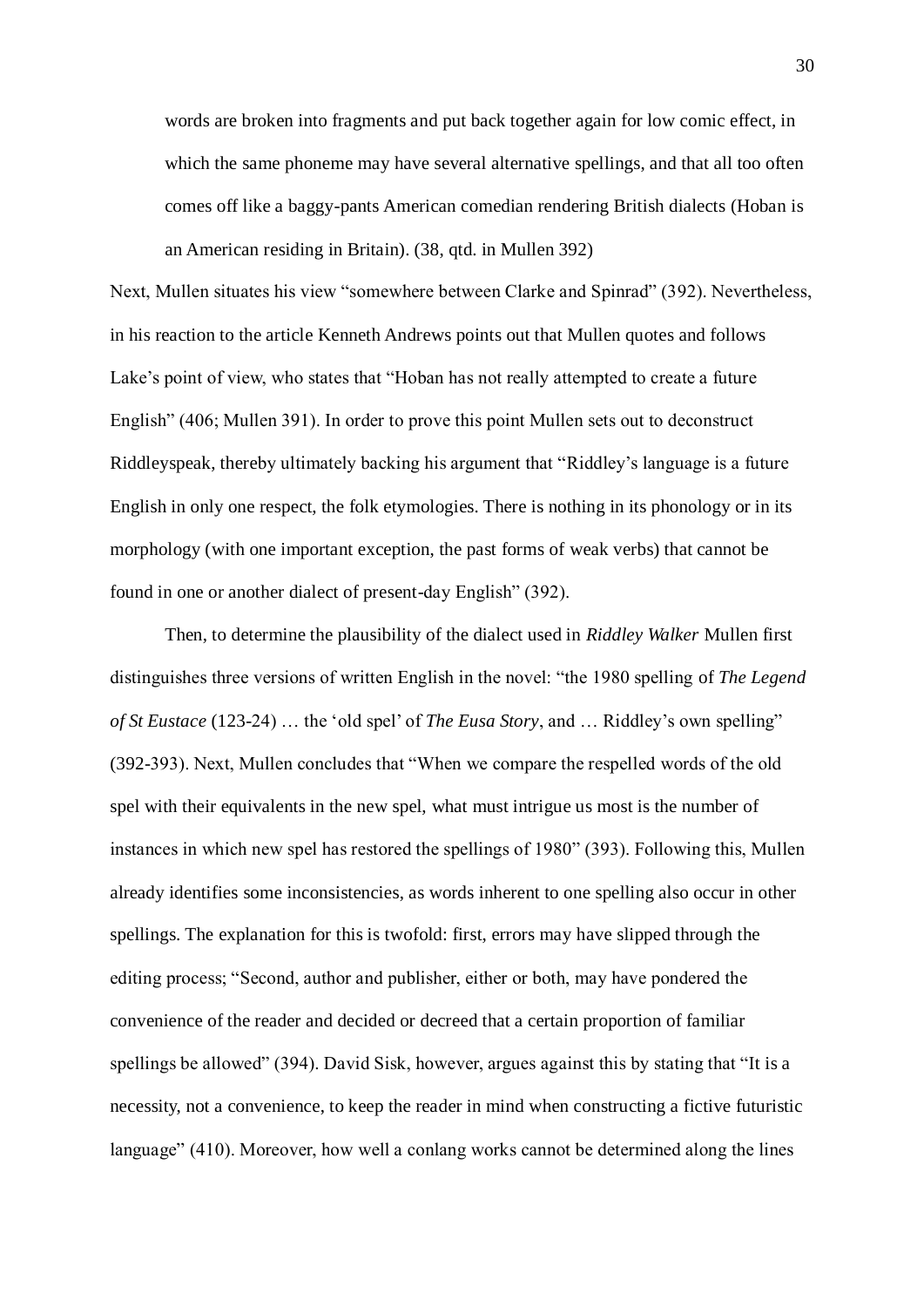> words are broken into fragments and put back together again for low comic effect, in which the same phoneme may have several alternative spellings, and that all too often comes off like a baggy-pants American comedian rendering British dialects (Hoban is an American residing in Britain). (38, qtd. in Mullen 392)

Next, Mullen situates his view "somewhere between Clarke and Spinrad" (392). Nevertheless, in his reaction to the article Kenneth Andrews points out that Mullen quotes and follows Lake's point of view, who states that "Hoban has not really attempted to create a future English" (406; Mullen 391). In order to prove this point Mullen sets out to deconstruct Riddleyspeak, thereby ultimately backing his argument that "Riddley's language is a future English in only one respect, the folk etymologies. There is nothing in its phonology or in its morphology (with one important exception, the past forms of weak verbs) that cannot be found in one or another dialect of present-day English" (392).

Then, to determine the plausibility of the dialect used in *Riddley Walker* Mullen first distinguishes three versions of written English in the novel: "the 1980 spelling of *The Legend of St Eustace* (123-24) … the 'old spel' of *The Eusa Story*, and … Riddley's own spelling" (392-393). Next, Mullen concludes that "When we compare the respelled words of the old spel with their equivalents in the new spel, what must intrigue us most is the number of instances in which new spel has restored the spellings of 1980" (393). Following this, Mullen already identifies some inconsistencies, as words inherent to one spelling also occur in other spellings. The explanation for this is twofold: first, errors may have slipped through the editing process; "Second, author and publisher, either or both, may have pondered the convenience of the reader and decided or decreed that a certain proportion of familiar spellings be allowed" (394). David Sisk, however, argues against this by stating that "It is a necessity, not a convenience, to keep the reader in mind when constructing a fictive futuristic language" (410). Moreover, how well a conlang works cannot be determined along the lines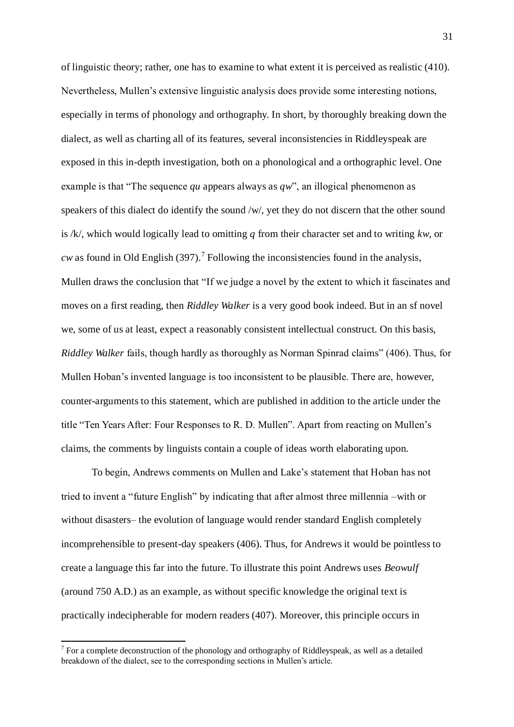of linguistic theory; rather, one has to examine to what extent it is perceived as realistic (410). Nevertheless, Mullen's extensive linguistic analysis does provide some interesting notions, especially in terms of phonology and orthography. In short, by thoroughly breaking down the dialect, as well as charting all of its features, several inconsistencies in Riddleyspeak are exposed in this in-depth investigation, both on a phonological and a orthographic level. One example is that "The sequence *qu* appears always as *qw*", an illogical phenomenon as speakers of this dialect do identify the sound /w/, yet they do not discern that the other sound is /k/, which would logically lead to omitting *q* from their character set and to writing *kw*, or *cw* as found in Old English (397).[7] Following the inconsistencies found in the analysis, Mullen draws the conclusion that "If we judge a novel by the extent to which it fascinates and moves on a first reading, then *Riddley Walker* is a very good book indeed. But in an sf novel we, some of us at least, expect a reasonably consistent intellectual construct. On this basis, *Riddley Walker* fails, though hardly as thoroughly as Norman Spinrad claims" (406). Thus, for Mullen Hoban's invented language is too inconsistent to be plausible. There are, however, counter-arguments to this statement, which are published in addition to the article under the title "Ten Years After: Four Responses to R. D. Mullen". Apart from reacting on Mullen's claims, the comments by linguists contain a couple of ideas worth elaborating upon.

To begin, Andrews comments on Mullen and Lake's statement that Hoban has not tried to invent a "future English" by indicating that after almost three millennia –with or without disasters– the evolution of language would render standard English completely incomprehensible to present-day speakers (406). Thus, for Andrews it would be pointless to create a language this far into the future. To illustrate this point Andrews uses *Beowulf* (around 750 A.D.) as an example, as without specific knowledge the original text is practically indecipherable for modern readers (407). Moreover, this principle occurs in

[7] For a complete deconstruction of the phonology and orthography of Riddleyspeak, as well as a detailed breakdown of the dialect, see to the corresponding sections in Mullen's article.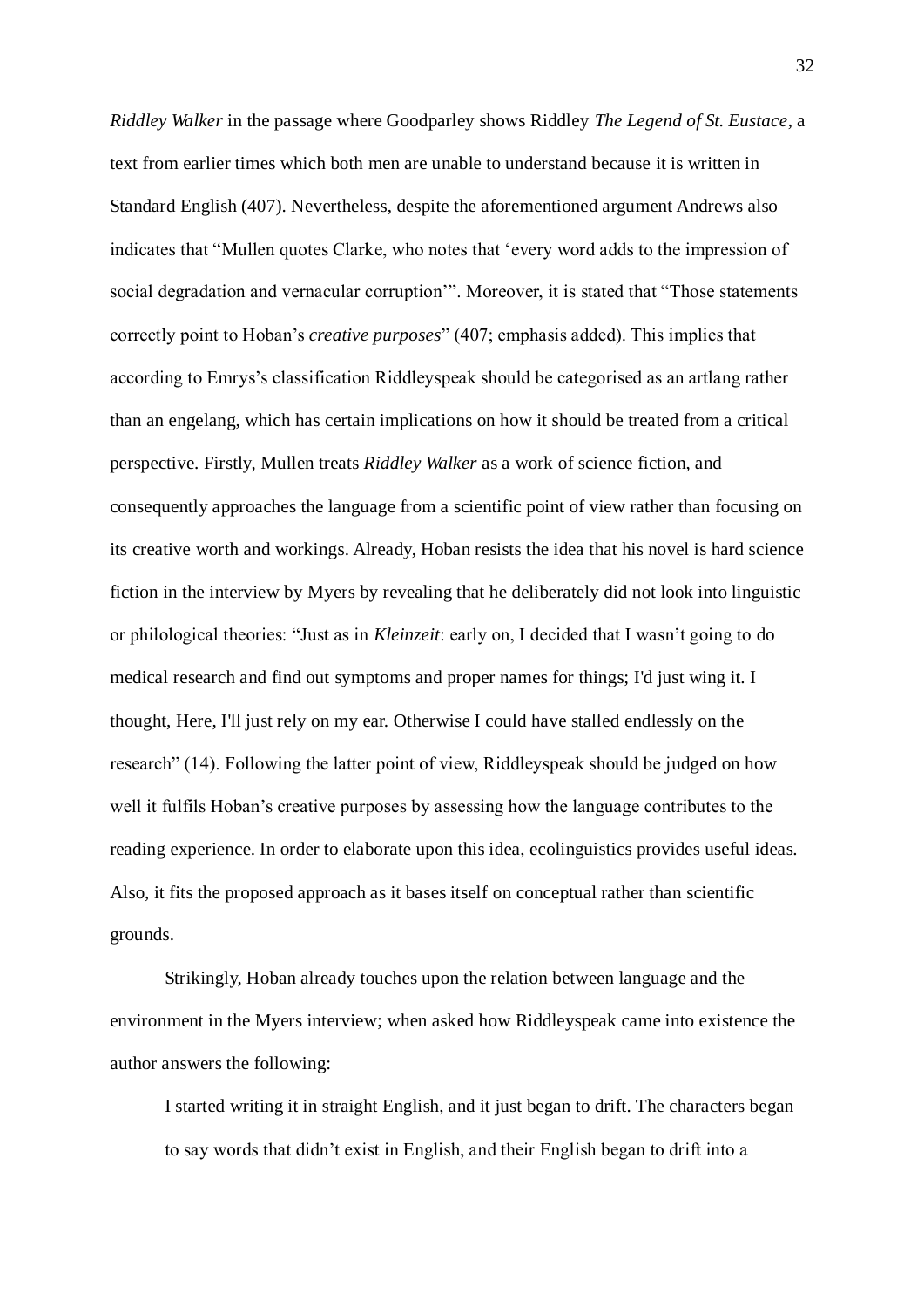*Riddley Walker* in the passage where Goodparley shows Riddley *The Legend of St. Eustace*, a text from earlier times which both men are unable to understand because it is written in Standard English (407). Nevertheless, despite the aforementioned argument Andrews also indicates that "Mullen quotes Clarke, who notes that 'every word adds to the impression of social degradation and vernacular corruption'". Moreover, it is stated that "Those statements correctly point to Hoban's *creative purposes*" (407; emphasis added). This implies that according to Emrys's classification Riddleyspeak should be categorised as an artlang rather than an engelang, which has certain implications on how it should be treated from a critical perspective. Firstly, Mullen treats *Riddley Walker* as a work of science fiction, and consequently approaches the language from a scientific point of view rather than focusing on its creative worth and workings. Already, Hoban resists the idea that his novel is hard science fiction in the interview by Myers by revealing that he deliberately did not look into linguistic or philological theories: "Just as in *Kleinzeit*: early on, I decided that I wasn't going to do medical research and find out symptoms and proper names for things; I'd just wing it. I thought, Here, I'll just rely on my ear. Otherwise I could have stalled endlessly on the research" (14). Following the latter point of view, Riddleyspeak should be judged on how well it fulfils Hoban's creative purposes by assessing how the language contributes to the reading experience. In order to elaborate upon this idea, ecolinguistics provides useful ideas. Also, it fits the proposed approach as it bases itself on conceptual rather than scientific grounds.

Strikingly, Hoban already touches upon the relation between language and the environment in the Myers interview; when asked how Riddleyspeak came into existence the author answers the following:

> I started writing it in straight English, and it just began to drift. The characters began to say words that didn't exist in English, and their English began to drift into a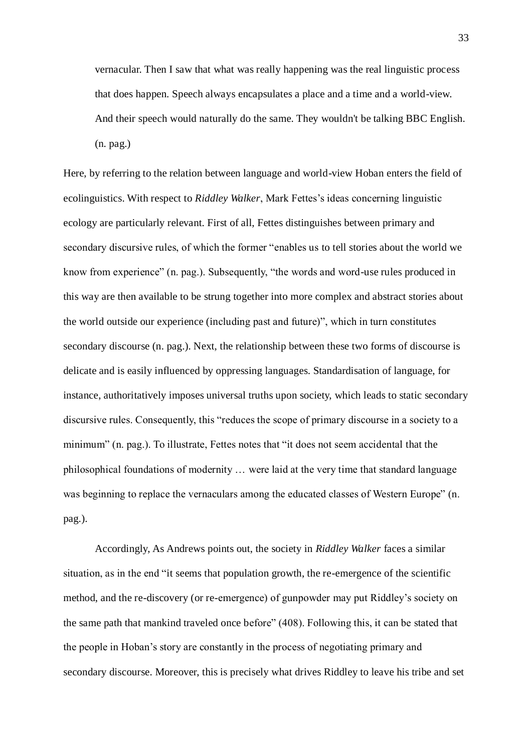> vernacular. Then I saw that what was really happening was the real linguistic process that does happen. Speech always encapsulates a place and a time and a world-view. And their speech would naturally do the same. They wouldn't be talking BBC English. (n. pag.)

Here, by referring to the relation between language and world-view Hoban enters the field of ecolinguistics. With respect to *Riddley Walker*, Mark Fettes's ideas concerning linguistic ecology are particularly relevant. First of all, Fettes distinguishes between primary and secondary discursive rules, of which the former "enables us to tell stories about the world we know from experience" (n. pag.). Subsequently, "the words and word-use rules produced in this way are then available to be strung together into more complex and abstract stories about the world outside our experience (including past and future)", which in turn constitutes secondary discourse (n. pag.). Next, the relationship between these two forms of discourse is delicate and is easily influenced by oppressing languages. Standardisation of language, for instance, authoritatively imposes universal truths upon society, which leads to static secondary discursive rules. Consequently, this "reduces the scope of primary discourse in a society to a minimum" (n. pag.). To illustrate, Fettes notes that "it does not seem accidental that the philosophical foundations of modernity … were laid at the very time that standard language was beginning to replace the vernaculars among the educated classes of Western Europe" (n. pag.).

Accordingly, As Andrews points out, the society in *Riddley Walker* faces a similar situation, as in the end "it seems that population growth, the re-emergence of the scientific method, and the re-discovery (or re-emergence) of gunpowder may put Riddley's society on the same path that mankind traveled once before" (408). Following this, it can be stated that the people in Hoban's story are constantly in the process of negotiating primary and secondary discourse. Moreover, this is precisely what drives Riddley to leave his tribe and set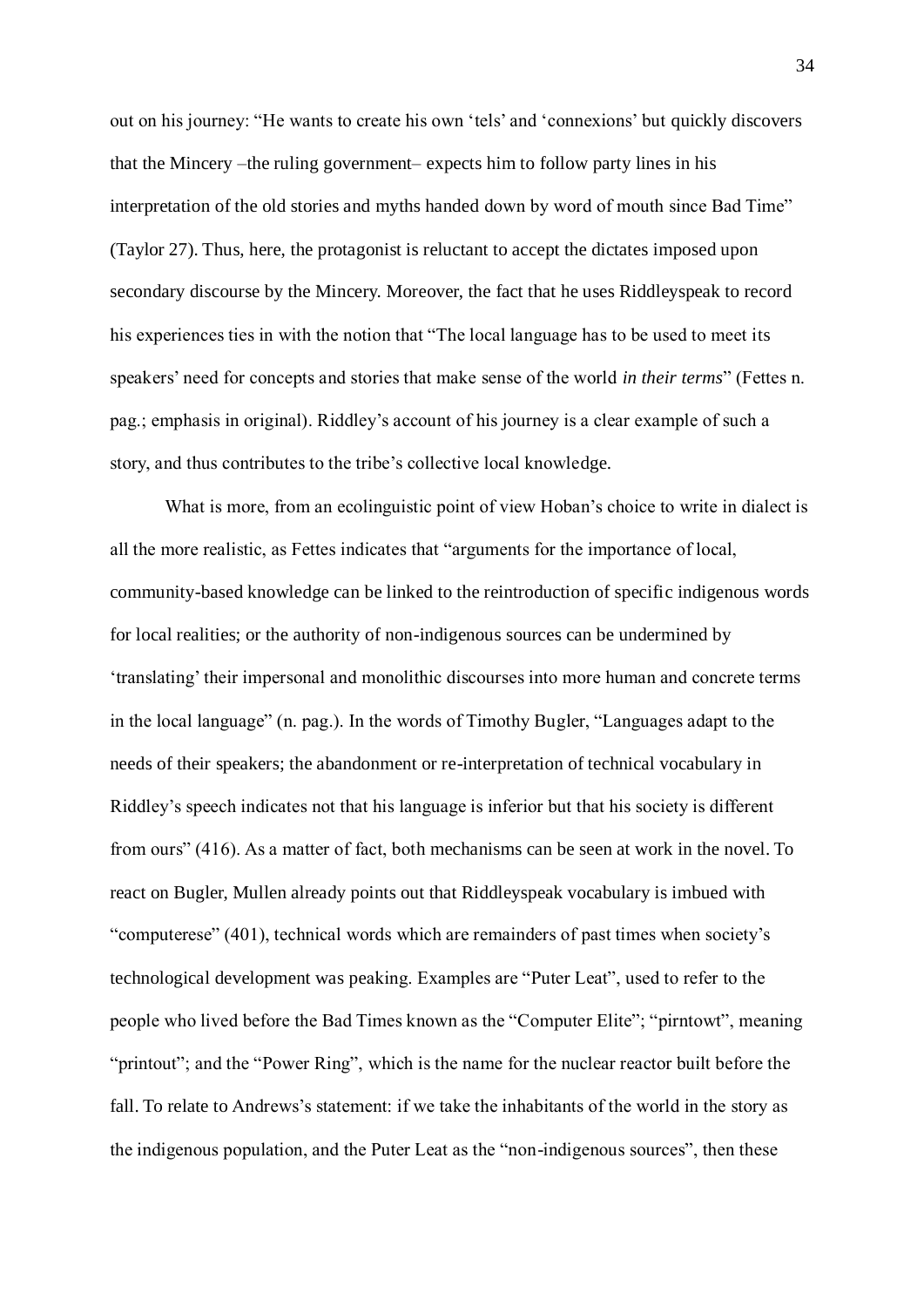out on his journey: "He wants to create his own 'tels' and 'connexions' but quickly discovers that the Mincery –the ruling government– expects him to follow party lines in his interpretation of the old stories and myths handed down by word of mouth since Bad Time" (Taylor 27). Thus, here, the protagonist is reluctant to accept the dictates imposed upon secondary discourse by the Mincery. Moreover, the fact that he uses Riddleyspeak to record his experiences ties in with the notion that "The local language has to be used to meet its speakers' need for concepts and stories that make sense of the world *in their terms*" (Fettes n. pag.; emphasis in original). Riddley's account of his journey is a clear example of such a story, and thus contributes to the tribe's collective local knowledge.

What is more, from an ecolinguistic point of view Hoban's choice to write in dialect is all the more realistic, as Fettes indicates that "arguments for the importance of local, community-based knowledge can be linked to the reintroduction of specific indigenous words for local realities; or the authority of non-indigenous sources can be undermined by 'translating' their impersonal and monolithic discourses into more human and concrete terms in the local language" (n. pag.). In the words of Timothy Bugler, "Languages adapt to the needs of their speakers; the abandonment or re-interpretation of technical vocabulary in Riddley's speech indicates not that his language is inferior but that his society is different from ours" (416). As a matter of fact, both mechanisms can be seen at work in the novel. To react on Bugler, Mullen already points out that Riddleyspeak vocabulary is imbued with "computerese" (401), technical words which are remainders of past times when society's technological development was peaking. Examples are "Puter Leat", used to refer to the people who lived before the Bad Times known as the "Computer Elite"; "pirntowt", meaning "printout"; and the "Power Ring", which is the name for the nuclear reactor built before the fall. To relate to Andrews's statement: if we take the inhabitants of the world in the story as the indigenous population, and the Puter Leat as the "non-indigenous sources", then these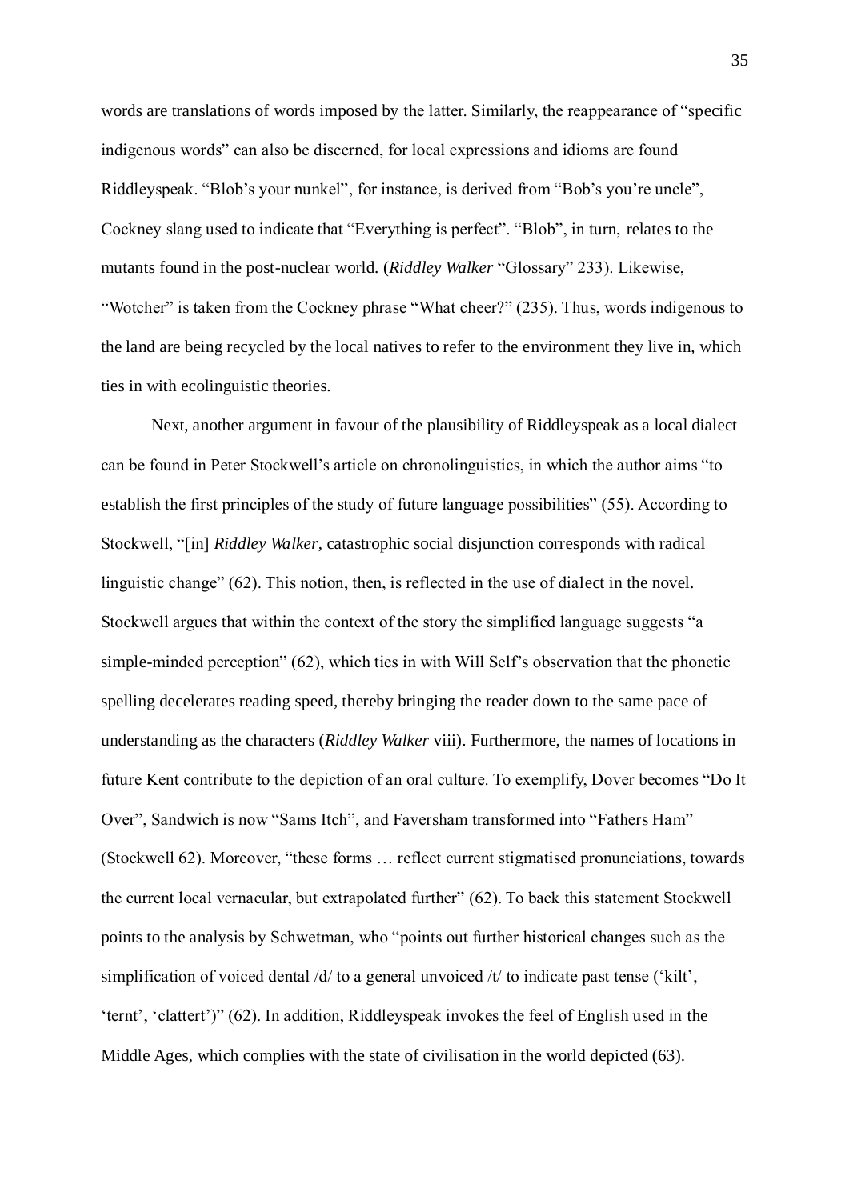words are translations of words imposed by the latter. Similarly, the reappearance of "specific indigenous words" can also be discerned, for local expressions and idioms are found Riddleyspeak. "Blob's your nunkel", for instance, is derived from "Bob's you're uncle", Cockney slang used to indicate that "Everything is perfect". "Blob", in turn, relates to the mutants found in the post-nuclear world. (*Riddley Walker* "Glossary" 233). Likewise, "Wotcher" is taken from the Cockney phrase "What cheer?" (235). Thus, words indigenous to the land are being recycled by the local natives to refer to the environment they live in, which ties in with ecolinguistic theories.

Next, another argument in favour of the plausibility of Riddleyspeak as a local dialect can be found in Peter Stockwell's article on chronolinguistics, in which the author aims "to establish the first principles of the study of future language possibilities" (55). According to Stockwell, "[in] *Riddley Walker*, catastrophic social disjunction corresponds with radical linguistic change" (62). This notion, then, is reflected in the use of dialect in the novel. Stockwell argues that within the context of the story the simplified language suggests "a simple-minded perception" (62), which ties in with Will Self's observation that the phonetic spelling decelerates reading speed, thereby bringing the reader down to the same pace of understanding as the characters (*Riddley Walker* viii). Furthermore, the names of locations in future Kent contribute to the depiction of an oral culture. To exemplify, Dover becomes "Do It Over", Sandwich is now "Sams Itch", and Faversham transformed into "Fathers Ham" (Stockwell 62). Moreover, "these forms … reflect current stigmatised pronunciations, towards the current local vernacular, but extrapolated further" (62). To back this statement Stockwell points to the analysis by Schwetman, who "points out further historical changes such as the simplification of voiced dental /d/ to a general unvoiced /t/ to indicate past tense ('kilt', 'ternt', 'clattert')" (62). In addition, Riddleyspeak invokes the feel of English used in the Middle Ages, which complies with the state of civilisation in the world depicted (63).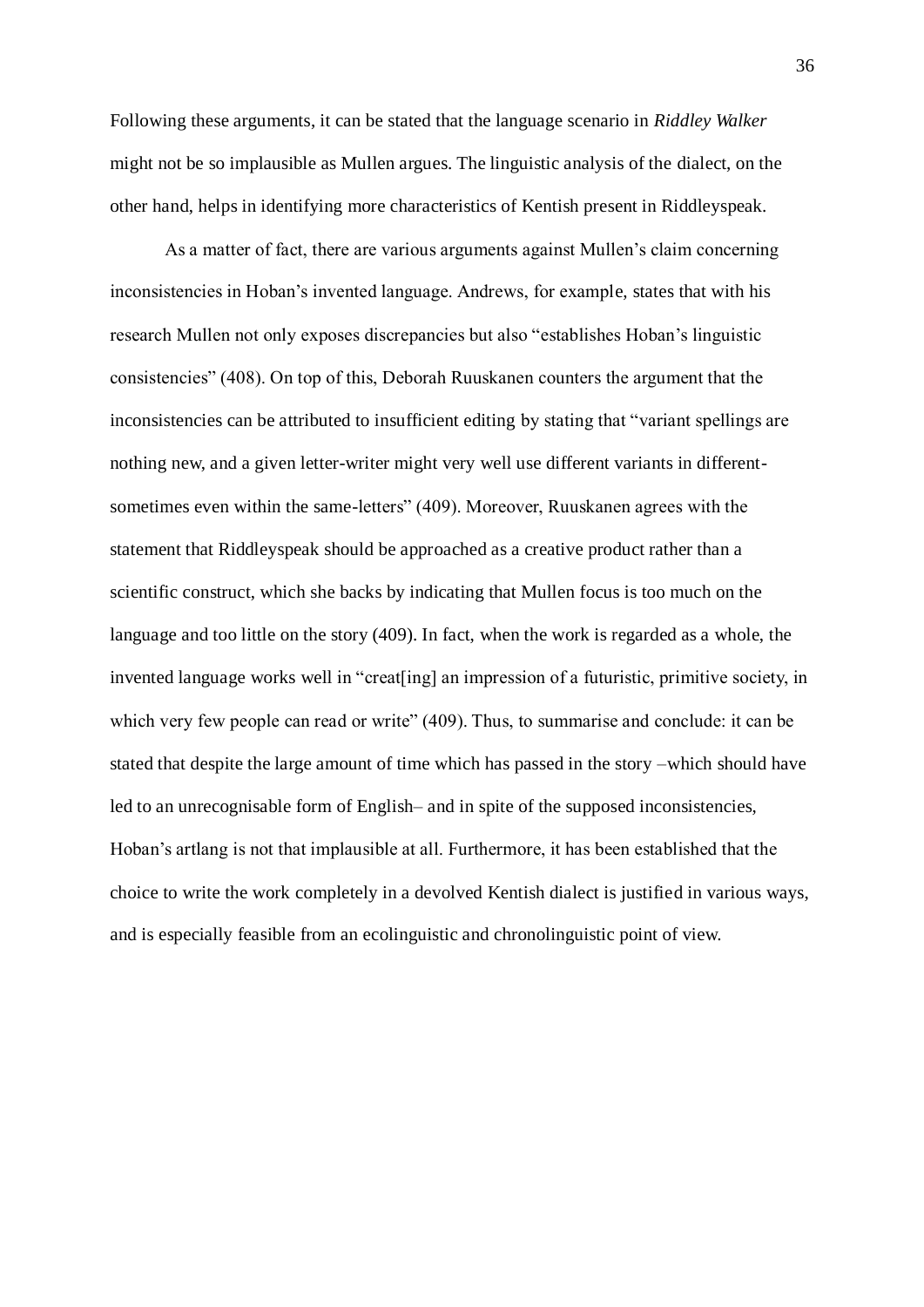Following these arguments, it can be stated that the language scenario in *Riddley Walker* might not be so implausible as Mullen argues. The linguistic analysis of the dialect, on the other hand, helps in identifying more characteristics of Kentish present in Riddleyspeak.

As a matter of fact, there are various arguments against Mullen's claim concerning inconsistencies in Hoban's invented language. Andrews, for example, states that with his research Mullen not only exposes discrepancies but also "establishes Hoban's linguistic consistencies" (408). On top of this, Deborah Ruuskanen counters the argument that the inconsistencies can be attributed to insufficient editing by stating that "variant spellings are nothing new, and a given letter-writer might very well use different variants in different-sometimes even within the same-letters" (409). Moreover, Ruuskanen agrees with the statement that Riddleyspeak should be approached as a creative product rather than a scientific construct, which she backs by indicating that Mullen focus is too much on the language and too little on the story (409). In fact, when the work is regarded as a whole, the invented language works well in "creat[ing] an impression of a futuristic, primitive society, in which very few people can read or write" (409). Thus, to summarise and conclude: it can be stated that despite the large amount of time which has passed in the story –which should have led to an unrecognisable form of English– and in spite of the supposed inconsistencies, Hoban's artlang is not that implausible at all. Furthermore, it has been established that the choice to write the work completely in a devolved Kentish dialect is justified in various ways, and is especially feasible from an ecolinguistic and chronolinguistic point of view.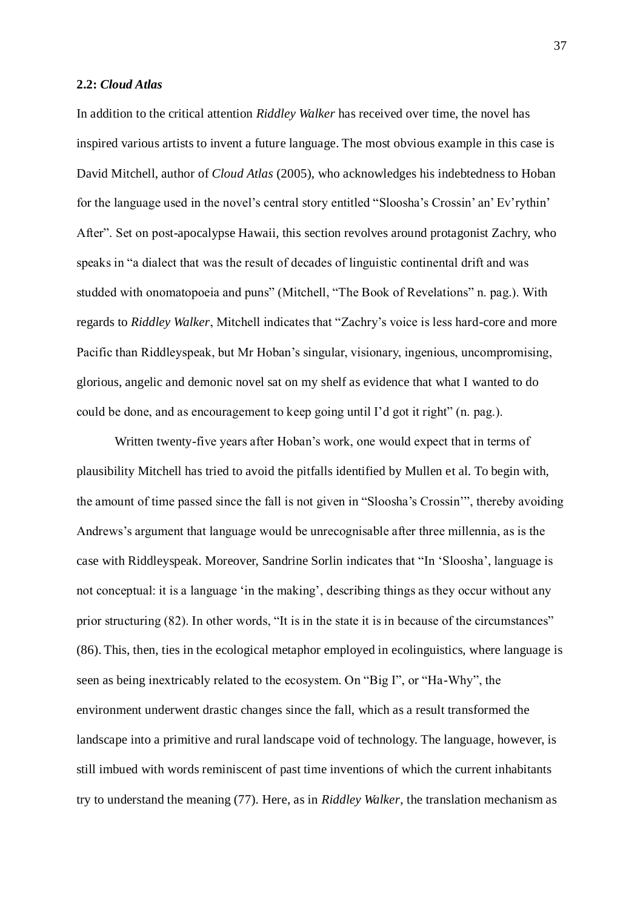### 2.2: *Cloud Atlas*

In addition to the critical attention *Riddley Walker* has received over time, the novel has inspired various artists to invent a future language. The most obvious example in this case is David Mitchell, author of *Cloud Atlas* (2005), who acknowledges his indebtedness to Hoban for the language used in the novel's central story entitled "Sloosha's Crossin' an' Ev'rythin' After". Set on post-apocalypse Hawaii, this section revolves around protagonist Zachry, who speaks in "a dialect that was the result of decades of linguistic continental drift and was studded with onomatopoeia and puns" (Mitchell, "The Book of Revelations" n. pag.). With regards to *Riddley Walker*, Mitchell indicates that "Zachry's voice is less hard-core and more Pacific than Riddleyspeak, but Mr Hoban's singular, visionary, ingenious, uncompromising, glorious, angelic and demonic novel sat on my shelf as evidence that what I wanted to do could be done, and as encouragement to keep going until I'd got it right" (n. pag.).

Written twenty-five years after Hoban's work, one would expect that in terms of plausibility Mitchell has tried to avoid the pitfalls identified by Mullen et al. To begin with, the amount of time passed since the fall is not given in "Sloosha's Crossin'", thereby avoiding Andrews's argument that language would be unrecognisable after three millennia, as is the case with Riddleyspeak. Moreover, Sandrine Sorlin indicates that "In 'Sloosha', language is not conceptual: it is a language 'in the making', describing things as they occur without any prior structuring (82). In other words, "It is in the state it is in because of the circumstances" (86). This, then, ties in the ecological metaphor employed in ecolinguistics, where language is seen as being inextricably related to the ecosystem. On "Big I", or "Ha-Why", the environment underwent drastic changes since the fall, which as a result transformed the landscape into a primitive and rural landscape void of technology. The language, however, is still imbued with words reminiscent of past time inventions of which the current inhabitants try to understand the meaning (77). Here, as in *Riddley Walker*, the translation mechanism as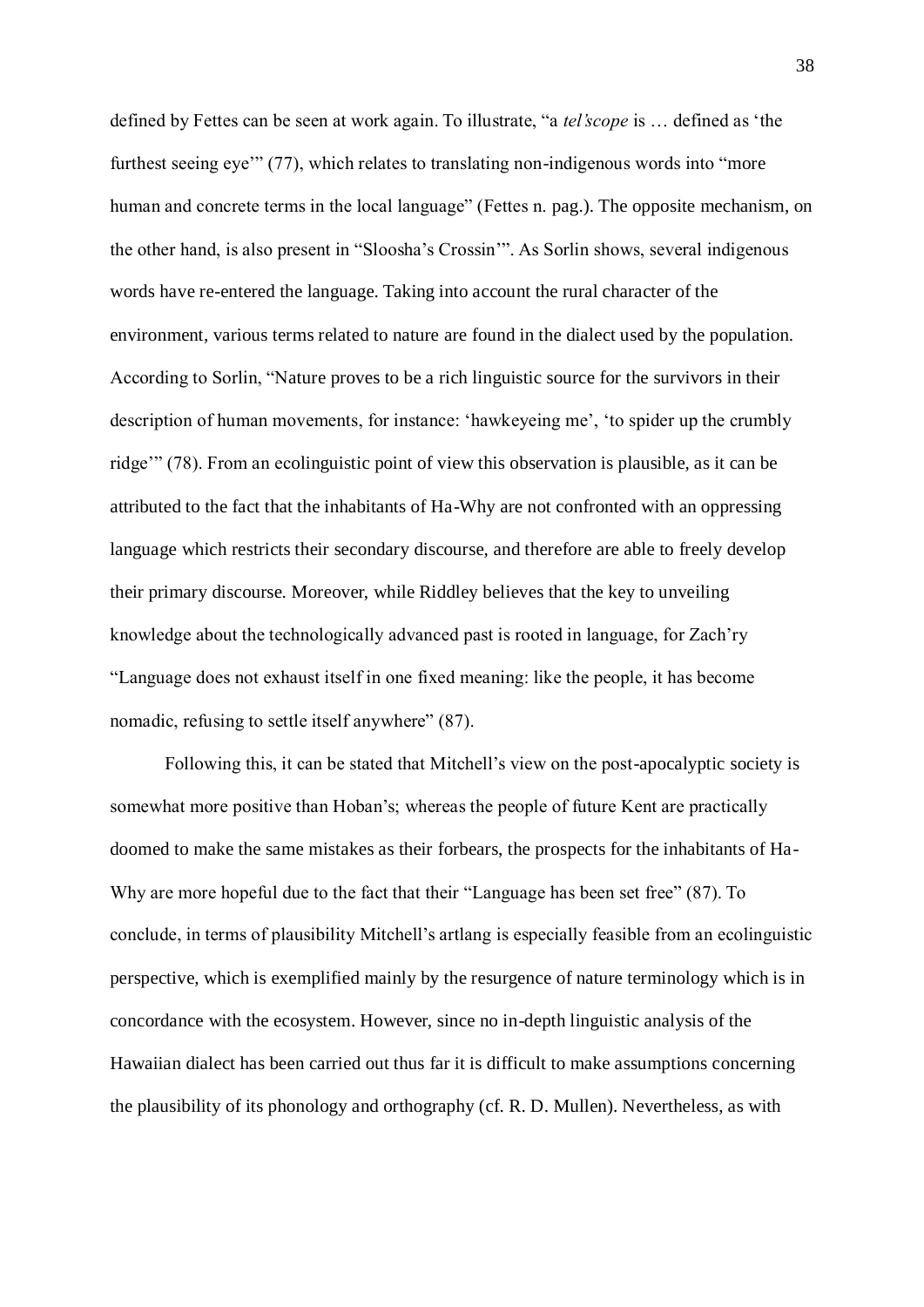defined by Fettes can be seen at work again. To illustrate, "a *tel'scope* is … defined as 'the furthest seeing eye'" (77), which relates to translating non-indigenous words into "more human and concrete terms in the local language" (Fettes n. pag.). The opposite mechanism, on the other hand, is also present in "Sloosha's Crossin'". As Sorlin shows, several indigenous words have re-entered the language. Taking into account the rural character of the environment, various terms related to nature are found in the dialect used by the population. According to Sorlin, "Nature proves to be a rich linguistic source for the survivors in their description of human movements, for instance: 'hawkeyeing me', 'to spider up the crumbly ridge'" (78). From an ecolinguistic point of view this observation is plausible, as it can be attributed to the fact that the inhabitants of Ha-Why are not confronted with an oppressing language which restricts their secondary discourse, and therefore are able to freely develop their primary discourse. Moreover, while Riddley believes that the key to unveiling knowledge about the technologically advanced past is rooted in language, for Zach'ry "Language does not exhaust itself in one fixed meaning: like the people, it has become nomadic, refusing to settle itself anywhere" (87).

Following this, it can be stated that Mitchell's view on the post-apocalyptic society is somewhat more positive than Hoban's; whereas the people of future Kent are practically doomed to make the same mistakes as their forbears, the prospects for the inhabitants of Ha-Why are more hopeful due to the fact that their "Language has been set free" (87). To conclude, in terms of plausibility Mitchell's artlang is especially feasible from an ecolinguistic perspective, which is exemplified mainly by the resurgence of nature terminology which is in concordance with the ecosystem. However, since no in-depth linguistic analysis of the Hawaiian dialect has been carried out thus far it is difficult to make assumptions concerning the plausibility of its phonology and orthography (cf. R. D. Mullen). Nevertheless, as with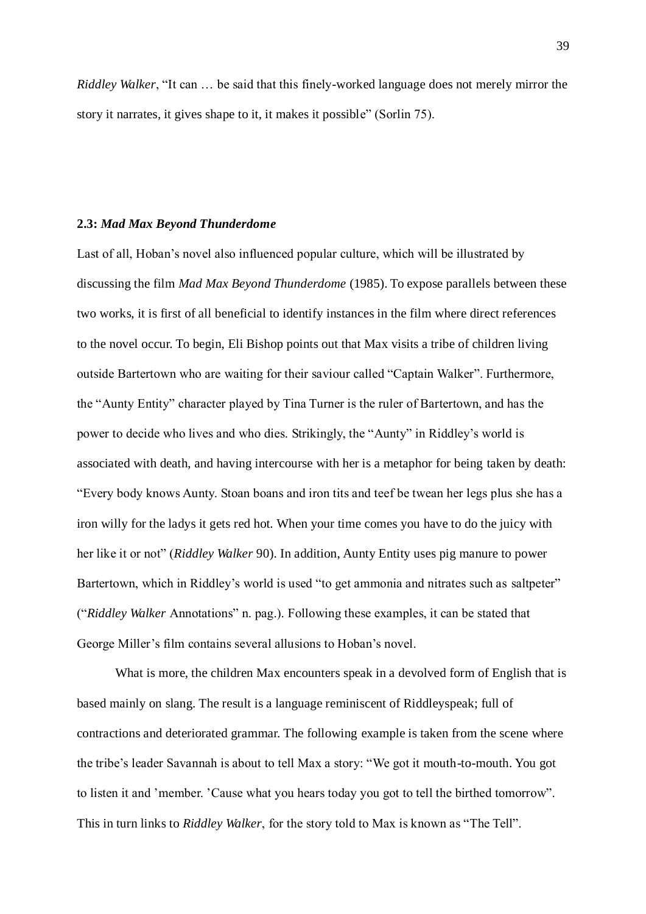*Riddley Walker*, "It can … be said that this finely-worked language does not merely mirror the story it narrates, it gives shape to it, it makes it possible" (Sorlin 75).

### 2.3: *Mad Max Beyond Thunderdome*

Last of all, Hoban's novel also influenced popular culture, which will be illustrated by discussing the film *Mad Max Beyond Thunderdome* (1985). To expose parallels between these two works, it is first of all beneficial to identify instances in the film where direct references to the novel occur. To begin, Eli Bishop points out that Max visits a tribe of children living outside Bartertown who are waiting for their saviour called "Captain Walker". Furthermore, the "Aunty Entity" character played by Tina Turner is the ruler of Bartertown, and has the power to decide who lives and who dies. Strikingly, the "Aunty" in Riddley's world is associated with death, and having intercourse with her is a metaphor for being taken by death: "Every body knows Aunty. Stoan boans and iron tits and teef be twean her legs plus she has a iron willy for the ladys it gets red hot. When your time comes you have to do the juicy with her like it or not" (*Riddley Walker* 90). In addition, Aunty Entity uses pig manure to power Bartertown, which in Riddley's world is used "to get ammonia and nitrates such as saltpeter" ("*Riddley Walker* Annotations" n. pag.). Following these examples, it can be stated that George Miller's film contains several allusions to Hoban's novel.

What is more, the children Max encounters speak in a devolved form of English that is based mainly on slang. The result is a language reminiscent of Riddleyspeak; full of contractions and deteriorated grammar. The following example is taken from the scene where the tribe's leader Savannah is about to tell Max a story: "We got it mouth-to-mouth. You got to listen it and 'member. 'Cause what you hears today you got to tell the birthed tomorrow". This in turn links to *Riddley Walker*, for the story told to Max is known as "The Tell".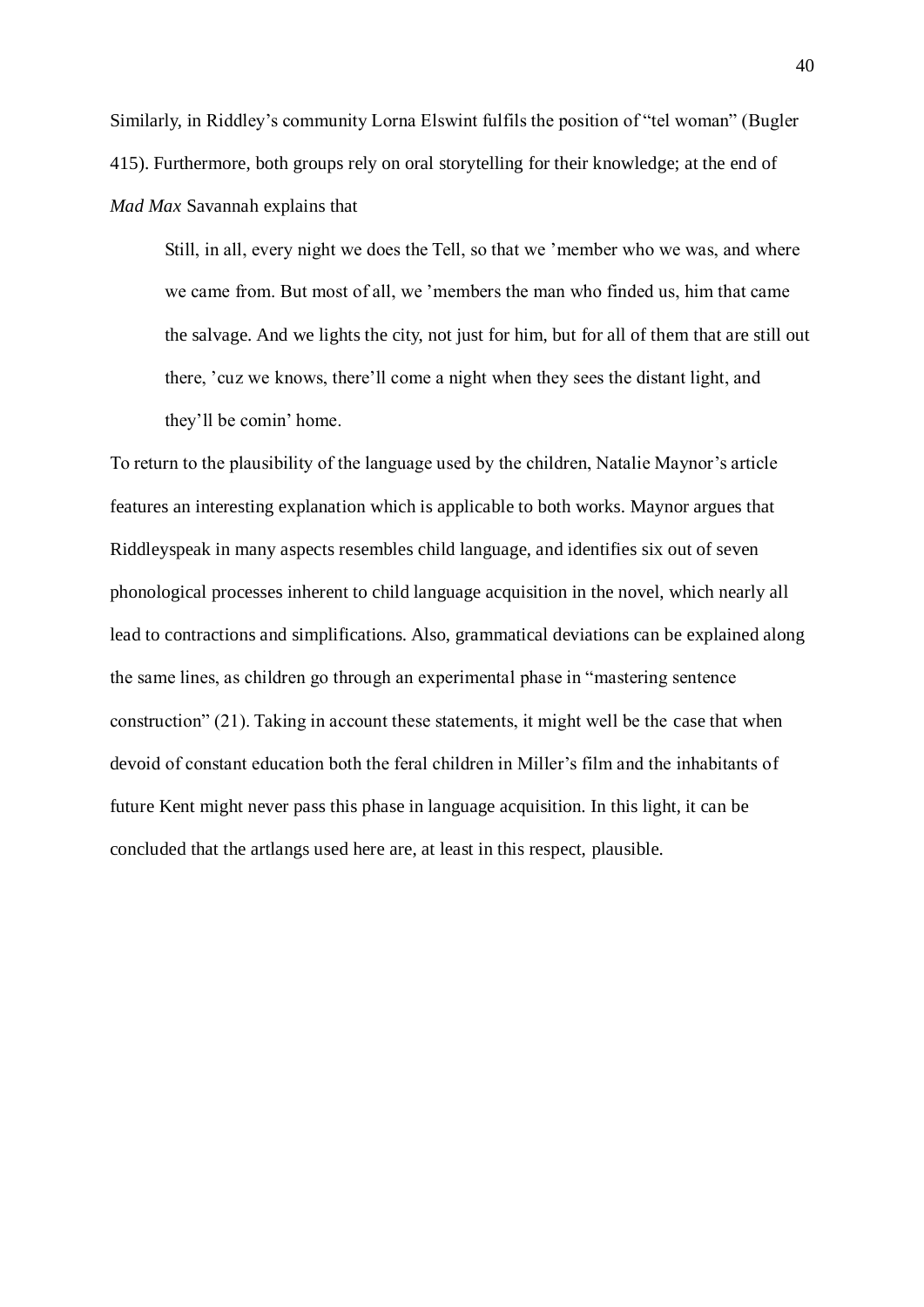Similarly, in Riddley's community Lorna Elswint fulfils the position of "tel woman" (Bugler 415). Furthermore, both groups rely on oral storytelling for their knowledge; at the end of *Mad Max* Savannah explains that

> Still, in all, every night we does the Tell, so that we 'member who we was, and where we came from. But most of all, we 'members the man who finded us, him that came the salvage. And we lights the city, not just for him, but for all of them that are still out there, 'cuz we knows, there'll come a night when they sees the distant light, and they'll be comin' home.

To return to the plausibility of the language used by the children, Natalie Maynor's article features an interesting explanation which is applicable to both works. Maynor argues that Riddleyspeak in many aspects resembles child language, and identifies six out of seven phonological processes inherent to child language acquisition in the novel, which nearly all lead to contractions and simplifications. Also, grammatical deviations can be explained along the same lines, as children go through an experimental phase in "mastering sentence construction" (21). Taking in account these statements, it might well be the case that when devoid of constant education both the feral children in Miller's film and the inhabitants of future Kent might never pass this phase in language acquisition. In this light, it can be concluded that the artlangs used here are, at least in this respect, plausible.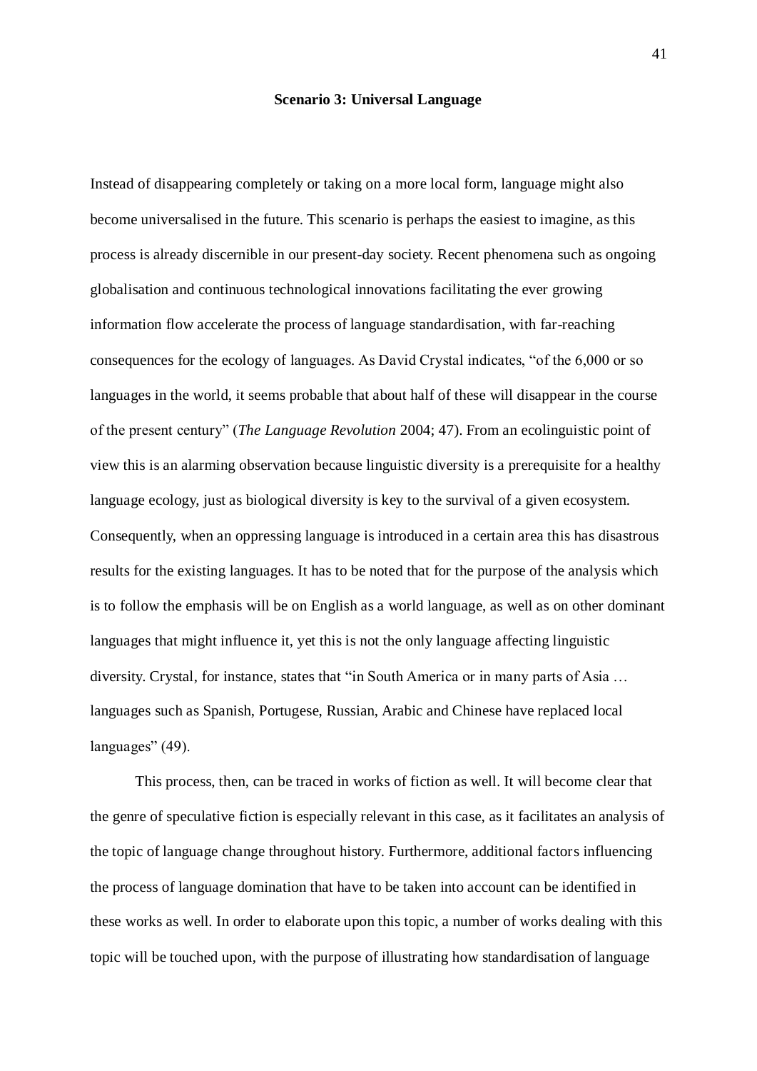### Scenario 3: Universal Language

Instead of disappearing completely or taking on a more local form, language might also become universalised in the future. This scenario is perhaps the easiest to imagine, as this process is already discernible in our present-day society. Recent phenomena such as ongoing globalisation and continuous technological innovations facilitating the ever growing information flow accelerate the process of language standardisation, with far-reaching consequences for the ecology of languages. As David Crystal indicates, "of the 6,000 or so languages in the world, it seems probable that about half of these will disappear in the course of the present century" (*The Language Revolution* 2004; 47). From an ecolinguistic point of view this is an alarming observation because linguistic diversity is a prerequisite for a healthy language ecology, just as biological diversity is key to the survival of a given ecosystem. Consequently, when an oppressing language is introduced in a certain area this has disastrous results for the existing languages. It has to be noted that for the purpose of the analysis which is to follow the emphasis will be on English as a world language, as well as on other dominant languages that might influence it, yet this is not the only language affecting linguistic diversity. Crystal, for instance, states that "in South America or in many parts of Asia … languages such as Spanish, Portugese, Russian, Arabic and Chinese have replaced local languages" (49).

This process, then, can be traced in works of fiction as well. It will become clear that the genre of speculative fiction is especially relevant in this case, as it facilitates an analysis of the topic of language change throughout history. Furthermore, additional factors influencing the process of language domination that have to be taken into account can be identified in these works as well. In order to elaborate upon this topic, a number of works dealing with this topic will be touched upon, with the purpose of illustrating how standardisation of language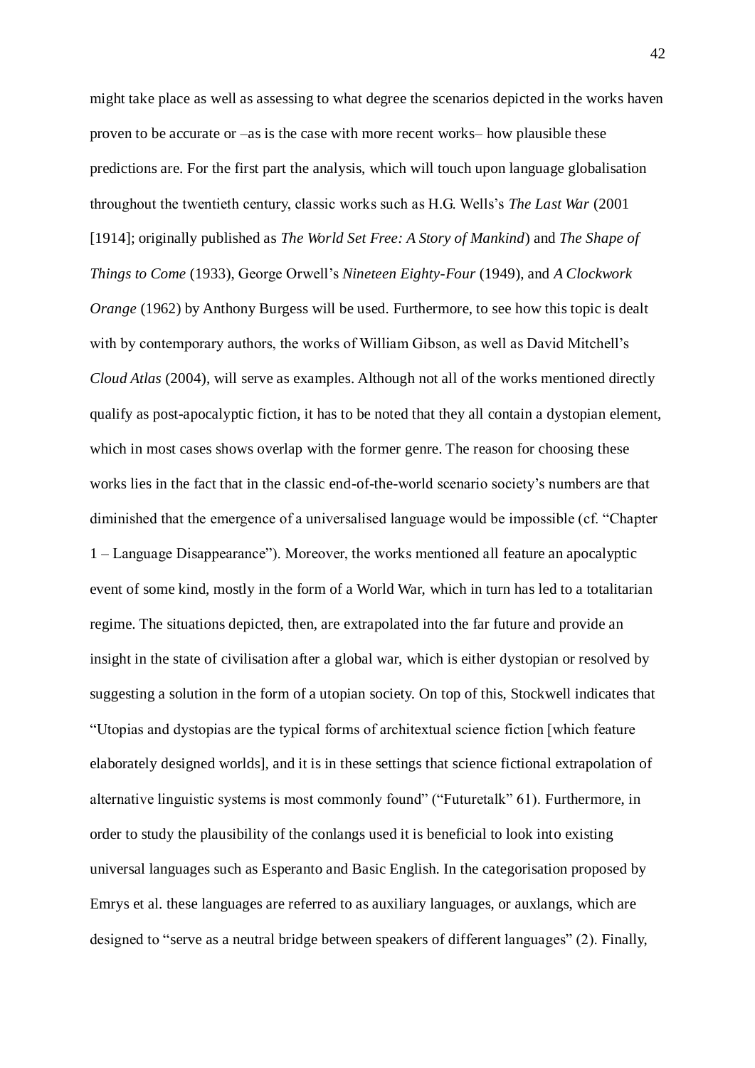might take place as well as assessing to what degree the scenarios depicted in the works haven proven to be accurate or –as is the case with more recent works– how plausible these predictions are. For the first part the analysis, which will touch upon language globalisation throughout the twentieth century, classic works such as H.G. Wells's *The Last War* (2001 [1914]; originally published as *The World Set Free: A Story of Mankind*) and *The Shape of Things to Come* (1933), George Orwell's *Nineteen Eighty-Four* (1949), and *A Clockwork Orange* (1962) by Anthony Burgess will be used. Furthermore, to see how this topic is dealt with by contemporary authors, the works of William Gibson, as well as David Mitchell's *Cloud Atlas* (2004), will serve as examples. Although not all of the works mentioned directly qualify as post-apocalyptic fiction, it has to be noted that they all contain a dystopian element, which in most cases shows overlap with the former genre. The reason for choosing these works lies in the fact that in the classic end-of-the-world scenario society's numbers are that diminished that the emergence of a universalised language would be impossible (cf. "Chapter 1 – Language Disappearance"). Moreover, the works mentioned all feature an apocalyptic event of some kind, mostly in the form of a World War, which in turn has led to a totalitarian regime. The situations depicted, then, are extrapolated into the far future and provide an insight in the state of civilisation after a global war, which is either dystopian or resolved by suggesting a solution in the form of a utopian society. On top of this, Stockwell indicates that "Utopias and dystopias are the typical forms of architextual science fiction [which feature elaborately designed worlds], and it is in these settings that science fictional extrapolation of alternative linguistic systems is most commonly found" ("Futuretalk" 61). Furthermore, in order to study the plausibility of the conlangs used it is beneficial to look into existing universal languages such as Esperanto and Basic English. In the categorisation proposed by Emrys et al. these languages are referred to as auxiliary languages, or auxlangs, which are designed to "serve as a neutral bridge between speakers of different languages" (2). Finally,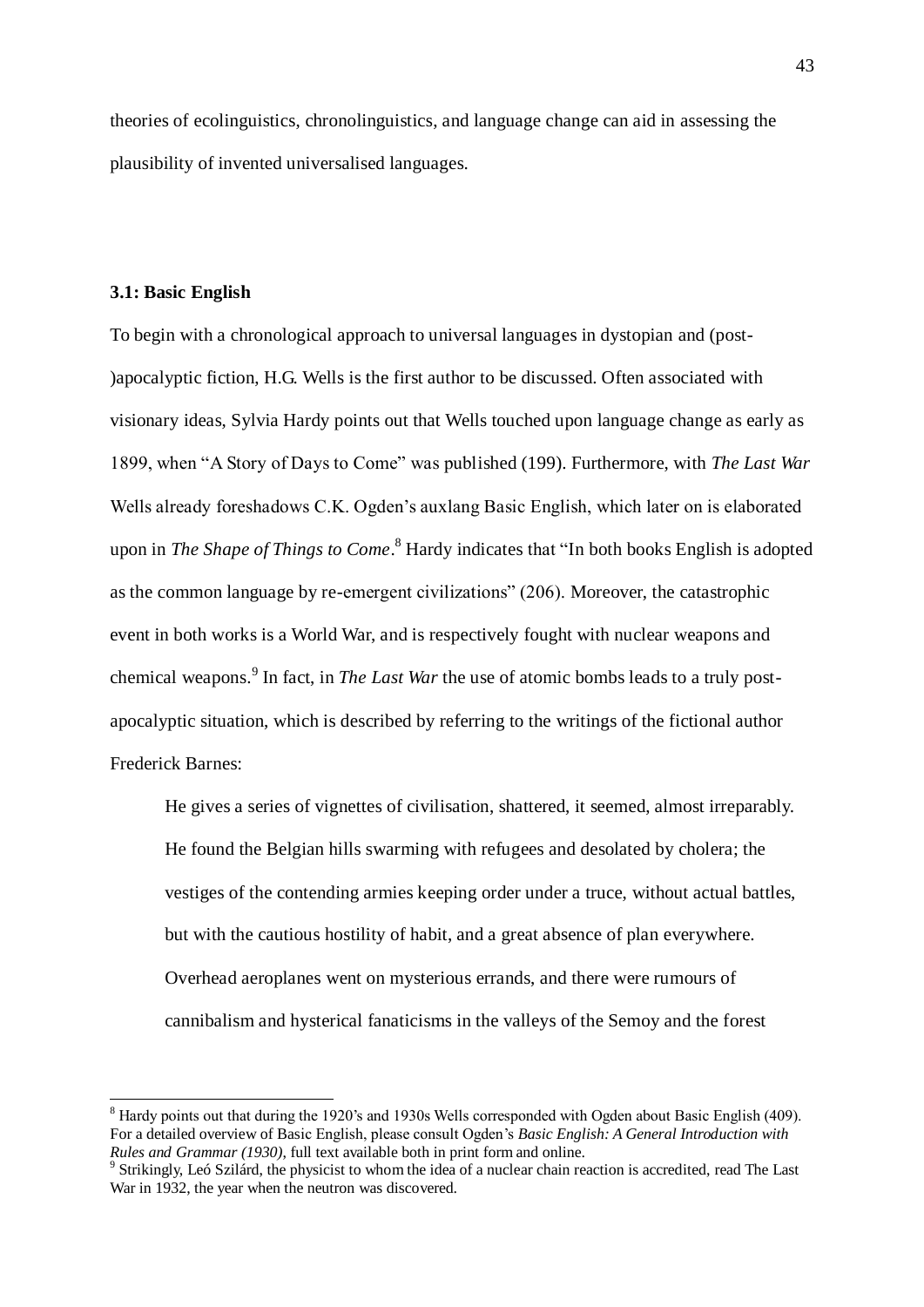theories of ecolinguistics, chronolinguistics, and language change can aid in assessing the plausibility of invented universalised languages.

### 3.1: Basic English

To begin with a chronological approach to universal languages in dystopian and (post-)apocalyptic fiction, H.G. Wells is the first author to be discussed. Often associated with visionary ideas, Sylvia Hardy points out that Wells touched upon language change as early as 1899, when "A Story of Days to Come" was published (199). Furthermore, with *The Last War* Wells already foreshadows C.K. Ogden's auxlang Basic English, which later on is elaborated upon in *The Shape of Things to Come*.[8] Hardy indicates that "In both books English is adopted as the common language by re-emergent civilizations" (206). Moreover, the catastrophic event in both works is a World War, and is respectively fought with nuclear weapons and chemical weapons.[9] In fact, in *The Last War* the use of atomic bombs leads to a truly post-apocalyptic situation, which is described by referring to the writings of the fictional author Frederick Barnes:

> He gives a series of vignettes of civilisation, shattered, it seemed, almost irreparably. He found the Belgian hills swarming with refugees and desolated by cholera; the vestiges of the contending armies keeping order under a truce, without actual battles, but with the cautious hostility of habit, and a great absence of plan everywhere. Overhead aeroplanes went on mysterious errands, and there were rumours of cannibalism and hysterical fanaticisms in the valleys of the Semoy and the forest

---

[8] Hardy points out that during the 1920's and 1930s Wells corresponded with Ogden about Basic English (409). For a detailed overview of Basic English, please consult Ogden's *Basic English: A General Introduction with Rules and Grammar (1930)*, full text available both in print form and online.

[9] Strikingly, Leó Szilárd, the physicist to whom the idea of a nuclear chain reaction is accredited, read The Last War in 1932, the year when the neutron was discovered.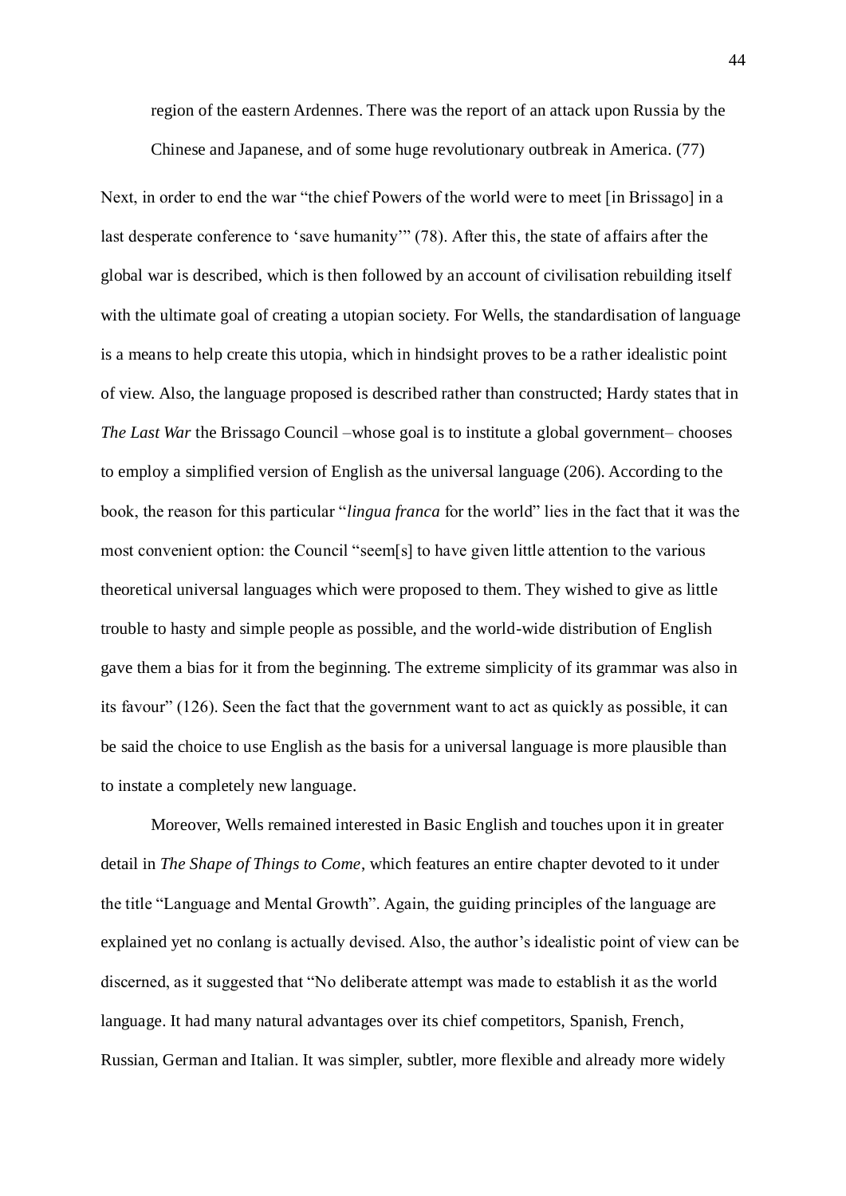> region of the eastern Ardennes. There was the report of an attack upon Russia by the Chinese and Japanese, and of some huge revolutionary outbreak in America. (77)

Next, in order to end the war "the chief Powers of the world were to meet [in Brissago] in a last desperate conference to 'save humanity'" (78). After this, the state of affairs after the global war is described, which is then followed by an account of civilisation rebuilding itself with the ultimate goal of creating a utopian society. For Wells, the standardisation of language is a means to help create this utopia, which in hindsight proves to be a rather idealistic point of view. Also, the language proposed is described rather than constructed; Hardy states that in *The Last War* the Brissago Council –whose goal is to institute a global government– chooses to employ a simplified version of English as the universal language (206). According to the book, the reason for this particular "*lingua franca* for the world" lies in the fact that it was the most convenient option: the Council "seem[s] to have given little attention to the various theoretical universal languages which were proposed to them. They wished to give as little trouble to hasty and simple people as possible, and the world-wide distribution of English gave them a bias for it from the beginning. The extreme simplicity of its grammar was also in its favour" (126). Seen the fact that the government want to act as quickly as possible, it can be said the choice to use English as the basis for a universal language is more plausible than to instate a completely new language.

Moreover, Wells remained interested in Basic English and touches upon it in greater detail in *The Shape of Things to Come*, which features an entire chapter devoted to it under the title "Language and Mental Growth". Again, the guiding principles of the language are explained yet no conlang is actually devised. Also, the author's idealistic point of view can be discerned, as it suggested that "No deliberate attempt was made to establish it as the world language. It had many natural advantages over its chief competitors, Spanish, French, Russian, German and Italian. It was simpler, subtler, more flexible and already more widely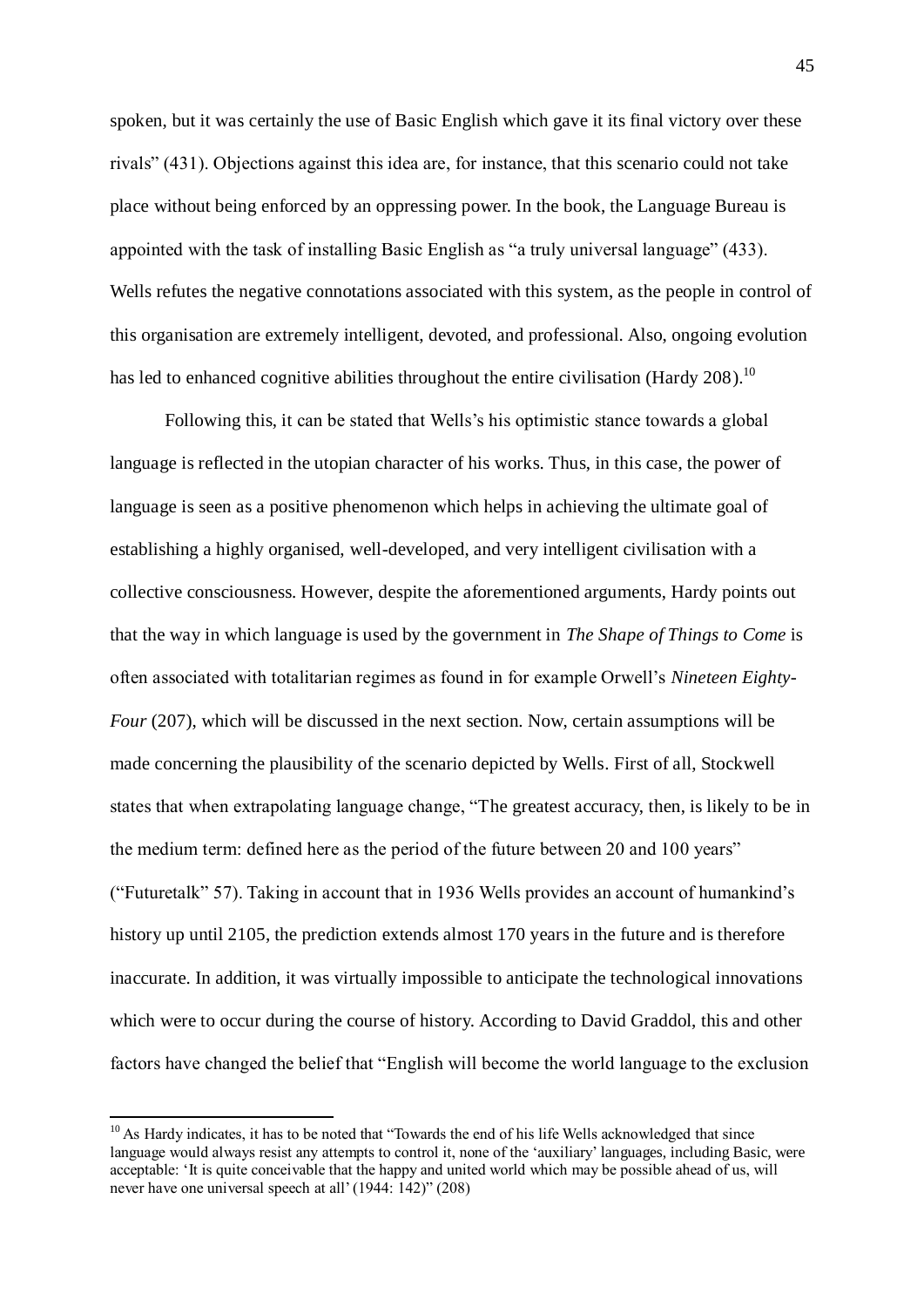spoken, but it was certainly the use of Basic English which gave it its final victory over these rivals" (431). Objections against this idea are, for instance, that this scenario could not take place without being enforced by an oppressing power. In the book, the Language Bureau is appointed with the task of installing Basic English as "a truly universal language" (433). Wells refutes the negative connotations associated with this system, as the people in control of this organisation are extremely intelligent, devoted, and professional. Also, ongoing evolution has led to enhanced cognitive abilities throughout the entire civilisation (Hardy 208).[10]

Following this, it can be stated that Wells's his optimistic stance towards a global language is reflected in the utopian character of his works. Thus, in this case, the power of language is seen as a positive phenomenon which helps in achieving the ultimate goal of establishing a highly organised, well-developed, and very intelligent civilisation with a collective consciousness. However, despite the aforementioned arguments, Hardy points out that the way in which language is used by the government in *The Shape of Things to Come* is often associated with totalitarian regimes as found in for example Orwell's *Nineteen Eighty-Four* (207), which will be discussed in the next section. Now, certain assumptions will be made concerning the plausibility of the scenario depicted by Wells. First of all, Stockwell states that when extrapolating language change, "The greatest accuracy, then, is likely to be in the medium term: defined here as the period of the future between 20 and 100 years" ("Futuretalk" 57). Taking in account that in 1936 Wells provides an account of humankind's history up until 2105, the prediction extends almost 170 years in the future and is therefore inaccurate. In addition, it was virtually impossible to anticipate the technological innovations which were to occur during the course of history. According to David Graddol, this and other factors have changed the belief that "English will become the world language to the exclusion

---

[10] As Hardy indicates, it has to be noted that "Towards the end of his life Wells acknowledged that since language would always resist any attempts to control it, none of the 'auxiliary' languages, including Basic, were acceptable: 'It is quite conceivable that the happy and united world which may be possible ahead of us, will never have one universal speech at all' (1944: 142)" (208)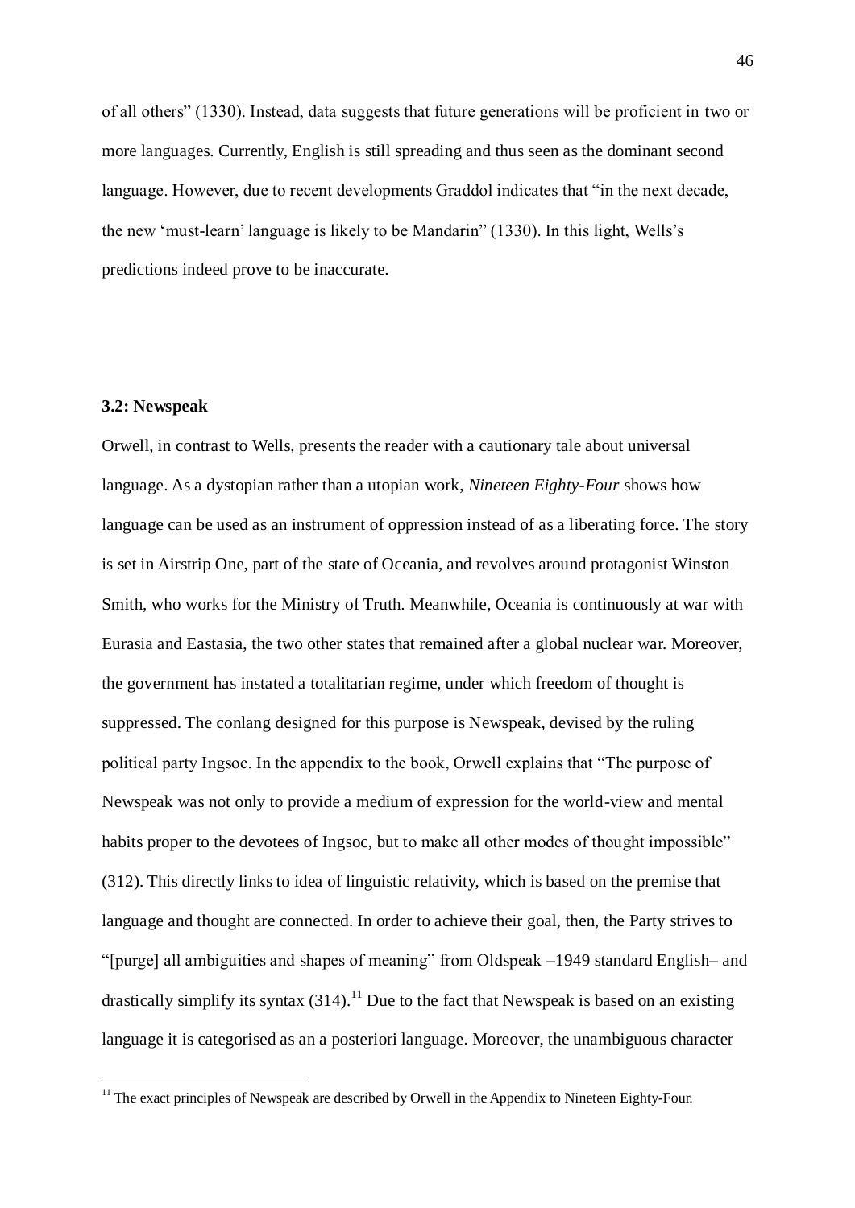of all others" (1330). Instead, data suggests that future generations will be proficient in two or more languages. Currently, English is still spreading and thus seen as the dominant second language. However, due to recent developments Graddol indicates that "in the next decade, the new 'must-learn' language is likely to be Mandarin" (1330). In this light, Wells's predictions indeed prove to be inaccurate.

### 3.2: Newspeak

Orwell, in contrast to Wells, presents the reader with a cautionary tale about universal language. As a dystopian rather than a utopian work, *Nineteen Eighty-Four* shows how language can be used as an instrument of oppression instead of as a liberating force. The story is set in Airstrip One, part of the state of Oceania, and revolves around protagonist Winston Smith, who works for the Ministry of Truth. Meanwhile, Oceania is continuously at war with Eurasia and Eastasia, the two other states that remained after a global nuclear war. Moreover, the government has instated a totalitarian regime, under which freedom of thought is suppressed. The conlang designed for this purpose is Newspeak, devised by the ruling political party Ingsoc. In the appendix to the book, Orwell explains that "The purpose of Newspeak was not only to provide a medium of expression for the world-view and mental habits proper to the devotees of Ingsoc, but to make all other modes of thought impossible" (312). This directly links to idea of linguistic relativity, which is based on the premise that language and thought are connected. In order to achieve their goal, then, the Party strives to "[purge] all ambiguities and shapes of meaning" from Oldspeak –1949 standard English– and drastically simplify its syntax (314).[11] Due to the fact that Newspeak is based on an existing language it is categorised as an a posteriori language. Moreover, the unambiguous character

[11] The exact principles of Newspeak are described by Orwell in the Appendix to Nineteen Eighty-Four.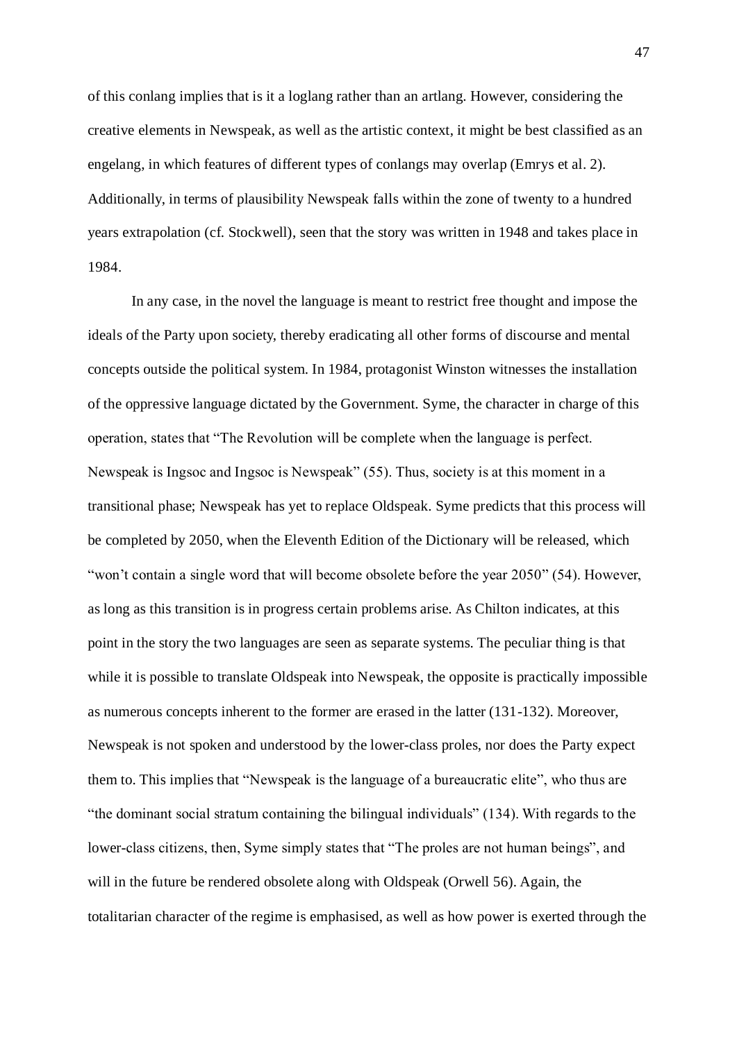of this conlang implies that is it a loglang rather than an artlang. However, considering the creative elements in Newspeak, as well as the artistic context, it might be best classified as an engelang, in which features of different types of conlangs may overlap (Emrys et al. 2). Additionally, in terms of plausibility Newspeak falls within the zone of twenty to a hundred years extrapolation (cf. Stockwell), seen that the story was written in 1948 and takes place in 1984.

In any case, in the novel the language is meant to restrict free thought and impose the ideals of the Party upon society, thereby eradicating all other forms of discourse and mental concepts outside the political system. In 1984, protagonist Winston witnesses the installation of the oppressive language dictated by the Government. Syme, the character in charge of this operation, states that "The Revolution will be complete when the language is perfect. Newspeak is Ingsoc and Ingsoc is Newspeak" (55). Thus, society is at this moment in a transitional phase; Newspeak has yet to replace Oldspeak. Syme predicts that this process will be completed by 2050, when the Eleventh Edition of the Dictionary will be released, which "won't contain a single word that will become obsolete before the year 2050" (54). However, as long as this transition is in progress certain problems arise. As Chilton indicates, at this point in the story the two languages are seen as separate systems. The peculiar thing is that while it is possible to translate Oldspeak into Newspeak, the opposite is practically impossible as numerous concepts inherent to the former are erased in the latter (131-132). Moreover, Newspeak is not spoken and understood by the lower-class proles, nor does the Party expect them to. This implies that "Newspeak is the language of a bureaucratic elite", who thus are "the dominant social stratum containing the bilingual individuals" (134). With regards to the lower-class citizens, then, Syme simply states that "The proles are not human beings", and will in the future be rendered obsolete along with Oldspeak (Orwell 56). Again, the totalitarian character of the regime is emphasised, as well as how power is exerted through the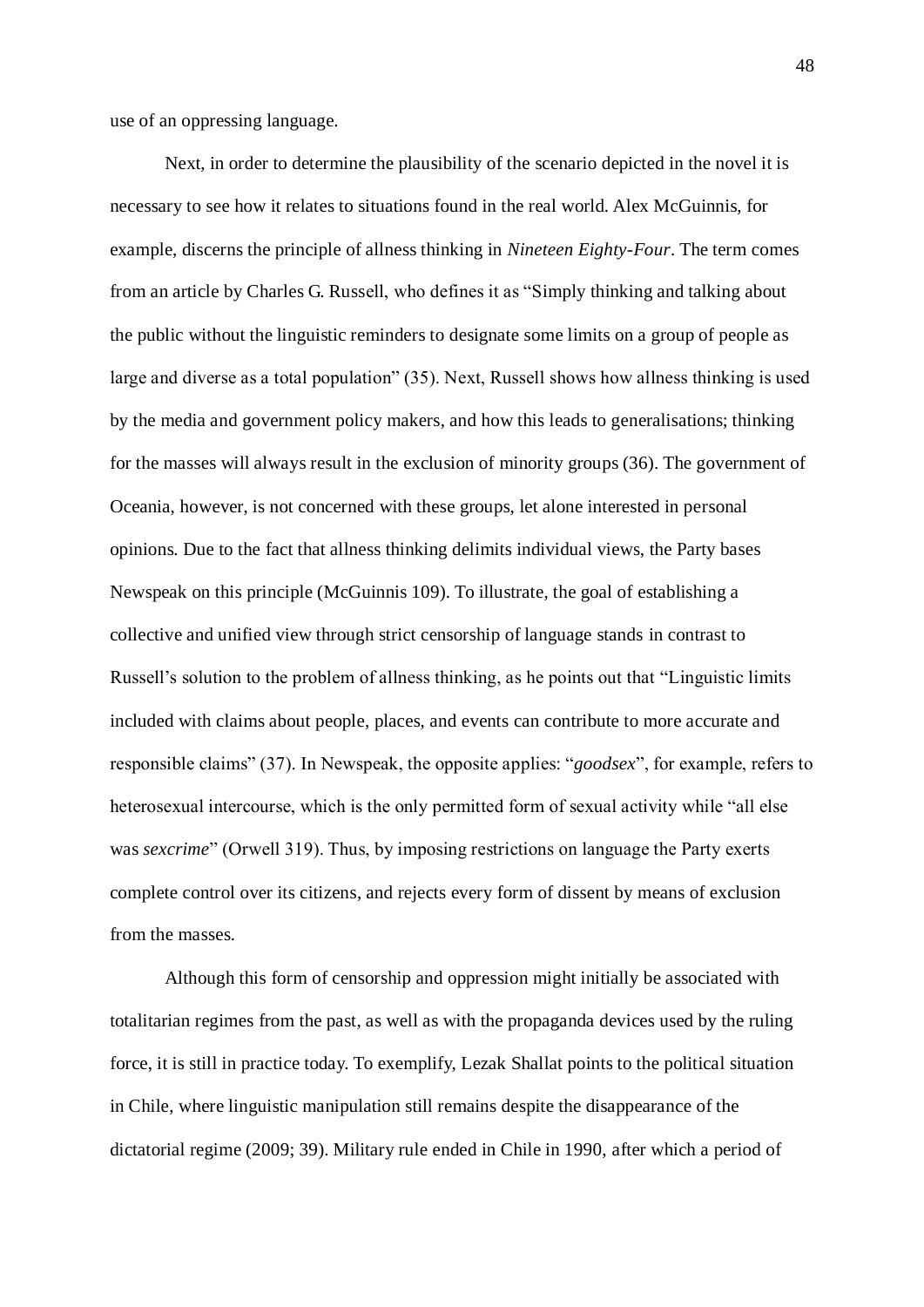use of an oppressing language.

Next, in order to determine the plausibility of the scenario depicted in the novel it is necessary to see how it relates to situations found in the real world. Alex McGuinnis, for example, discerns the principle of allness thinking in *Nineteen Eighty-Four*. The term comes from an article by Charles G. Russell, who defines it as "Simply thinking and talking about the public without the linguistic reminders to designate some limits on a group of people as large and diverse as a total population" (35). Next, Russell shows how allness thinking is used by the media and government policy makers, and how this leads to generalisations; thinking for the masses will always result in the exclusion of minority groups (36). The government of Oceania, however, is not concerned with these groups, let alone interested in personal opinions. Due to the fact that allness thinking delimits individual views, the Party bases Newspeak on this principle (McGuinnis 109). To illustrate, the goal of establishing a collective and unified view through strict censorship of language stands in contrast to Russell's solution to the problem of allness thinking, as he points out that "Linguistic limits included with claims about people, places, and events can contribute to more accurate and responsible claims" (37). In Newspeak, the opposite applies: "*goodsex*", for example, refers to heterosexual intercourse, which is the only permitted form of sexual activity while "all else was *sexcrime*" (Orwell 319). Thus, by imposing restrictions on language the Party exerts complete control over its citizens, and rejects every form of dissent by means of exclusion from the masses.

Although this form of censorship and oppression might initially be associated with totalitarian regimes from the past, as well as with the propaganda devices used by the ruling force, it is still in practice today. To exemplify, Lezak Shallat points to the political situation in Chile, where linguistic manipulation still remains despite the disappearance of the dictatorial regime (2009; 39). Military rule ended in Chile in 1990, after which a period of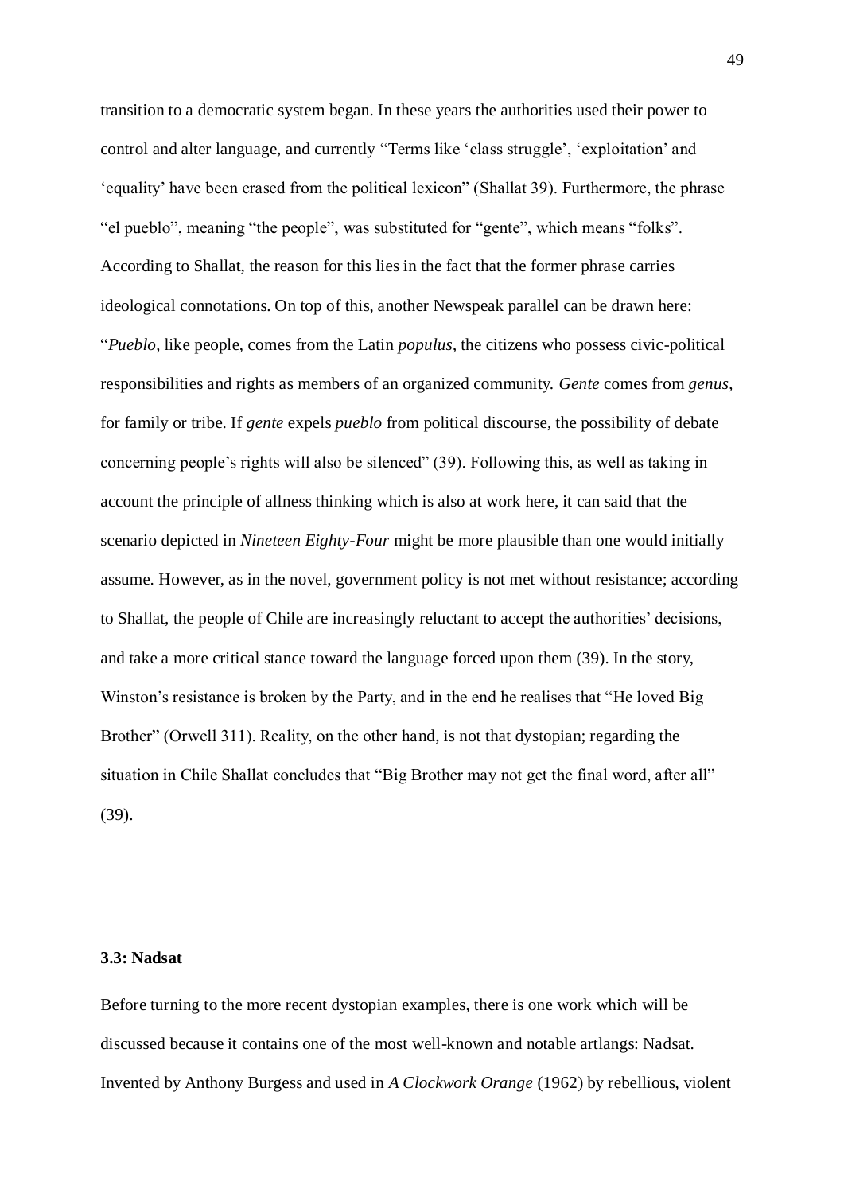transition to a democratic system began. In these years the authorities used their power to control and alter language, and currently "Terms like 'class struggle', 'exploitation' and 'equality' have been erased from the political lexicon" (Shallat 39). Furthermore, the phrase "el pueblo", meaning "the people", was substituted for "gente", which means "folks". According to Shallat, the reason for this lies in the fact that the former phrase carries ideological connotations. On top of this, another Newspeak parallel can be drawn here: "*Pueblo*, like people, comes from the Latin *populus*, the citizens who possess civic-political responsibilities and rights as members of an organized community. *Gente* comes from *genus*, for family or tribe. If *gente* expels *pueblo* from political discourse, the possibility of debate concerning people's rights will also be silenced" (39). Following this, as well as taking in account the principle of allness thinking which is also at work here, it can said that the scenario depicted in *Nineteen Eighty-Four* might be more plausible than one would initially assume. However, as in the novel, government policy is not met without resistance; according to Shallat, the people of Chile are increasingly reluctant to accept the authorities' decisions, and take a more critical stance toward the language forced upon them (39). In the story, Winston's resistance is broken by the Party, and in the end he realises that "He loved Big Brother" (Orwell 311). Reality, on the other hand, is not that dystopian; regarding the situation in Chile Shallat concludes that "Big Brother may not get the final word, after all" (39).

### 3.3: Nadsat

Before turning to the more recent dystopian examples, there is one work which will be discussed because it contains one of the most well-known and notable artlangs: Nadsat. Invented by Anthony Burgess and used in *A Clockwork Orange* (1962) by rebellious, violent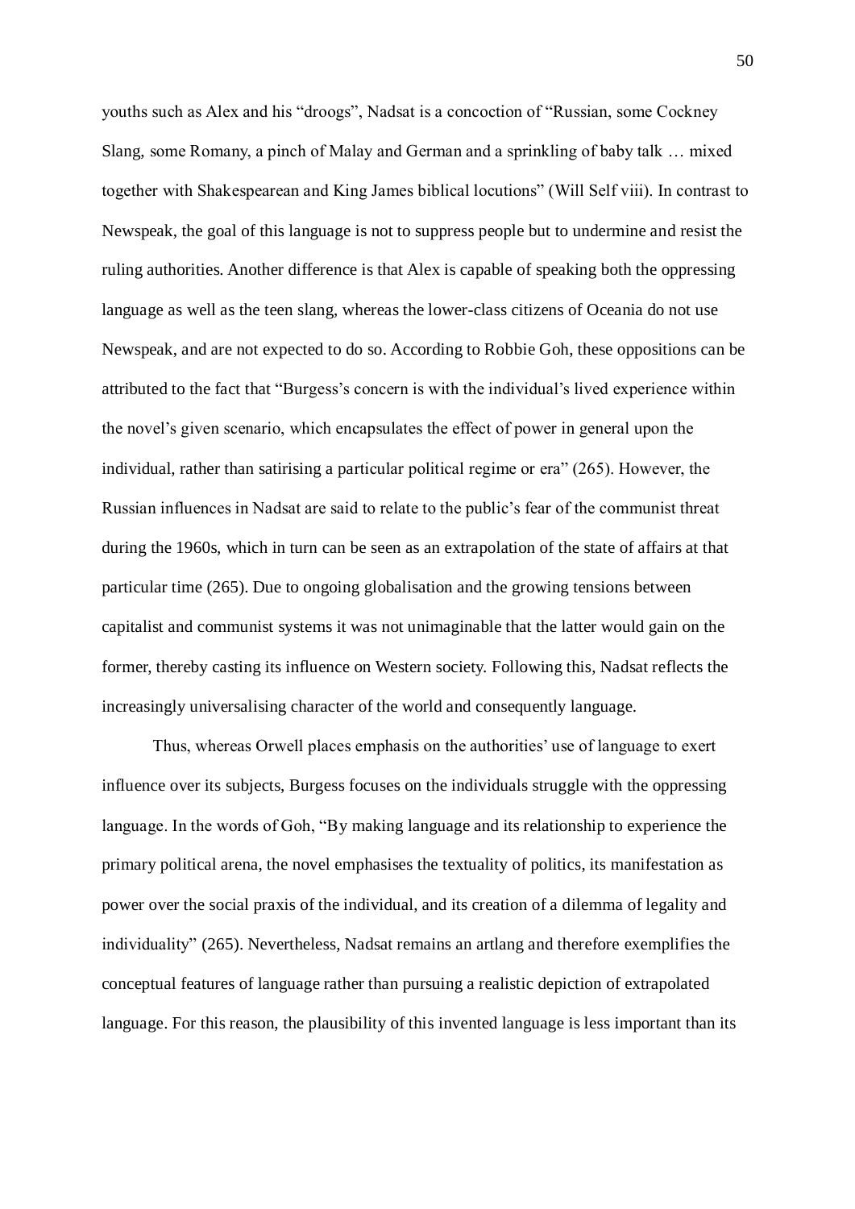youths such as Alex and his "droogs", Nadsat is a concoction of "Russian, some Cockney Slang, some Romany, a pinch of Malay and German and a sprinkling of baby talk … mixed together with Shakespearean and King James biblical locutions" (Will Self viii). In contrast to Newspeak, the goal of this language is not to suppress people but to undermine and resist the ruling authorities. Another difference is that Alex is capable of speaking both the oppressing language as well as the teen slang, whereas the lower-class citizens of Oceania do not use Newspeak, and are not expected to do so. According to Robbie Goh, these oppositions can be attributed to the fact that "Burgess's concern is with the individual's lived experience within the novel's given scenario, which encapsulates the effect of power in general upon the individual, rather than satirising a particular political regime or era" (265). However, the Russian influences in Nadsat are said to relate to the public's fear of the communist threat during the 1960s, which in turn can be seen as an extrapolation of the state of affairs at that particular time (265). Due to ongoing globalisation and the growing tensions between capitalist and communist systems it was not unimaginable that the latter would gain on the former, thereby casting its influence on Western society. Following this, Nadsat reflects the increasingly universalising character of the world and consequently language.

Thus, whereas Orwell places emphasis on the authorities' use of language to exert influence over its subjects, Burgess focuses on the individuals struggle with the oppressing language. In the words of Goh, "By making language and its relationship to experience the primary political arena, the novel emphasises the textuality of politics, its manifestation as power over the social praxis of the individual, and its creation of a dilemma of legality and individuality" (265). Nevertheless, Nadsat remains an artlang and therefore exemplifies the conceptual features of language rather than pursuing a realistic depiction of extrapolated language. For this reason, the plausibility of this invented language is less important than its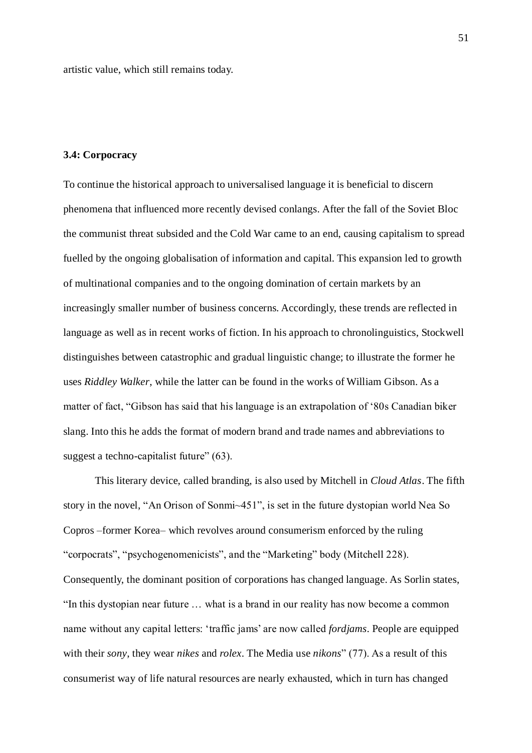artistic value, which still remains today.

### 3.4: Corpocracy

To continue the historical approach to universalised language it is beneficial to discern phenomena that influenced more recently devised conlangs. After the fall of the Soviet Bloc the communist threat subsided and the Cold War came to an end, causing capitalism to spread fuelled by the ongoing globalisation of information and capital. This expansion led to growth of multinational companies and to the ongoing domination of certain markets by an increasingly smaller number of business concerns. Accordingly, these trends are reflected in language as well as in recent works of fiction. In his approach to chronolinguistics, Stockwell distinguishes between catastrophic and gradual linguistic change; to illustrate the former he uses *Riddley Walker*, while the latter can be found in the works of William Gibson. As a matter of fact, "Gibson has said that his language is an extrapolation of '80s Canadian biker slang. Into this he adds the format of modern brand and trade names and abbreviations to suggest a techno-capitalist future" (63).

This literary device, called branding, is also used by Mitchell in *Cloud Atlas*. The fifth story in the novel, "An Orison of Sonmi~451", is set in the future dystopian world Nea So Copros –former Korea– which revolves around consumerism enforced by the ruling "corpocrats", "psychogenomenicists", and the "Marketing" body (Mitchell 228). Consequently, the dominant position of corporations has changed language. As Sorlin states, "In this dystopian near future … what is a brand in our reality has now become a common name without any capital letters: 'traffic jams' are now called *fordjams*. People are equipped with their *sony*, they wear *nikes* and *rolex*. The Media use *nikons*" (77). As a result of this consumerist way of life natural resources are nearly exhausted, which in turn has changed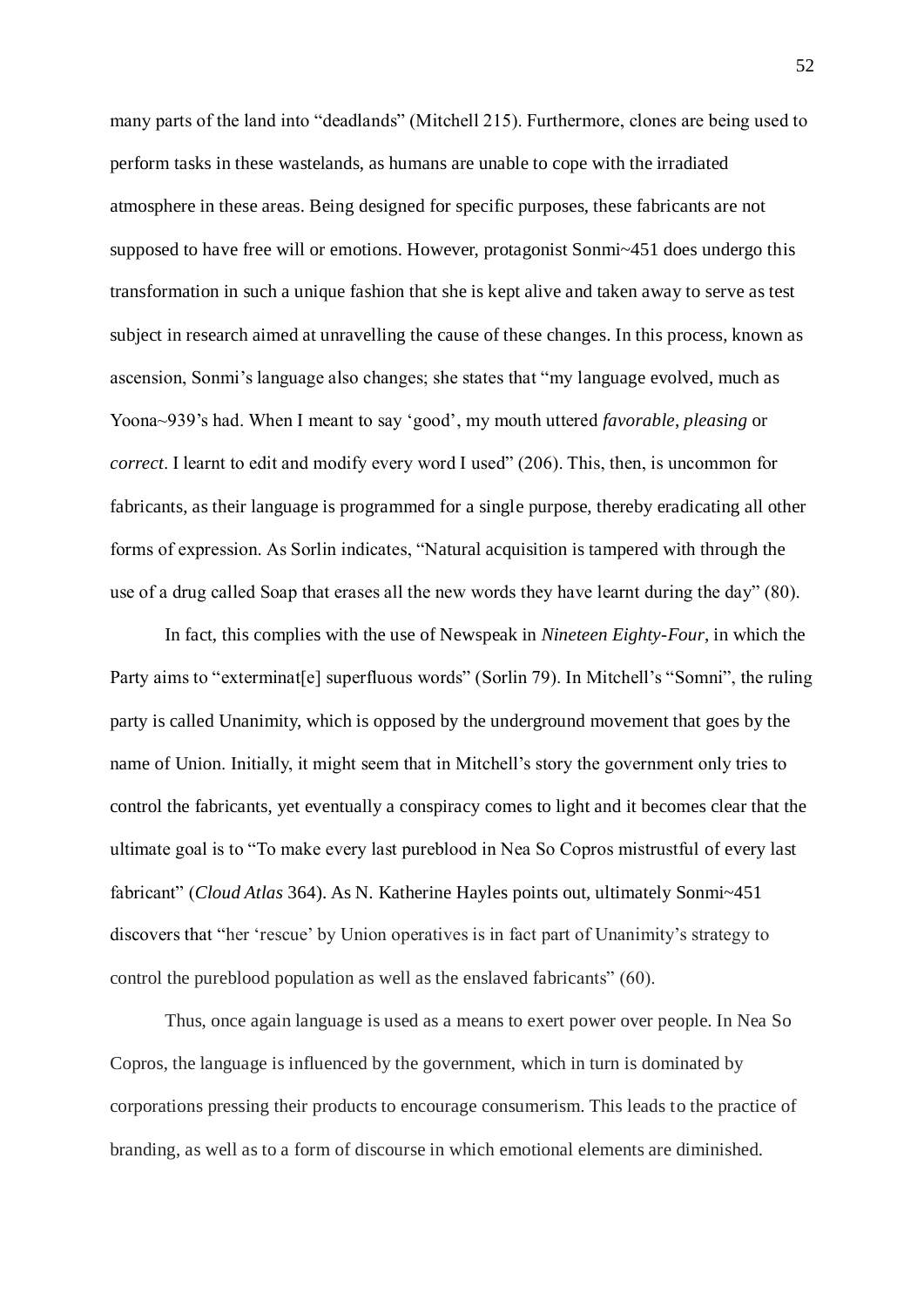many parts of the land into "deadlands" (Mitchell 215). Furthermore, clones are being used to perform tasks in these wastelands, as humans are unable to cope with the irradiated atmosphere in these areas. Being designed for specific purposes, these fabricants are not supposed to have free will or emotions. However, protagonist Sonmi~451 does undergo this transformation in such a unique fashion that she is kept alive and taken away to serve as test subject in research aimed at unravelling the cause of these changes. In this process, known as ascension, Sonmi's language also changes; she states that "my language evolved, much as Yoona~939's had. When I meant to say 'good', my mouth uttered *favorable*, *pleasing* or *correct*. I learnt to edit and modify every word I used" (206). This, then, is uncommon for fabricants, as their language is programmed for a single purpose, thereby eradicating all other forms of expression. As Sorlin indicates, "Natural acquisition is tampered with through the use of a drug called Soap that erases all the new words they have learnt during the day" (80).

In fact, this complies with the use of Newspeak in *Nineteen Eighty-Four*, in which the Party aims to "exterminat[e] superfluous words" (Sorlin 79). In Mitchell's "Somni", the ruling party is called Unanimity, which is opposed by the underground movement that goes by the name of Union. Initially, it might seem that in Mitchell's story the government only tries to control the fabricants, yet eventually a conspiracy comes to light and it becomes clear that the ultimate goal is to "To make every last pureblood in Nea So Copros mistrustful of every last fabricant" (*Cloud Atlas* 364). As N. Katherine Hayles points out, ultimately Sonmi~451 discovers that "her 'rescue' by Union operatives is in fact part of Unanimity's strategy to control the pureblood population as well as the enslaved fabricants" (60).

Thus, once again language is used as a means to exert power over people. In Nea So Copros, the language is influenced by the government, which in turn is dominated by corporations pressing their products to encourage consumerism. This leads to the practice of branding, as well as to a form of discourse in which emotional elements are diminished.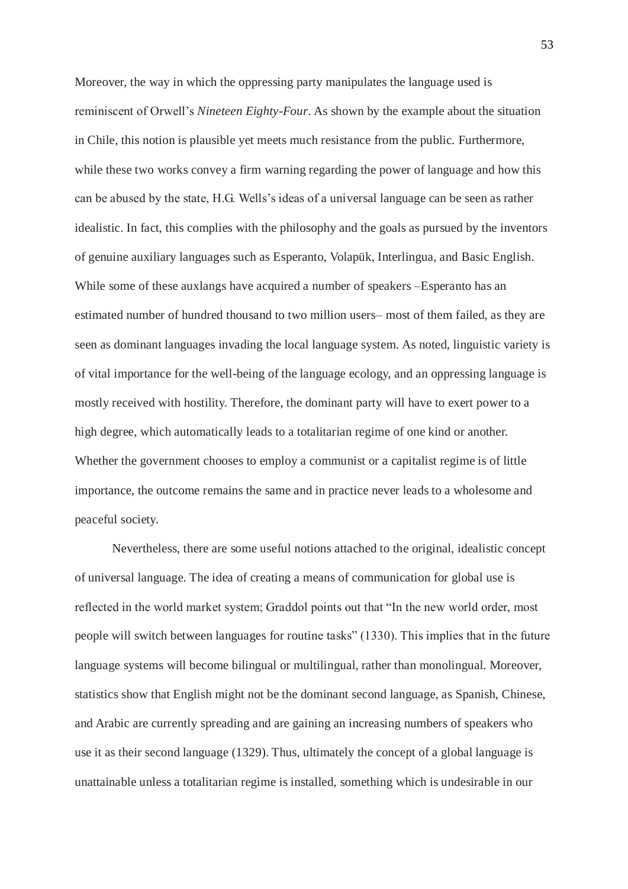Moreover, the way in which the oppressing party manipulates the language used is reminiscent of Orwell's *Nineteen Eighty-Four*. As shown by the example about the situation in Chile, this notion is plausible yet meets much resistance from the public. Furthermore, while these two works convey a firm warning regarding the power of language and how this can be abused by the state, H.G. Wells's ideas of a universal language can be seen as rather idealistic. In fact, this complies with the philosophy and the goals as pursued by the inventors of genuine auxiliary languages such as Esperanto, Volapük, Interlingua, and Basic English. While some of these auxlangs have acquired a number of speakers –Esperanto has an estimated number of hundred thousand to two million users– most of them failed, as they are seen as dominant languages invading the local language system. As noted, linguistic variety is of vital importance for the well-being of the language ecology, and an oppressing language is mostly received with hostility. Therefore, the dominant party will have to exert power to a high degree, which automatically leads to a totalitarian regime of one kind or another. Whether the government chooses to employ a communist or a capitalist regime is of little importance, the outcome remains the same and in practice never leads to a wholesome and peaceful society.

Nevertheless, there are some useful notions attached to the original, idealistic concept of universal language. The idea of creating a means of communication for global use is reflected in the world market system; Graddol points out that "In the new world order, most people will switch between languages for routine tasks" (1330). This implies that in the future language systems will become bilingual or multilingual, rather than monolingual. Moreover, statistics show that English might not be the dominant second language, as Spanish, Chinese, and Arabic are currently spreading and are gaining an increasing numbers of speakers who use it as their second language (1329). Thus, ultimately the concept of a global language is unattainable unless a totalitarian regime is installed, something which is undesirable in our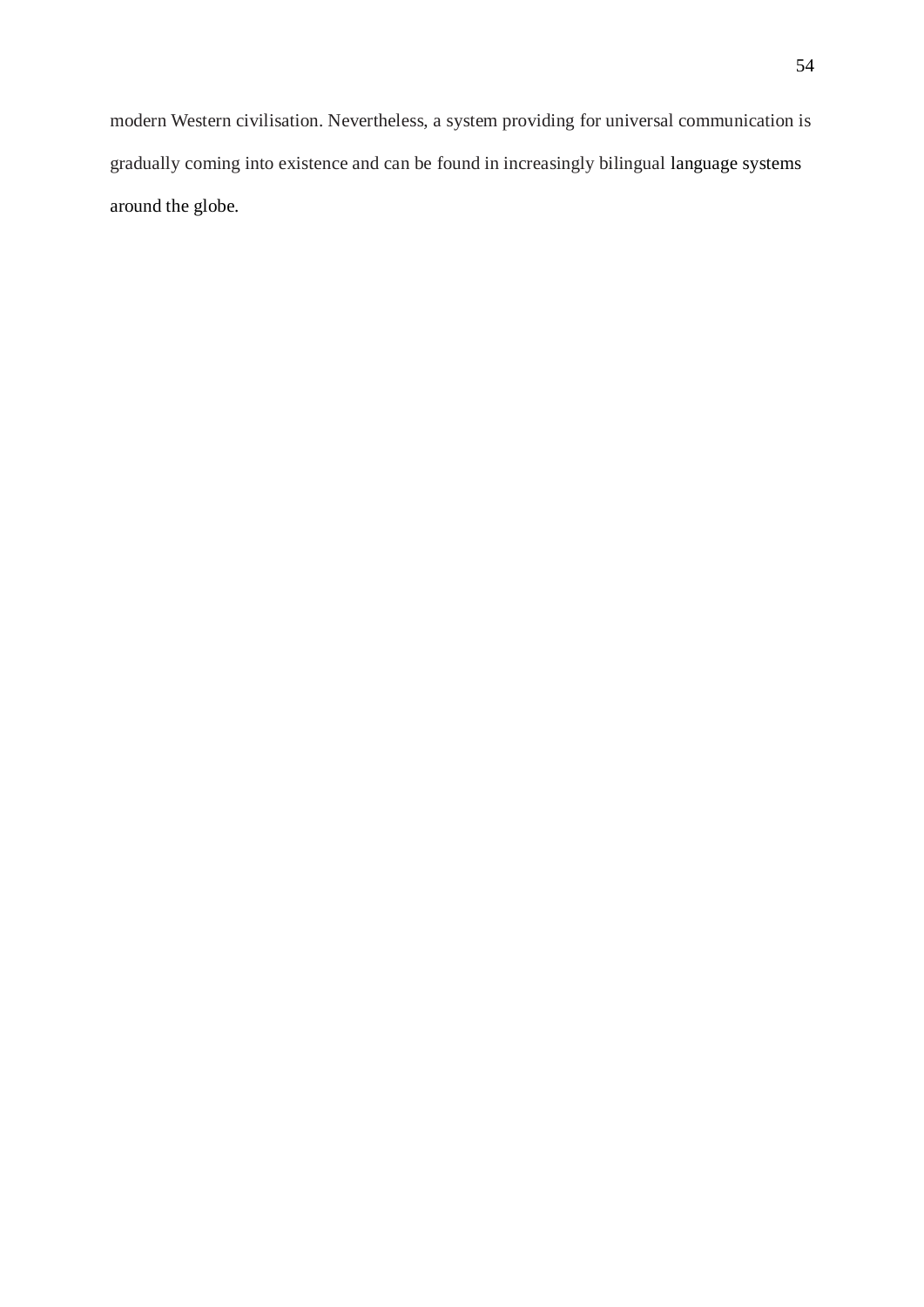modern Western civilisation. Nevertheless, a system providing for universal communication is gradually coming into existence and can be found in increasingly bilingual language systems around the globe.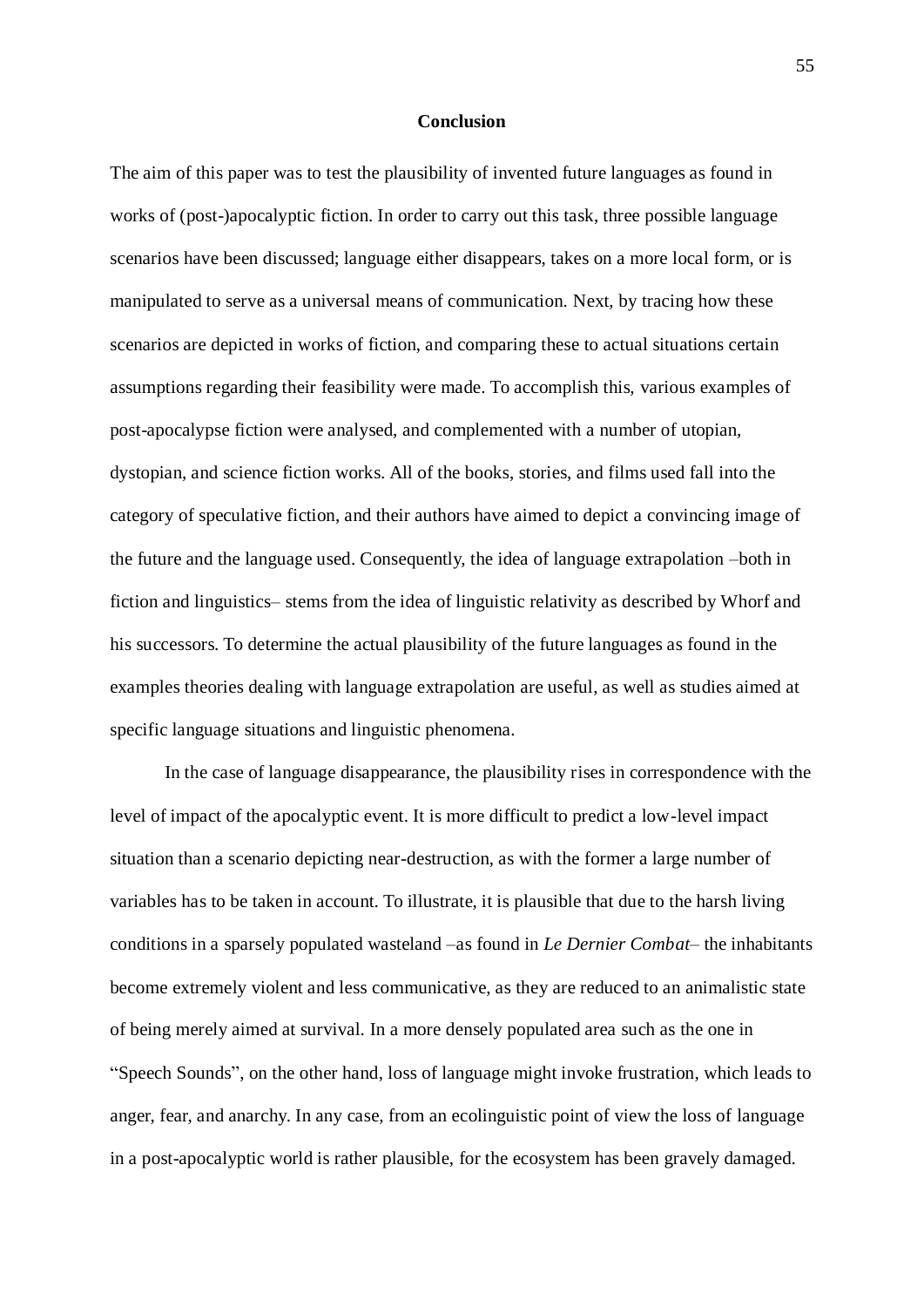## Conclusion

The aim of this paper was to test the plausibility of invented future languages as found in works of (post-)apocalyptic fiction. In order to carry out this task, three possible language scenarios have been discussed; language either disappears, takes on a more local form, or is manipulated to serve as a universal means of communication. Next, by tracing how these scenarios are depicted in works of fiction, and comparing these to actual situations certain assumptions regarding their feasibility were made. To accomplish this, various examples of post-apocalypse fiction were analysed, and complemented with a number of utopian, dystopian, and science fiction works. All of the books, stories, and films used fall into the category of speculative fiction, and their authors have aimed to depict a convincing image of the future and the language used. Consequently, the idea of language extrapolation –both in fiction and linguistics– stems from the idea of linguistic relativity as described by Whorf and his successors. To determine the actual plausibility of the future languages as found in the examples theories dealing with language extrapolation are useful, as well as studies aimed at specific language situations and linguistic phenomena.

In the case of language disappearance, the plausibility rises in correspondence with the level of impact of the apocalyptic event. It is more difficult to predict a low-level impact situation than a scenario depicting near-destruction, as with the former a large number of variables has to be taken in account. To illustrate, it is plausible that due to the harsh living conditions in a sparsely populated wasteland –as found in *Le Dernier Combat*– the inhabitants become extremely violent and less communicative, as they are reduced to an animalistic state of being merely aimed at survival. In a more densely populated area such as the one in "Speech Sounds", on the other hand, loss of language might invoke frustration, which leads to anger, fear, and anarchy. In any case, from an ecolinguistic point of view the loss of language in a post-apocalyptic world is rather plausible, for the ecosystem has been gravely damaged.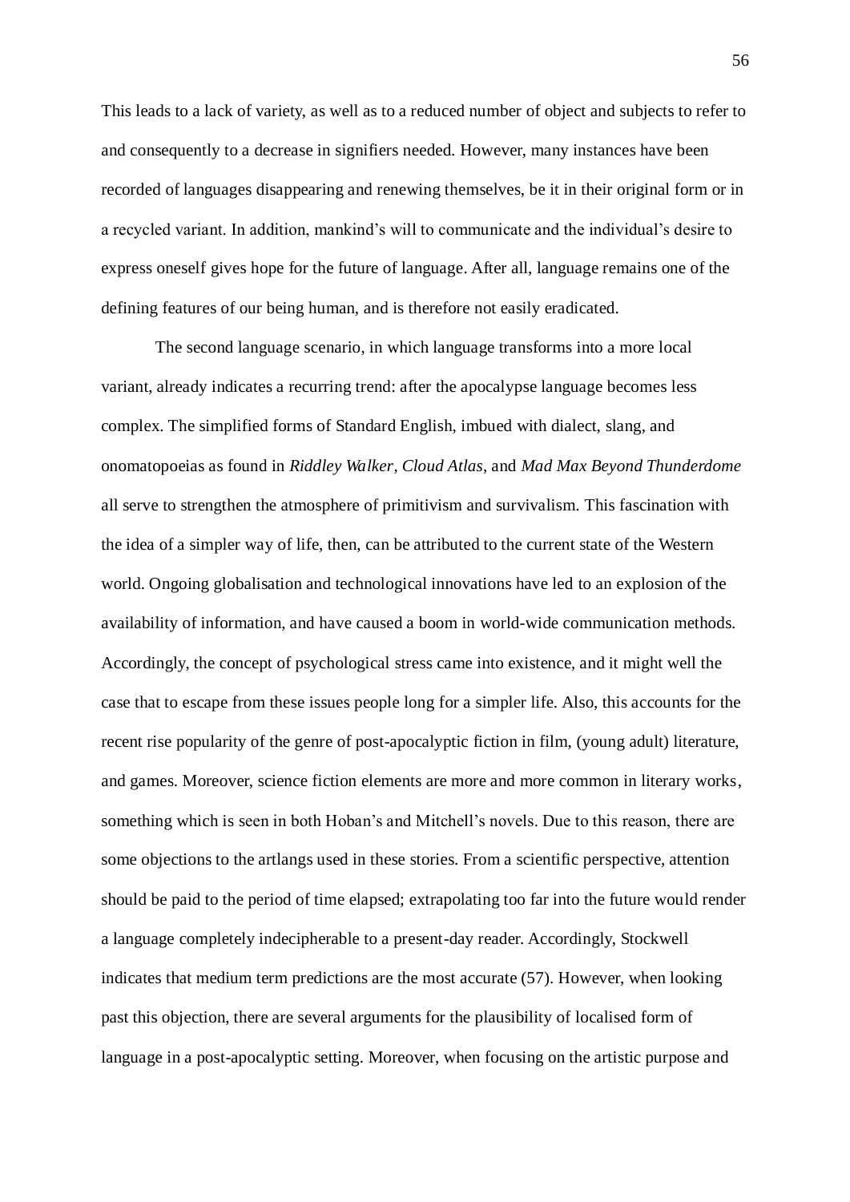This leads to a lack of variety, as well as to a reduced number of object and subjects to refer to and consequently to a decrease in signifiers needed. However, many instances have been recorded of languages disappearing and renewing themselves, be it in their original form or in a recycled variant. In addition, mankind's will to communicate and the individual's desire to express oneself gives hope for the future of language. After all, language remains one of the defining features of our being human, and is therefore not easily eradicated.

The second language scenario, in which language transforms into a more local variant, already indicates a recurring trend: after the apocalypse language becomes less complex. The simplified forms of Standard English, imbued with dialect, slang, and onomatopoeias as found in *Riddley Walker*, *Cloud Atlas*, and *Mad Max Beyond Thunderdome* all serve to strengthen the atmosphere of primitivism and survivalism. This fascination with the idea of a simpler way of life, then, can be attributed to the current state of the Western world. Ongoing globalisation and technological innovations have led to an explosion of the availability of information, and have caused a boom in world-wide communication methods. Accordingly, the concept of psychological stress came into existence, and it might well the case that to escape from these issues people long for a simpler life. Also, this accounts for the recent rise popularity of the genre of post-apocalyptic fiction in film, (young adult) literature, and games. Moreover, science fiction elements are more and more common in literary works, something which is seen in both Hoban's and Mitchell's novels. Due to this reason, there are some objections to the artlangs used in these stories. From a scientific perspective, attention should be paid to the period of time elapsed; extrapolating too far into the future would render a language completely indecipherable to a present-day reader. Accordingly, Stockwell indicates that medium term predictions are the most accurate (57). However, when looking past this objection, there are several arguments for the plausibility of localised form of language in a post-apocalyptic setting. Moreover, when focusing on the artistic purpose and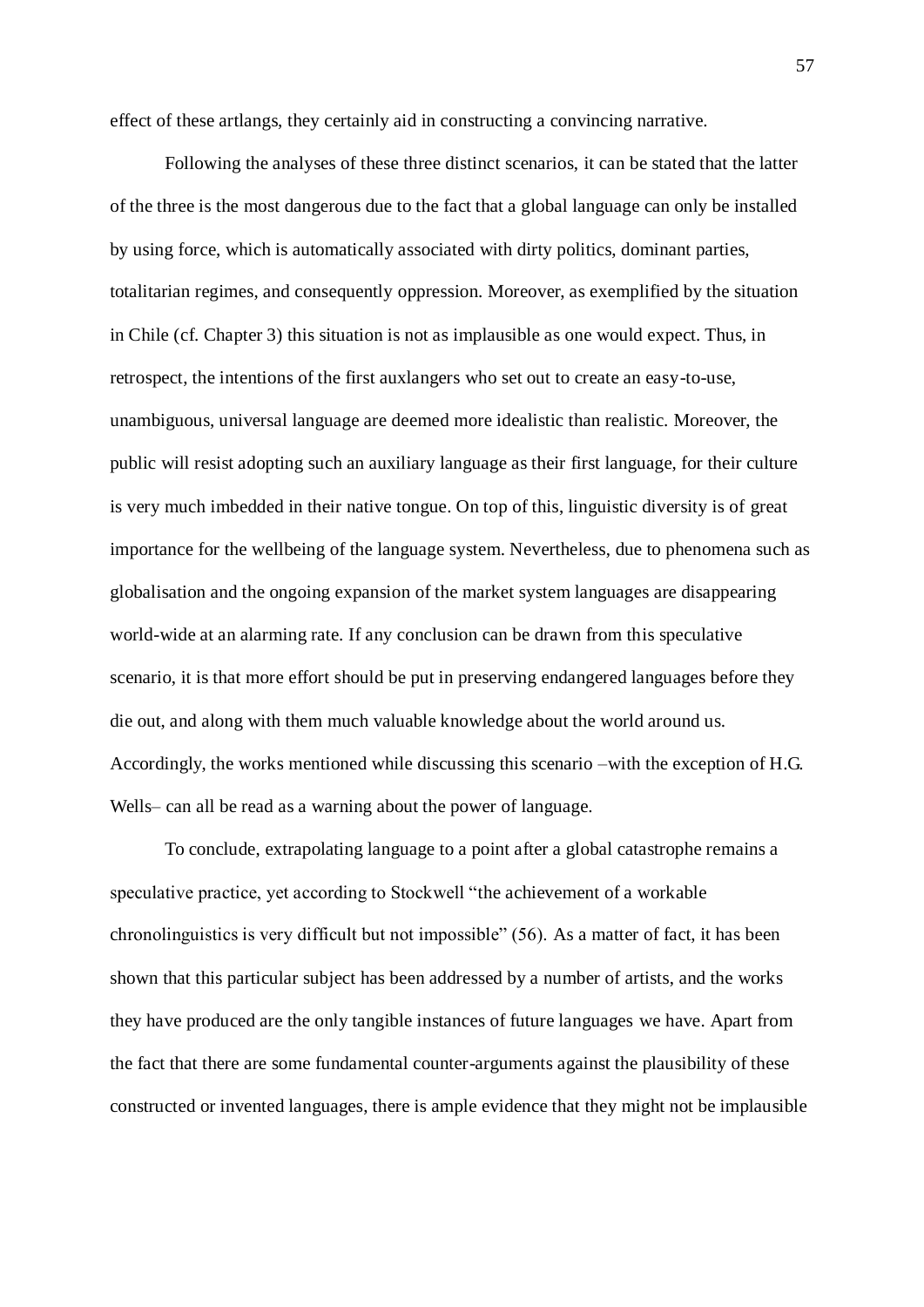effect of these artlangs, they certainly aid in constructing a convincing narrative.

Following the analyses of these three distinct scenarios, it can be stated that the latter of the three is the most dangerous due to the fact that a global language can only be installed by using force, which is automatically associated with dirty politics, dominant parties, totalitarian regimes, and consequently oppression. Moreover, as exemplified by the situation in Chile (cf. Chapter 3) this situation is not as implausible as one would expect. Thus, in retrospect, the intentions of the first auxlangers who set out to create an easy-to-use, unambiguous, universal language are deemed more idealistic than realistic. Moreover, the public will resist adopting such an auxiliary language as their first language, for their culture is very much imbedded in their native tongue. On top of this, linguistic diversity is of great importance for the wellbeing of the language system. Nevertheless, due to phenomena such as globalisation and the ongoing expansion of the market system languages are disappearing world-wide at an alarming rate. If any conclusion can be drawn from this speculative scenario, it is that more effort should be put in preserving endangered languages before they die out, and along with them much valuable knowledge about the world around us. Accordingly, the works mentioned while discussing this scenario –with the exception of H.G. Wells– can all be read as a warning about the power of language.

To conclude, extrapolating language to a point after a global catastrophe remains a speculative practice, yet according to Stockwell "the achievement of a workable chronolinguistics is very difficult but not impossible" (56). As a matter of fact, it has been shown that this particular subject has been addressed by a number of artists, and the works they have produced are the only tangible instances of future languages we have. Apart from the fact that there are some fundamental counter-arguments against the plausibility of these constructed or invented languages, there is ample evidence that they might not be implausible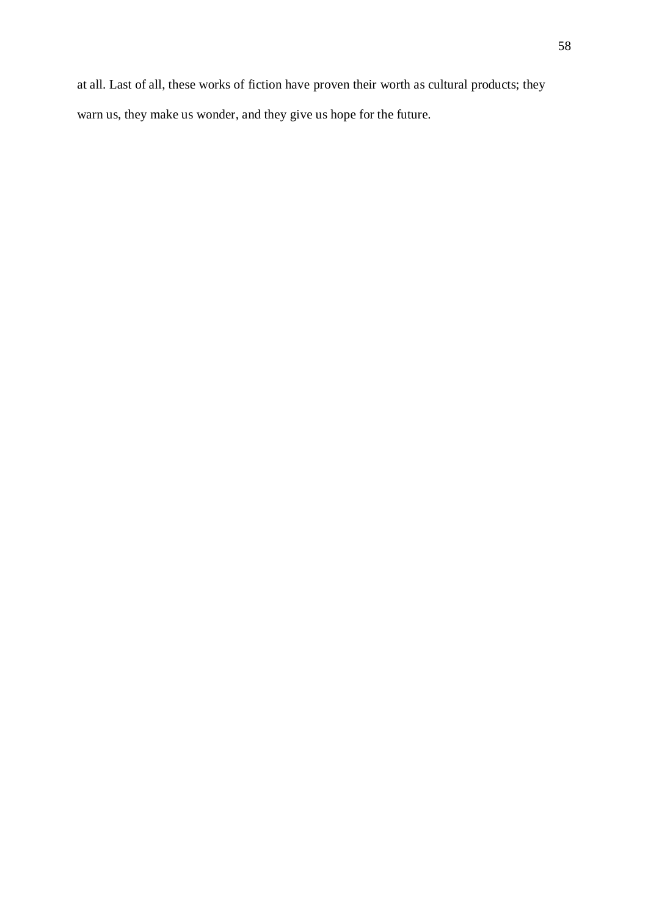at all. Last of all, these works of fiction have proven their worth as cultural products; they warn us, they make us wonder, and they give us hope for the future.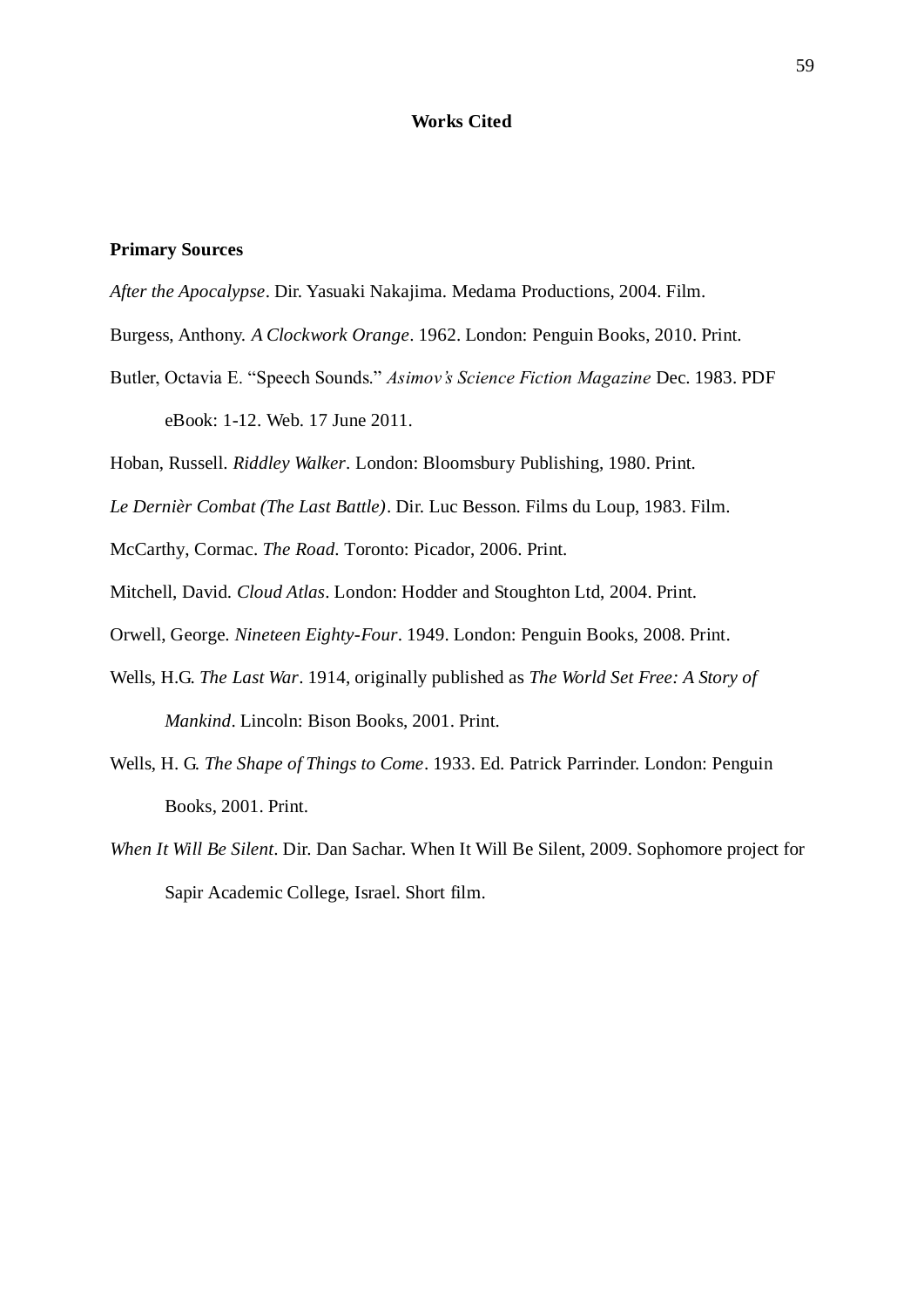# Works Cited

## Primary Sources

*After the Apocalypse*. Dir. Yasuaki Nakajima. Medama Productions, 2004. Film.

Burgess, Anthony. *A Clockwork Orange*. 1962. London: Penguin Books, 2010. Print.

Butler, Octavia E. "Speech Sounds." *Asimov's Science Fiction Magazine* Dec. 1983. PDF eBook: 1-12. Web. 17 June 2011.

Hoban, Russell. *Ridley Walker*. London: Bloomsbury Publishing, 1980. Print.

*Le Dernièr Combat (The Last Battle)*. Dir. Luc Besson. Films du Loup, 1983. Film.

McCarthy, Cormac. *The Road*. Toronto: Picador, 2006. Print.

Mitchell, David. *Cloud Atlas*. London: Hodder and Stoughton Ltd, 2004. Print.

Orwell, George. *Nineteen Eighty-Four*. 1949. London: Penguin Books, 2008. Print.

Wells, H.G. *The Last War*. 1914, originally published as *The World Set Free: A Story of Mankind*. Lincoln: Bison Books, 2001. Print.

Wells, H. G. *The Shape of Things to Come*. 1933. Ed. Patrick Parrinder. London: Penguin Books, 2001. Print.

*When It Will Be Silent*. Dir. Dan Sachar. When It Will Be Silent, 2009. Sophomore project for Sapir Academic College, Israel. Short film.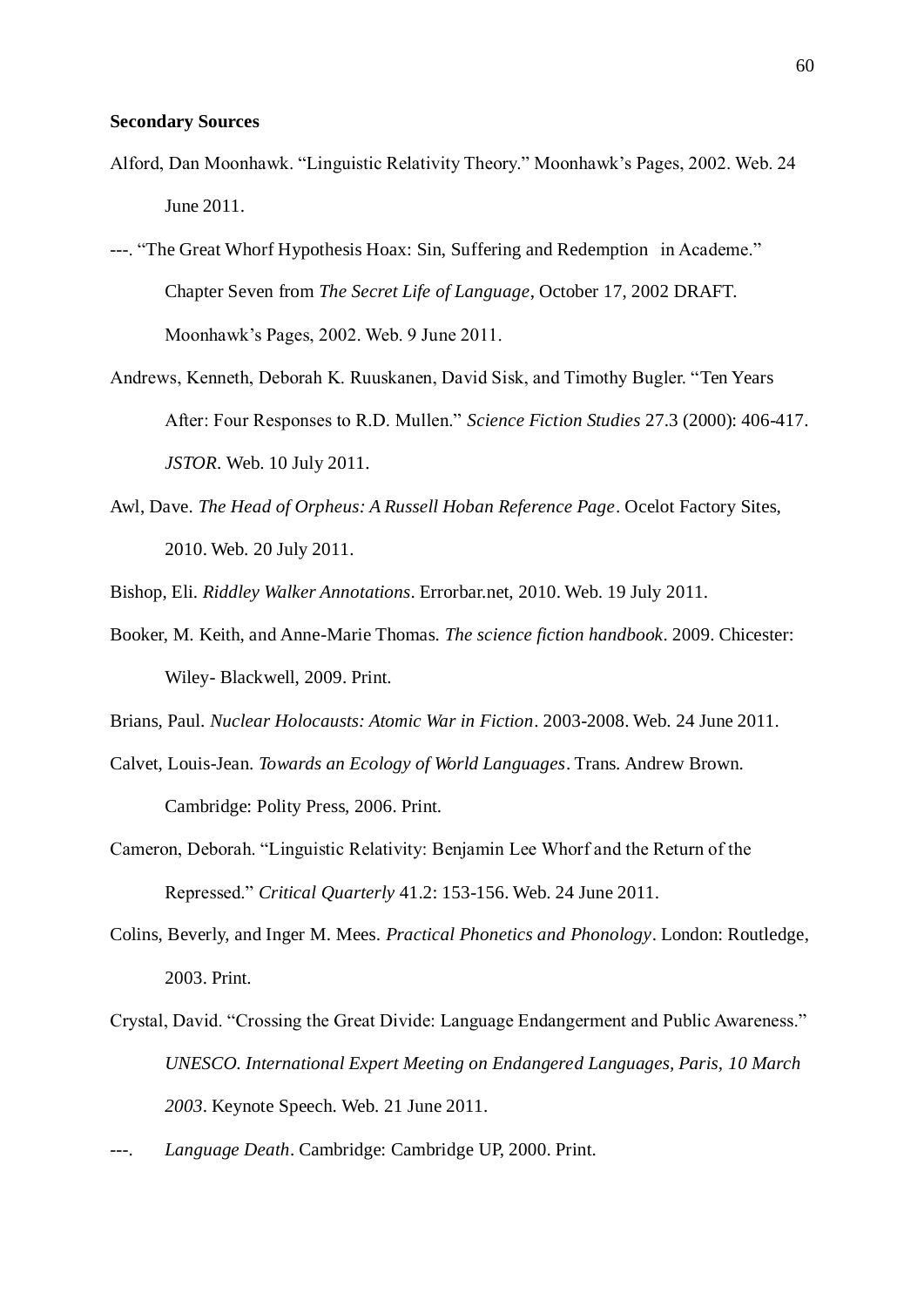**Secondary Sources**

Alford, Dan Moonhawk. "Linguistic Relativity Theory." Moonhawk's Pages, 2002. Web. 24 June 2011.

---. "The Great Whorf Hypothesis Hoax: Sin, Suffering and Redemption in Academe." Chapter Seven from *The Secret Life of Language*, October 17, 2002 DRAFT. Moonhawk's Pages, 2002. Web. 9 June 2011.

Andrews, Kenneth, Deborah K. Ruuskanen, David Sisk, and Timothy Bugler. "Ten Years After: Four Responses to R.D. Mullen." *Science Fiction Studies* 27.3 (2000): 406-417. *JSTOR*. Web. 10 July 2011.

Awl, Dave. *The Head of Orpheus: A Russell Hoban Reference Page*. Ocelot Factory Sites, 2010. Web. 20 July 2011.

Bishop, Eli. *Riddley Walker Annotations*. Errorbar.net, 2010. Web. 19 July 2011.

Booker, M. Keith, and Anne-Marie Thomas. *The science fiction handbook*. 2009. Chicester: Wiley- Blackwell, 2009. Print.

Brians, Paul. *Nuclear Holocausts: Atomic War in Fiction*. 2003-2008. Web. 24 June 2011.

Calvet, Louis-Jean. *Towards an Ecology of World Languages*. Trans. Andrew Brown. Cambridge: Polity Press, 2006. Print.

Cameron, Deborah. "Linguistic Relativity: Benjamin Lee Whorf and the Return of the Repressed." *Critical Quarterly* 41.2: 153-156. Web. 24 June 2011.

Colins, Beverly, and Inger M. Mees. *Practical Phonetics and Phonology*. London: Routledge, 2003. Print.

Crystal, David. "Crossing the Great Divide: Language Endangerment and Public Awareness." *UNESCO. International Expert Meeting on Endangered Languages, Paris, 10 March 2003*. Keynote Speech. Web. 21 June 2011.

---. *Language Death*. Cambridge: Cambridge UP, 2000. Print.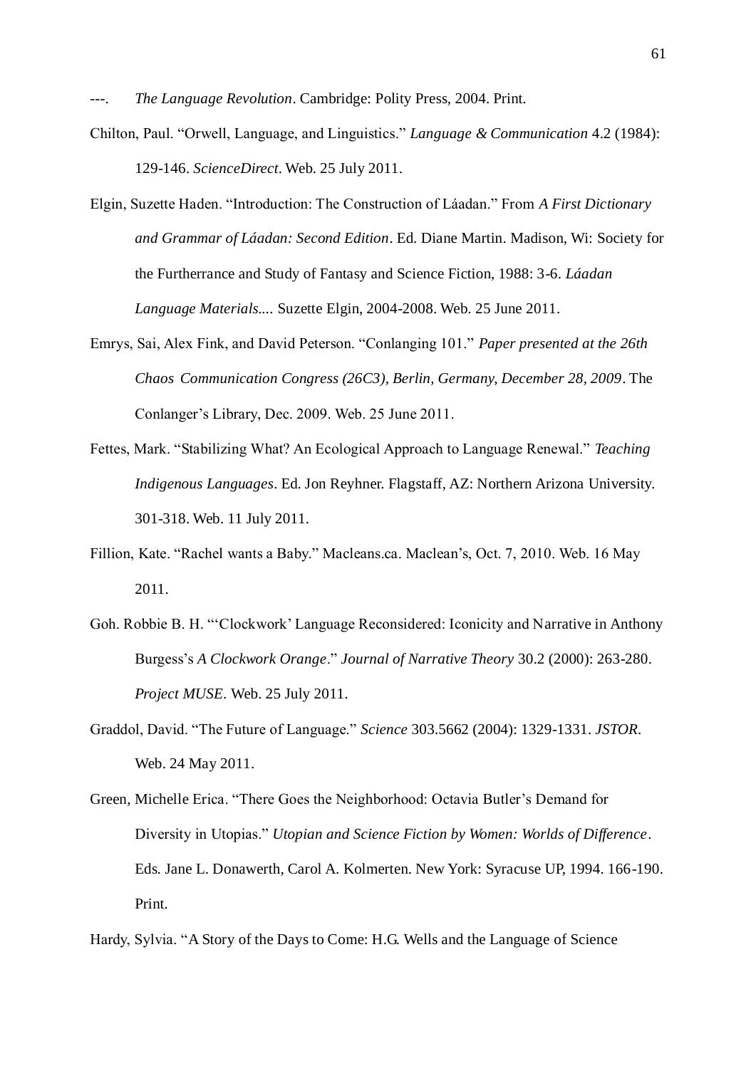---. *The Language Revolution*. Cambridge: Polity Press, 2004. Print.

Chilton, Paul. “Orwell, Language, and Linguistics.” *Language & Communication* 4.2 (1984): 129-146. *ScienceDirect*. Web. 25 July 2011.

Elgin, Suzette Haden. “Introduction: The Construction of Láadan.” From *A First Dictionary and Grammar of Láadan: Second Edition*. Ed. Diane Martin. Madison, Wi: Society for the Furtherrance and Study of Fantasy and Science Fiction, 1988: 3-6. *Láadan Language Materials*.... Suzette Elgin, 2004-2008. Web. 25 June 2011.

Emrys, Sai, Alex Fink, and David Peterson. “Conlanging 101.” *Paper presented at the 26th Chaos Communication Congress (26C3), Berlin, Germany, December 28, 2009*. The Conlanger’s Library, Dec. 2009. Web. 25 June 2011.

Fettes, Mark. “Stabilizing What? An Ecological Approach to Language Renewal.” *Teaching Indigenous Languages*. Ed. Jon Reyhner. Flagstaff, AZ: Northern Arizona University. 301-318. Web. 11 July 2011.

Fillion, Kate. “Rachel wants a Baby.” Macleans.ca. Maclean’s, Oct. 7, 2010. Web. 16 May 2011.

Goh. Robbie B. H. “‘Clockwork’ Language Reconsidered: Iconicity and Narrative in Anthony Burgess’s *A Clockwork Orange*.” *Journal of Narrative Theory* 30.2 (2000): 263-280. *Project MUSE*. Web. 25 July 2011.

Graddol, David. “The Future of Language.” *Science* 303.5662 (2004): 1329-1331. *JSTOR*. Web. 24 May 2011.

Green, Michelle Erica. “There Goes the Neighborhood: Octavia Butler’s Demand for Diversity in Utopias.” *Utopian and Science Fiction by Women: Worlds of Difference*. Eds. Jane L. Donawerth, Carol A. Kolmerten. New York: Syracuse UP, 1994. 166-190. Print.

Hardy, Sylvia. “A Story of the Days to Come: H.G. Wells and the Language of Science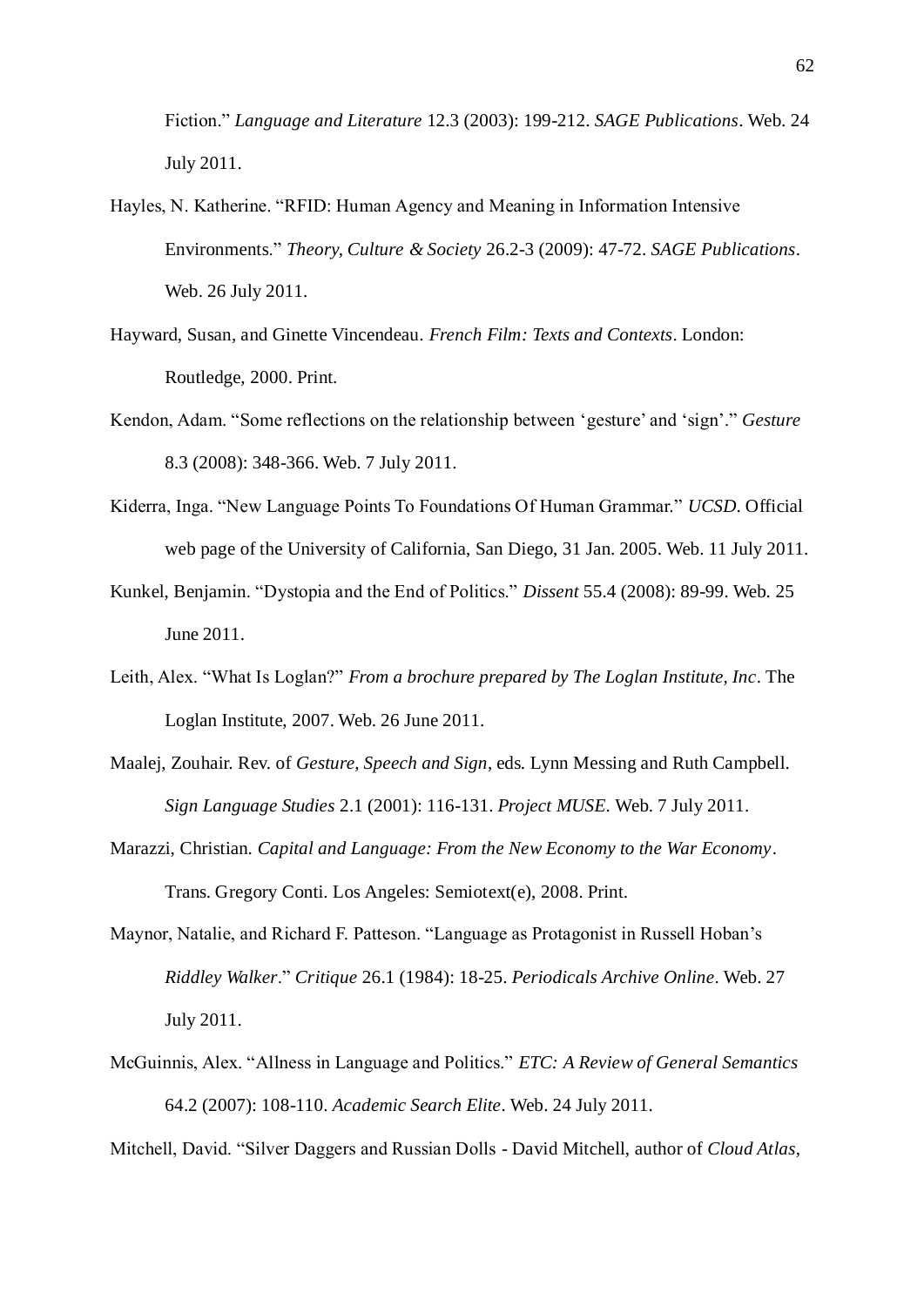Fiction." *Language and Literature* 12.3 (2003): 199-212. *SAGE Publications*. Web. 24 July 2011.

Hayles, N. Katherine. "RFID: Human Agency and Meaning in Information Intensive Environments." *Theory, Culture & Society* 26.2-3 (2009): 47-72. *SAGE Publications*. Web. 26 July 2011.

Hayward, Susan, and Ginette Vincendeau. *French Film: Texts and Contexts*. London: Routledge, 2000. Print.

Kendon, Adam. "Some reflections on the relationship between 'gesture' and 'sign'." *Gesture* 8.3 (2008): 348-366. Web. 7 July 2011.

Kiderra, Inga. "New Language Points To Foundations Of Human Grammar." *UCSD*. Official web page of the University of California, San Diego, 31 Jan. 2005. Web. 11 July 2011.

Kunkel, Benjamin. "Dystopia and the End of Politics." *Dissent* 55.4 (2008): 89-99. Web. 25 June 2011.

Leith, Alex. "What Is Loglan?" *From a brochure prepared by The Loglan Institute, Inc*. The Loglan Institute, 2007. Web. 26 June 2011.

Maalej, Zouhair. Rev. of *Gesture, Speech and Sign*, eds. Lynn Messing and Ruth Campbell. *Sign Language Studies* 2.1 (2001): 116-131. *Project MUSE*. Web. 7 July 2011.

Marazzi, Christian. *Capital and Language: From the New Economy to the War Economy*. Trans. Gregory Conti. Los Angeles: Semiotext(e), 2008. Print.

Maynor, Natalie, and Richard F. Patteson. "Language as Protagonist in Russell Hoban's *Riddley Walker*." *Critique* 26.1 (1984): 18-25. *Periodicals Archive Online*. Web. 27 July 2011.

McGuinnis, Alex. "Allness in Language and Politics." *ETC: A Review of General Semantics* 64.2 (2007): 108-110. *Academic Search Elite*. Web. 24 July 2011.

Mitchell, David. "Silver Daggers and Russian Dolls - David Mitchell, author of *Cloud Atlas*,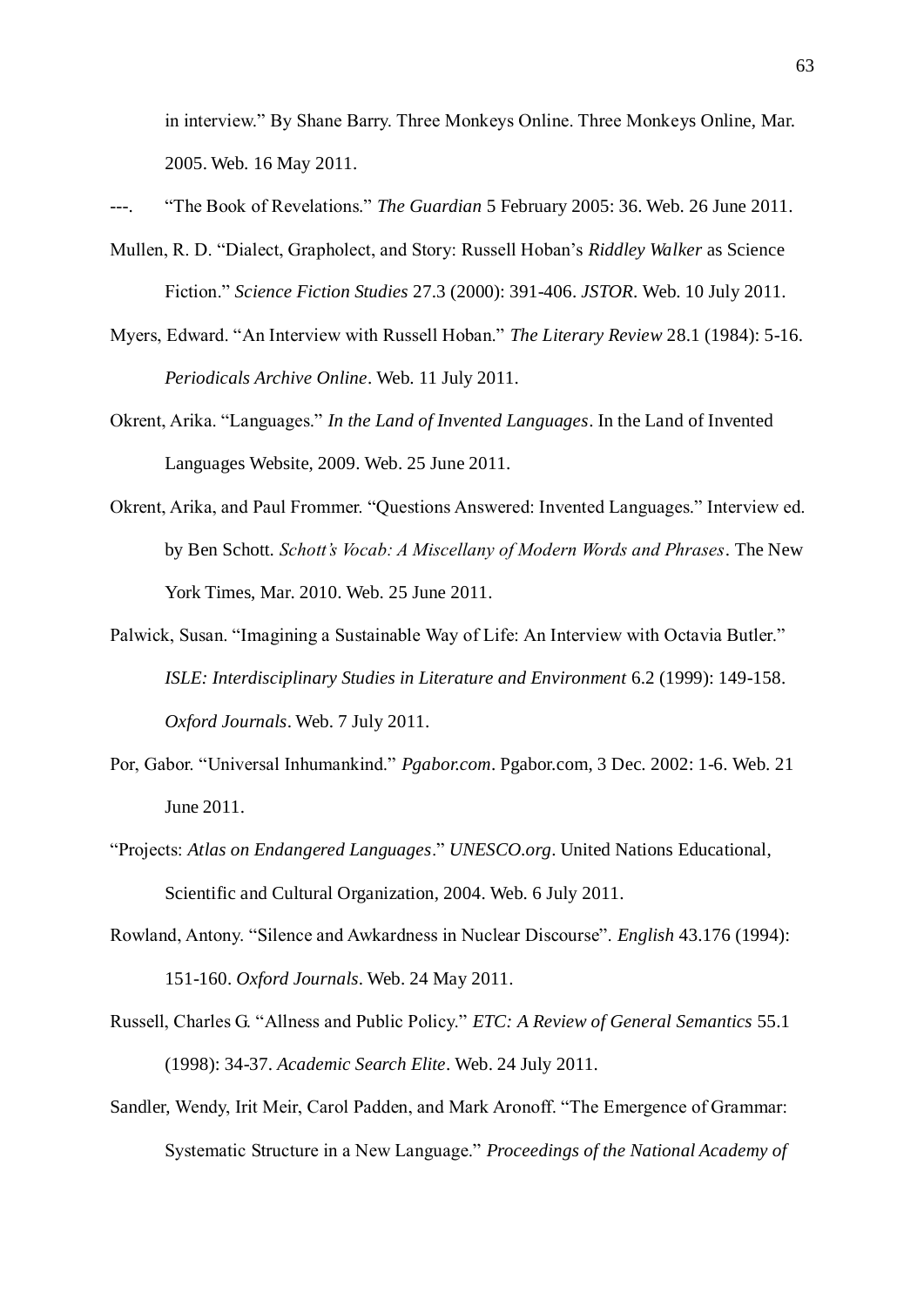in interview." By Shane Barry. Three Monkeys Online. Three Monkeys Online, Mar. 2005. Web. 16 May 2011.

---. "The Book of Revelations." *The Guardian* 5 February 2005: 36. Web. 26 June 2011.

Mullen, R. D. "Dialect, Grapholect, and Story: Russell Hoban's *Riddley Walker* as Science Fiction." *Science Fiction Studies* 27.3 (2000): 391-406. *JSTOR*. Web. 10 July 2011.

Myers, Edward. "An Interview with Russell Hoban." *The Literary Review* 28.1 (1984): 5-16. *Periodicals Archive Online*. Web. 11 July 2011.

Okrent, Arika. "Languages." *In the Land of Invented Languages*. In the Land of Invented Languages Website, 2009. Web. 25 June 2011.

Okrent, Arika, and Paul Frommer. "Questions Answered: Invented Languages." Interview ed. by Ben Schott. *Schott's Vocab: A Miscellany of Modern Words and Phrases*. The New York Times, Mar. 2010. Web. 25 June 2011.

Palwick, Susan. "Imagining a Sustainable Way of Life: An Interview with Octavia Butler." *ISLE: Interdisciplinary Studies in Literature and Environment* 6.2 (1999): 149-158. *Oxford Journals*. Web. 7 July 2011.

Por, Gabor. "Universal Inhumankind." *Pgabor.com*. Pgabor.com, 3 Dec. 2002: 1-6. Web. 21 June 2011.

"Projects: *Atlas on Endangered Languages*." *UNESCO.org*. United Nations Educational, Scientific and Cultural Organization, 2004. Web. 6 July 2011.

Rowland, Antony. "Silence and Awkardness in Nuclear Discourse". *English* 43.176 (1994): 151-160. *Oxford Journals*. Web. 24 May 2011.

Russell, Charles G. "Allness and Public Policy." *ETC: A Review of General Semantics* 55.1 (1998): 34-37. *Academic Search Elite*. Web. 24 July 2011.

Sandler, Wendy, Irit Meir, Carol Padden, and Mark Aronoff. "The Emergence of Grammar: Systematic Structure in a New Language." *Proceedings of the National Academy of*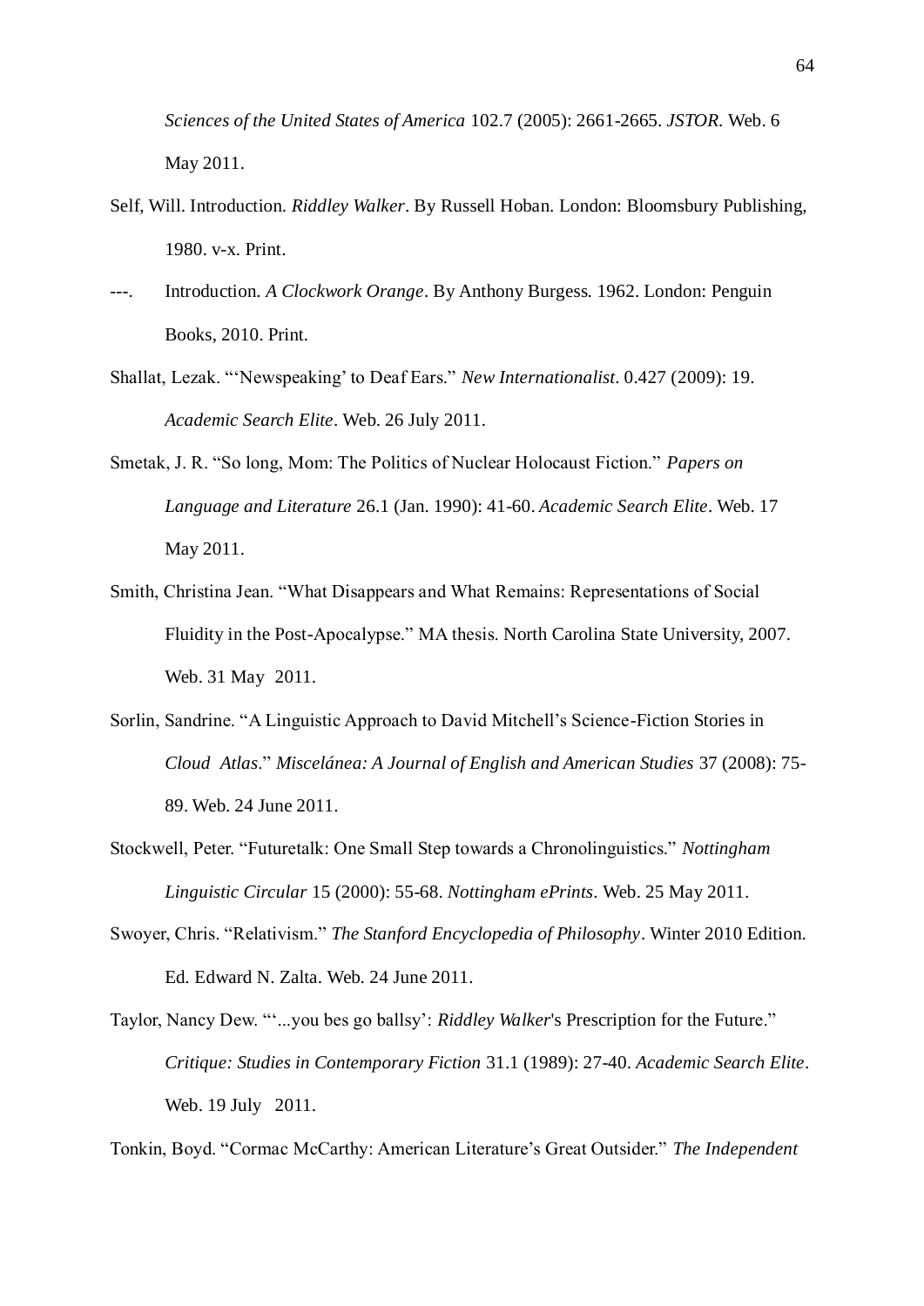*Sciences of the United States of America* 102.7 (2005): 2661-2665. *JSTOR*. Web. 6 May 2011.

Self, Will. Introduction. *Riddley Walker*. By Russell Hoban. London: Bloomsbury Publishing, 1980. v-x. Print.

---. Introduction. *A Clockwork Orange*. By Anthony Burgess. 1962. London: Penguin Books, 2010. Print.

Shallat, Lezak. "'Newspeaking' to Deaf Ears." *New Internationalist*. 0.427 (2009): 19. *Academic Search Elite*. Web. 26 July 2011.

Smetak, J. R. "So long, Mom: The Politics of Nuclear Holocaust Fiction." *Papers on Language and Literature* 26.1 (Jan. 1990): 41-60. *Academic Search Elite*. Web. 17 May 2011.

Smith, Christina Jean. "What Disappears and What Remains: Representations of Social Fluidity in the Post-Apocalypse." MA thesis. North Carolina State University, 2007. Web. 31 May 2011.

Sorlin, Sandrine. "A Linguistic Approach to David Mitchell's Science-Fiction Stories in *Cloud Atlas*." *Miscelánea: A Journal of English and American Studies* 37 (2008): 75-89. Web. 24 June 2011.

Stockwell, Peter. "Futuretalk: One Small Step towards a Chronolinguistics." *Nottingham Linguistic Circular* 15 (2000): 55-68. *Nottingham ePrints*. Web. 25 May 2011.

Swoyer, Chris. "Relativism." *The Stanford Encyclopedia of Philosophy*. Winter 2010 Edition. Ed. Edward N. Zalta. Web. 24 June 2011.

Taylor, Nancy Dew. "'...you bes go ballsy': *Riddley Walker*'s Prescription for the Future." *Critique: Studies in Contemporary Fiction* 31.1 (1989): 27-40. *Academic Search Elite*. Web. 19 July 2011.

Tonkin, Boyd. "Cormac McCarthy: American Literature's Great Outsider." *The Independent*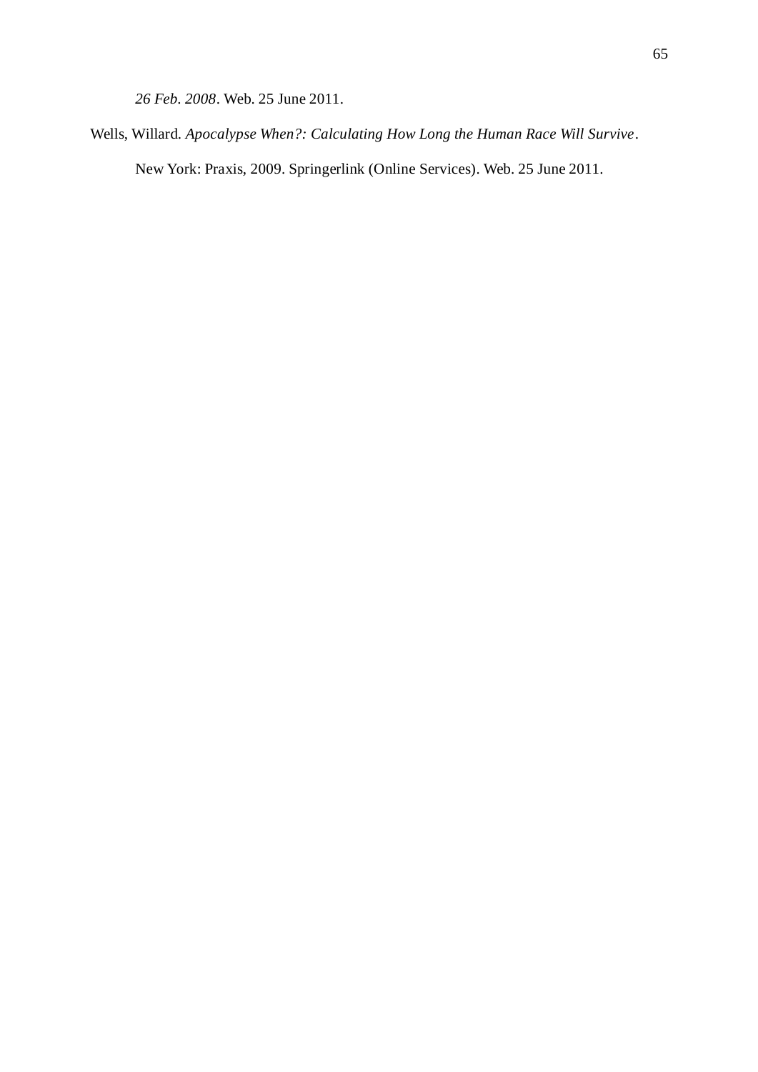*26 Feb. 2008*. Web. 25 June 2011.

Wells, Willard. *Apocalypse When?: Calculating How Long the Human Race Will Survive*. New York: Praxis, 2009. Springerlink (Online Services). Web. 25 June 2011.